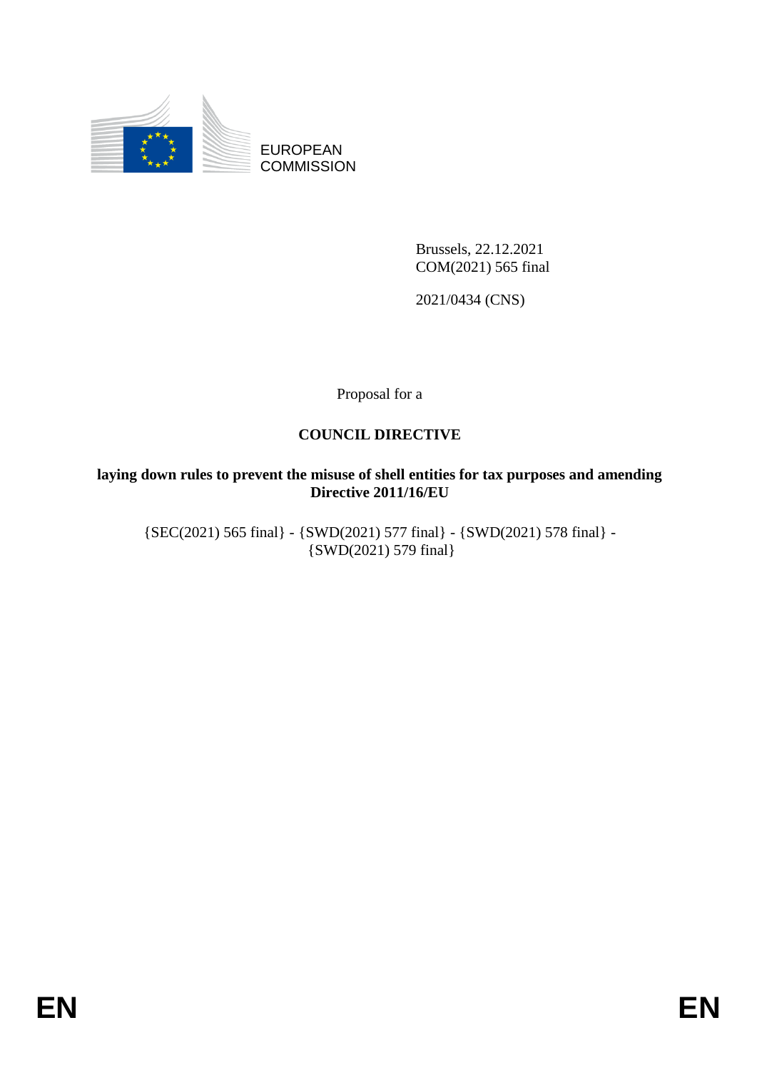EUROPEAN COMMISSION

Brussels, 22.12.2021
COM(2021) 565 final

2021/0434 (CNS)

Proposal for a

# COUNCIL DIRECTIVE

**laying down rules to prevent the misuse of shell entities for tax purposes and amending Directive 2011/16/EU**

{SEC(2021) 565 final} - {SWD(2021) 577 final} - {SWD(2021) 578 final} - {SWD(2021) 579 final}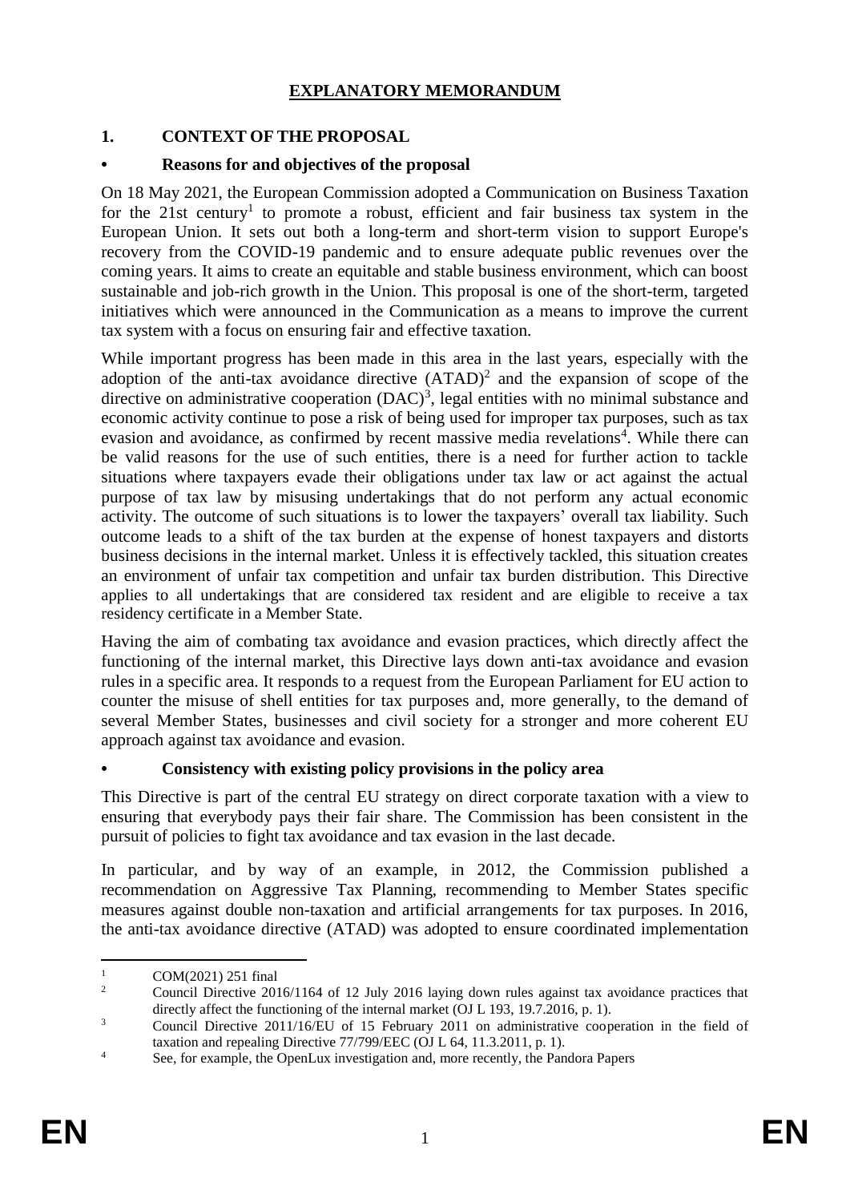# EXPLANATORY MEMORANDUM

## 1. CONTEXT OF THE PROPOSAL

### • Reasons for and objectives of the proposal

On 18 May 2021, the European Commission adopted a Communication on Business Taxation for the 21st century[1] to promote a robust, efficient and fair business tax system in the European Union. It sets out both a long-term and short-term vision to support Europe's recovery from the COVID-19 pandemic and to ensure adequate public revenues over the coming years. It aims to create an equitable and stable business environment, which can boost sustainable and job-rich growth in the Union. This proposal is one of the short-term, targeted initiatives which were announced in the Communication as a means to improve the current tax system with a focus on ensuring fair and effective taxation.

While important progress has been made in this area in the last years, especially with the adoption of the anti-tax avoidance directive (ATAD)[2] and the expansion of scope of the directive on administrative cooperation (DAC)[3], legal entities with no minimal substance and economic activity continue to pose a risk of being used for improper tax purposes, such as tax evasion and avoidance, as confirmed by recent massive media revelations[4]. While there can be valid reasons for the use of such entities, there is a need for further action to tackle situations where taxpayers evade their obligations under tax law or act against the actual purpose of tax law by misusing undertakings that do not perform any actual economic activity. The outcome of such situations is to lower the taxpayers' overall tax liability. Such outcome leads to a shift of the tax burden at the expense of honest taxpayers and distorts business decisions in the internal market. Unless it is effectively tackled, this situation creates an environment of unfair tax competition and unfair tax burden distribution. This Directive applies to all undertakings that are considered tax resident and are eligible to receive a tax residency certificate in a Member State.

Having the aim of combating tax avoidance and evasion practices, which directly affect the functioning of the internal market, this Directive lays down anti-tax avoidance and evasion rules in a specific area. It responds to a request from the European Parliament for EU action to counter the misuse of shell entities for tax purposes and, more generally, to the demand of several Member States, businesses and civil society for a stronger and more coherent EU approach against tax avoidance and evasion.

### • Consistency with existing policy provisions in the policy area

This Directive is part of the central EU strategy on direct corporate taxation with a view to ensuring that everybody pays their fair share. The Commission has been consistent in the pursuit of policies to fight tax avoidance and tax evasion in the last decade.

In particular, and by way of an example, in 2012, the Commission published a recommendation on Aggressive Tax Planning, recommending to Member States specific measures against double non-taxation and artificial arrangements for tax purposes. In 2016, the anti-tax avoidance directive (ATAD) was adopted to ensure coordinated implementation

---

[1] COM(2021) 251 final

[2] Council Directive 2016/1164 of 12 July 2016 laying down rules against tax avoidance practices that directly affect the functioning of the internal market (OJ L 193, 19.7.2016, p. 1).

[3] Council Directive 2011/16/EU of 15 February 2011 on administrative cooperation in the field of taxation and repealing Directive 77/799/EEC (OJ L 64, 11.3.2011, p. 1).

[4] See, for example, the OpenLux investigation and, more recently, the Pandora Papers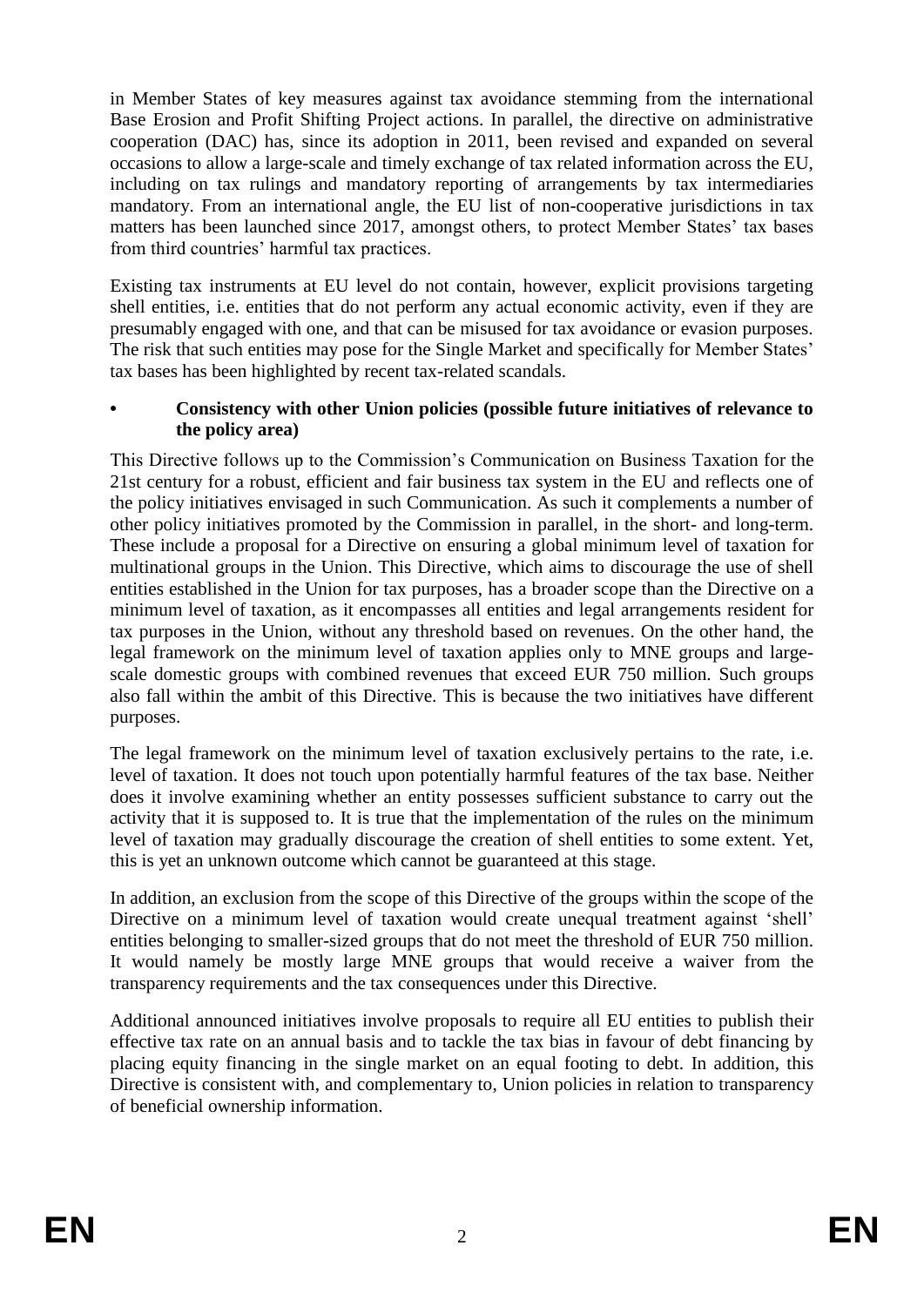in Member States of key measures against tax avoidance stemming from the international Base Erosion and Profit Shifting Project actions. In parallel, the directive on administrative cooperation (DAC) has, since its adoption in 2011, been revised and expanded on several occasions to allow a large-scale and timely exchange of tax related information across the EU, including on tax rulings and mandatory reporting of arrangements by tax intermediaries mandatory. From an international angle, the EU list of non-cooperative jurisdictions in tax matters has been launched since 2017, amongst others, to protect Member States' tax bases from third countries' harmful tax practices.

Existing tax instruments at EU level do not contain, however, explicit provisions targeting shell entities, i.e. entities that do not perform any actual economic activity, even if they are presumably engaged with one, and that can be misused for tax avoidance or evasion purposes. The risk that such entities may pose for the Single Market and specifically for Member States' tax bases has been highlighted by recent tax-related scandals.

- **Consistency with other Union policies (possible future initiatives of relevance to the policy area)**

This Directive follows up to the Commission's Communication on Business Taxation for the 21st century for a robust, efficient and fair business tax system in the EU and reflects one of the policy initiatives envisaged in such Communication. As such it complements a number of other policy initiatives promoted by the Commission in parallel, in the short- and long-term. These include a proposal for a Directive on ensuring a global minimum level of taxation for multinational groups in the Union. This Directive, which aims to discourage the use of shell entities established in the Union for tax purposes, has a broader scope than the Directive on a minimum level of taxation, as it encompasses all entities and legal arrangements resident for tax purposes in the Union, without any threshold based on revenues. On the other hand, the legal framework on the minimum level of taxation applies only to MNE groups and large-scale domestic groups with combined revenues that exceed EUR 750 million. Such groups also fall within the ambit of this Directive. This is because the two initiatives have different purposes.

The legal framework on the minimum level of taxation exclusively pertains to the rate, i.e. level of taxation. It does not touch upon potentially harmful features of the tax base. Neither does it involve examining whether an entity possesses sufficient substance to carry out the activity that it is supposed to. It is true that the implementation of the rules on the minimum level of taxation may gradually discourage the creation of shell entities to some extent. Yet, this is yet an unknown outcome which cannot be guaranteed at this stage.

In addition, an exclusion from the scope of this Directive of the groups within the scope of the Directive on a minimum level of taxation would create unequal treatment against 'shell' entities belonging to smaller-sized groups that do not meet the threshold of EUR 750 million. It would namely be mostly large MNE groups that would receive a waiver from the transparency requirements and the tax consequences under this Directive.

Additional announced initiatives involve proposals to require all EU entities to publish their effective tax rate on an annual basis and to tackle the tax bias in favour of debt financing by placing equity financing in the single market on an equal footing to debt. In addition, this Directive is consistent with, and complementary to, Union policies in relation to transparency of beneficial ownership information.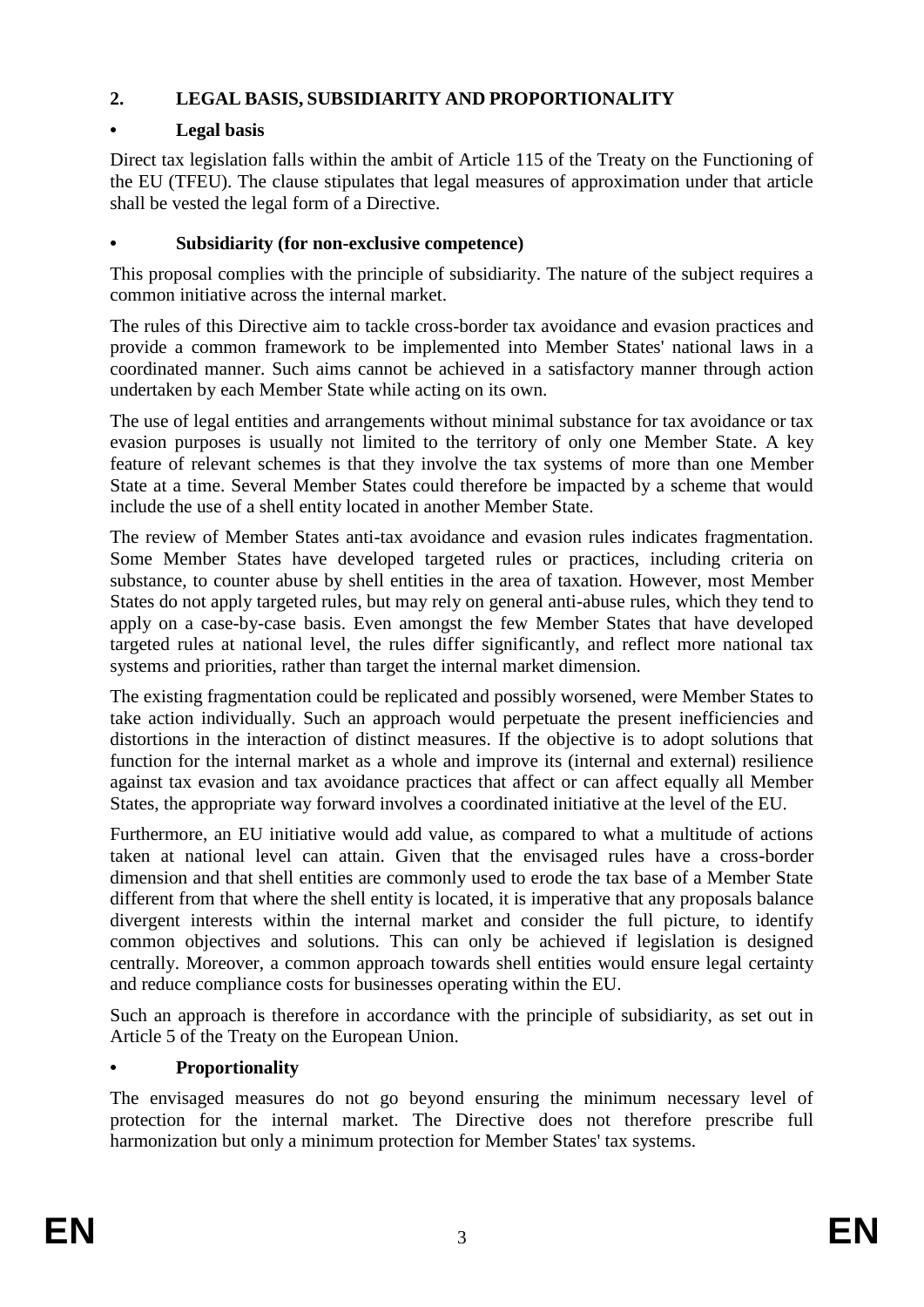## 2. LEGAL BASIS, SUBSIDIARITY AND PROPORTIONALITY

### • Legal basis

Direct tax legislation falls within the ambit of Article 115 of the Treaty on the Functioning of the EU (TFEU). The clause stipulates that legal measures of approximation under that article shall be vested the legal form of a Directive.

### • Subsidiarity (for non-exclusive competence)

This proposal complies with the principle of subsidiarity. The nature of the subject requires a common initiative across the internal market.

The rules of this Directive aim to tackle cross-border tax avoidance and evasion practices and provide a common framework to be implemented into Member States' national laws in a coordinated manner. Such aims cannot be achieved in a satisfactory manner through action undertaken by each Member State while acting on its own.

The use of legal entities and arrangements without minimal substance for tax avoidance or tax evasion purposes is usually not limited to the territory of only one Member State. A key feature of relevant schemes is that they involve the tax systems of more than one Member State at a time. Several Member States could therefore be impacted by a scheme that would include the use of a shell entity located in another Member State.

The review of Member States anti-tax avoidance and evasion rules indicates fragmentation. Some Member States have developed targeted rules or practices, including criteria on substance, to counter abuse by shell entities in the area of taxation. However, most Member States do not apply targeted rules, but may rely on general anti-abuse rules, which they tend to apply on a case-by-case basis. Even amongst the few Member States that have developed targeted rules at national level, the rules differ significantly, and reflect more national tax systems and priorities, rather than target the internal market dimension.

The existing fragmentation could be replicated and possibly worsened, were Member States to take action individually. Such an approach would perpetuate the present inefficiencies and distortions in the interaction of distinct measures. If the objective is to adopt solutions that function for the internal market as a whole and improve its (internal and external) resilience against tax evasion and tax avoidance practices that affect or can affect equally all Member States, the appropriate way forward involves a coordinated initiative at the level of the EU.

Furthermore, an EU initiative would add value, as compared to what a multitude of actions taken at national level can attain. Given that the envisaged rules have a cross-border dimension and that shell entities are commonly used to erode the tax base of a Member State different from that where the shell entity is located, it is imperative that any proposals balance divergent interests within the internal market and consider the full picture, to identify common objectives and solutions. This can only be achieved if legislation is designed centrally. Moreover, a common approach towards shell entities would ensure legal certainty and reduce compliance costs for businesses operating within the EU.

Such an approach is therefore in accordance with the principle of subsidiarity, as set out in Article 5 of the Treaty on the European Union.

### • Proportionality

The envisaged measures do not go beyond ensuring the minimum necessary level of protection for the internal market. The Directive does not therefore prescribe full harmonization but only a minimum protection for Member States' tax systems.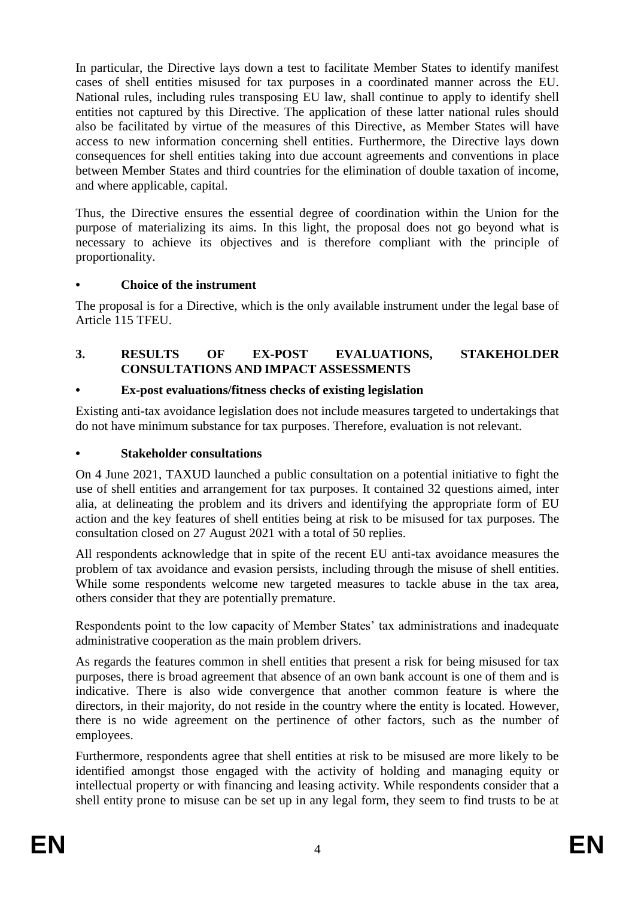In particular, the Directive lays down a test to facilitate Member States to identify manifest cases of shell entities misused for tax purposes in a coordinated manner across the EU. National rules, including rules transposing EU law, shall continue to apply to identify shell entities not captured by this Directive. The application of these latter national rules should also be facilitated by virtue of the measures of this Directive, as Member States will have access to new information concerning shell entities. Furthermore, the Directive lays down consequences for shell entities taking into due account agreements and conventions in place between Member States and third countries for the elimination of double taxation of income, and where applicable, capital.

Thus, the Directive ensures the essential degree of coordination within the Union for the purpose of materializing its aims. In this light, the proposal does not go beyond what is necessary to achieve its objectives and is therefore compliant with the principle of proportionality.

- **Choice of the instrument**

The proposal is for a Directive, which is the only available instrument under the legal base of Article 115 TFEU.

## 3. RESULTS OF EX-POST EVALUATIONS, STAKEHOLDER CONSULTATIONS AND IMPACT ASSESSMENTS

- **Ex-post evaluations/fitness checks of existing legislation**

Existing anti-tax avoidance legislation does not include measures targeted to undertakings that do not have minimum substance for tax purposes. Therefore, evaluation is not relevant.

- **Stakeholder consultations**

On 4 June 2021, TAXUD launched a public consultation on a potential initiative to fight the use of shell entities and arrangement for tax purposes. It contained 32 questions aimed, inter alia, at delineating the problem and its drivers and identifying the appropriate form of EU action and the key features of shell entities being at risk to be misused for tax purposes. The consultation closed on 27 August 2021 with a total of 50 replies.

All respondents acknowledge that in spite of the recent EU anti-tax avoidance measures the problem of tax avoidance and evasion persists, including through the misuse of shell entities. While some respondents welcome new targeted measures to tackle abuse in the tax area, others consider that they are potentially premature.

Respondents point to the low capacity of Member States' tax administrations and inadequate administrative cooperation as the main problem drivers.

As regards the features common in shell entities that present a risk for being misused for tax purposes, there is broad agreement that absence of an own bank account is one of them and is indicative. There is also wide convergence that another common feature is where the directors, in their majority, do not reside in the country where the entity is located. However, there is no wide agreement on the pertinence of other factors, such as the number of employees.

Furthermore, respondents agree that shell entities at risk to be misused are more likely to be identified amongst those engaged with the activity of holding and managing equity or intellectual property or with financing and leasing activity. While respondents consider that a shell entity prone to misuse can be set up in any legal form, they seem to find trusts to be at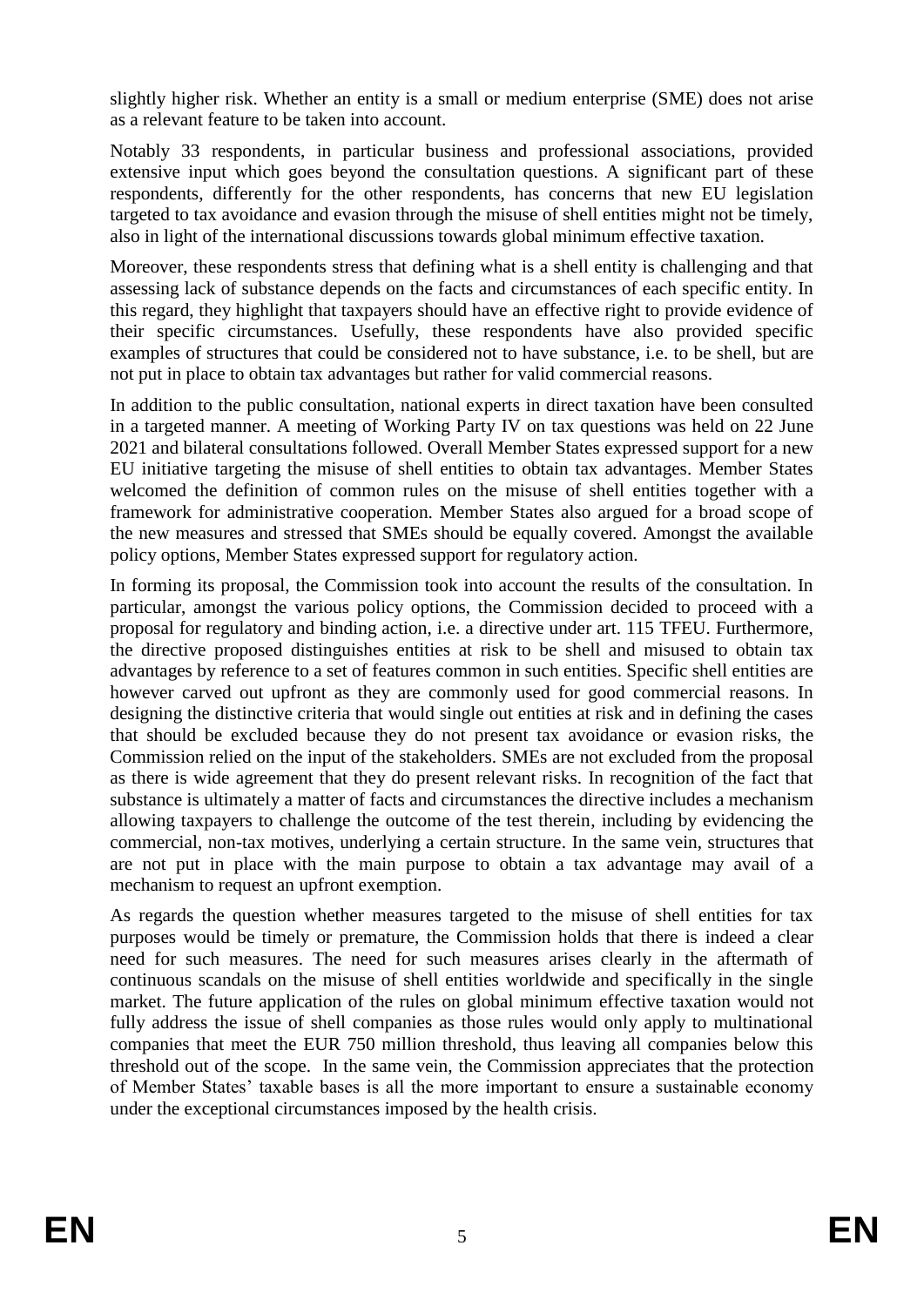slightly higher risk. Whether an entity is a small or medium enterprise (SME) does not arise as a relevant feature to be taken into account.

Notably 33 respondents, in particular business and professional associations, provided extensive input which goes beyond the consultation questions. A significant part of these respondents, differently for the other respondents, has concerns that new EU legislation targeted to tax avoidance and evasion through the misuse of shell entities might not be timely, also in light of the international discussions towards global minimum effective taxation.

Moreover, these respondents stress that defining what is a shell entity is challenging and that assessing lack of substance depends on the facts and circumstances of each specific entity. In this regard, they highlight that taxpayers should have an effective right to provide evidence of their specific circumstances. Usefully, these respondents have also provided specific examples of structures that could be considered not to have substance, i.e. to be shell, but are not put in place to obtain tax advantages but rather for valid commercial reasons.

In addition to the public consultation, national experts in direct taxation have been consulted in a targeted manner. A meeting of Working Party IV on tax questions was held on 22 June 2021 and bilateral consultations followed. Overall Member States expressed support for a new EU initiative targeting the misuse of shell entities to obtain tax advantages. Member States welcomed the definition of common rules on the misuse of shell entities together with a framework for administrative cooperation. Member States also argued for a broad scope of the new measures and stressed that SMEs should be equally covered. Amongst the available policy options, Member States expressed support for regulatory action.

In forming its proposal, the Commission took into account the results of the consultation. In particular, amongst the various policy options, the Commission decided to proceed with a proposal for regulatory and binding action, i.e. a directive under art. 115 TFEU. Furthermore, the directive proposed distinguishes entities at risk to be shell and misused to obtain tax advantages by reference to a set of features common in such entities. Specific shell entities are however carved out upfront as they are commonly used for good commercial reasons. In designing the distinctive criteria that would single out entities at risk and in defining the cases that should be excluded because they do not present tax avoidance or evasion risks, the Commission relied on the input of the stakeholders. SMEs are not excluded from the proposal as there is wide agreement that they do present relevant risks. In recognition of the fact that substance is ultimately a matter of facts and circumstances the directive includes a mechanism allowing taxpayers to challenge the outcome of the test therein, including by evidencing the commercial, non-tax motives, underlying a certain structure. In the same vein, structures that are not put in place with the main purpose to obtain a tax advantage may avail of a mechanism to request an upfront exemption.

As regards the question whether measures targeted to the misuse of shell entities for tax purposes would be timely or premature, the Commission holds that there is indeed a clear need for such measures. The need for such measures arises clearly in the aftermath of continuous scandals on the misuse of shell entities worldwide and specifically in the single market. The future application of the rules on global minimum effective taxation would not fully address the issue of shell companies as those rules would only apply to multinational companies that meet the EUR 750 million threshold, thus leaving all companies below this threshold out of the scope. In the same vein, the Commission appreciates that the protection of Member States' taxable bases is all the more important to ensure a sustainable economy under the exceptional circumstances imposed by the health crisis.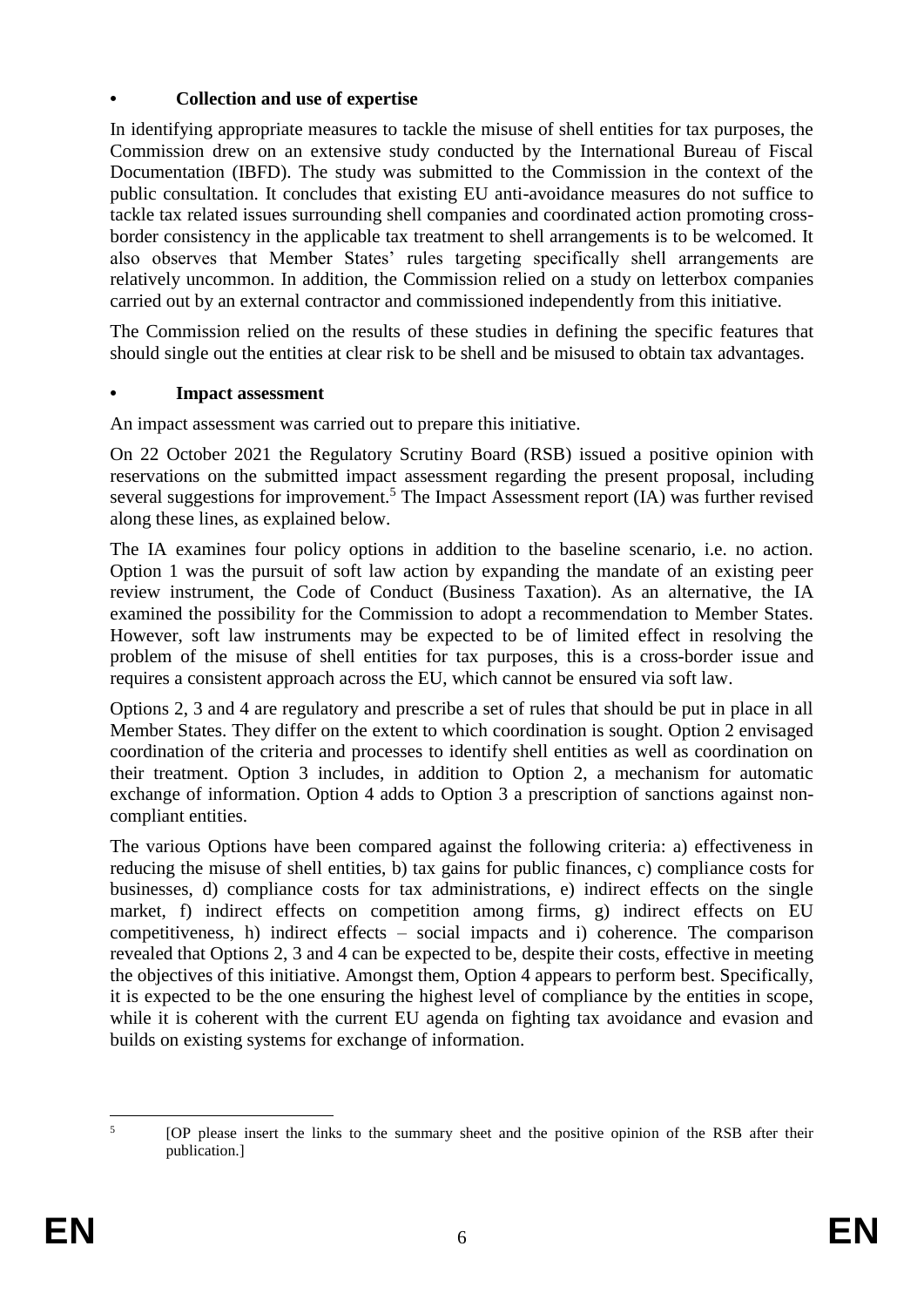- **Collection and use of expertise**

In identifying appropriate measures to tackle the misuse of shell entities for tax purposes, the Commission drew on an extensive study conducted by the International Bureau of Fiscal Documentation (IBFD). The study was submitted to the Commission in the context of the public consultation. It concludes that existing EU anti-avoidance measures do not suffice to tackle tax related issues surrounding shell companies and coordinated action promoting cross-border consistency in the applicable tax treatment to shell arrangements is to be welcomed. It also observes that Member States' rules targeting specifically shell arrangements are relatively uncommon. In addition, the Commission relied on a study on letterbox companies carried out by an external contractor and commissioned independently from this initiative.

The Commission relied on the results of these studies in defining the specific features that should single out the entities at clear risk to be shell and be misused to obtain tax advantages.

- **Impact assessment**

An impact assessment was carried out to prepare this initiative.

On 22 October 2021 the Regulatory Scrutiny Board (RSB) issued a positive opinion with reservations on the submitted impact assessment regarding the present proposal, including several suggestions for improvement.[5] The Impact Assessment report (IA) was further revised along these lines, as explained below.

The IA examines four policy options in addition to the baseline scenario, i.e. no action. Option 1 was the pursuit of soft law action by expanding the mandate of an existing peer review instrument, the Code of Conduct (Business Taxation). As an alternative, the IA examined the possibility for the Commission to adopt a recommendation to Member States. However, soft law instruments may be expected to be of limited effect in resolving the problem of the misuse of shell entities for tax purposes, this is a cross-border issue and requires a consistent approach across the EU, which cannot be ensured via soft law.

Options 2, 3 and 4 are regulatory and prescribe a set of rules that should be put in place in all Member States. They differ on the extent to which coordination is sought. Option 2 envisaged coordination of the criteria and processes to identify shell entities as well as coordination on their treatment. Option 3 includes, in addition to Option 2, a mechanism for automatic exchange of information. Option 4 adds to Option 3 a prescription of sanctions against non-compliant entities.

The various Options have been compared against the following criteria: a) effectiveness in reducing the misuse of shell entities, b) tax gains for public finances, c) compliance costs for businesses, d) compliance costs for tax administrations, e) indirect effects on the single market, f) indirect effects on competition among firms, g) indirect effects on EU competitiveness, h) indirect effects – social impacts and i) coherence. The comparison revealed that Options 2, 3 and 4 can be expected to be, despite their costs, effective in meeting the objectives of this initiative. Amongst them, Option 4 appears to perform best. Specifically, it is expected to be the one ensuring the highest level of compliance by the entities in scope, while it is coherent with the current EU agenda on fighting tax avoidance and evasion and builds on existing systems for exchange of information.

---

[5] [OP please insert the links to the summary sheet and the positive opinion of the RSB after their publication.]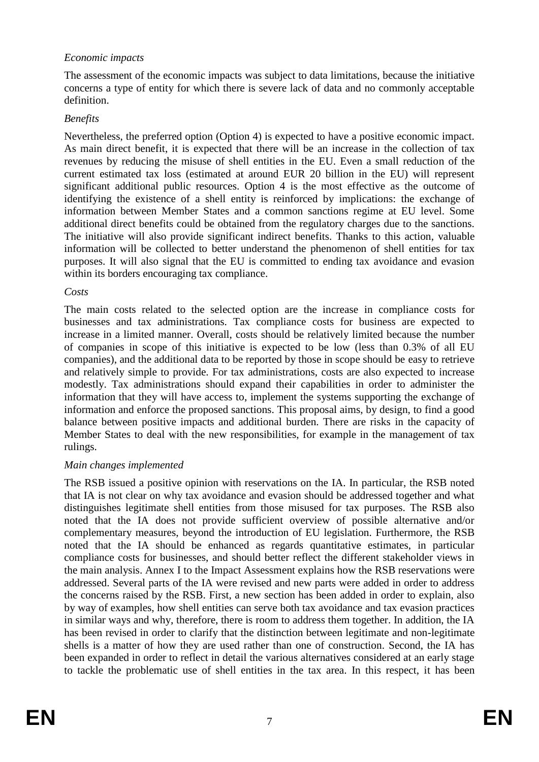*Economic impacts*

The assessment of the economic impacts was subject to data limitations, because the initiative concerns a type of entity for which there is severe lack of data and no commonly acceptable definition.

*Benefits*

Nevertheless, the preferred option (Option 4) is expected to have a positive economic impact. As main direct benefit, it is expected that there will be an increase in the collection of tax revenues by reducing the misuse of shell entities in the EU. Even a small reduction of the current estimated tax loss (estimated at around EUR 20 billion in the EU) will represent significant additional public resources. Option 4 is the most effective as the outcome of identifying the existence of a shell entity is reinforced by implications: the exchange of information between Member States and a common sanctions regime at EU level. Some additional direct benefits could be obtained from the regulatory charges due to the sanctions. The initiative will also provide significant indirect benefits. Thanks to this action, valuable information will be collected to better understand the phenomenon of shell entities for tax purposes. It will also signal that the EU is committed to ending tax avoidance and evasion within its borders encouraging tax compliance.

*Costs*

The main costs related to the selected option are the increase in compliance costs for businesses and tax administrations. Tax compliance costs for business are expected to increase in a limited manner. Overall, costs should be relatively limited because the number of companies in scope of this initiative is expected to be low (less than 0.3% of all EU companies), and the additional data to be reported by those in scope should be easy to retrieve and relatively simple to provide. For tax administrations, costs are also expected to increase modestly. Tax administrations should expand their capabilities in order to administer the information that they will have access to, implement the systems supporting the exchange of information and enforce the proposed sanctions. This proposal aims, by design, to find a good balance between positive impacts and additional burden. There are risks in the capacity of Member States to deal with the new responsibilities, for example in the management of tax rulings.

*Main changes implemented*

The RSB issued a positive opinion with reservations on the IA. In particular, the RSB noted that IA is not clear on why tax avoidance and evasion should be addressed together and what distinguishes legitimate shell entities from those misused for tax purposes. The RSB also noted that the IA does not provide sufficient overview of possible alternative and/or complementary measures, beyond the introduction of EU legislation. Furthermore, the RSB noted that the IA should be enhanced as regards quantitative estimates, in particular compliance costs for businesses, and should better reflect the different stakeholder views in the main analysis. Annex I to the Impact Assessment explains how the RSB reservations were addressed. Several parts of the IA were revised and new parts were added in order to address the concerns raised by the RSB. First, a new section has been added in order to explain, also by way of examples, how shell entities can serve both tax avoidance and tax evasion practices in similar ways and why, therefore, there is room to address them together. In addition, the IA has been revised in order to clarify that the distinction between legitimate and non-legitimate shells is a matter of how they are used rather than one of construction. Second, the IA has been expanded in order to reflect in detail the various alternatives considered at an early stage to tackle the problematic use of shell entities in the tax area. In this respect, it has been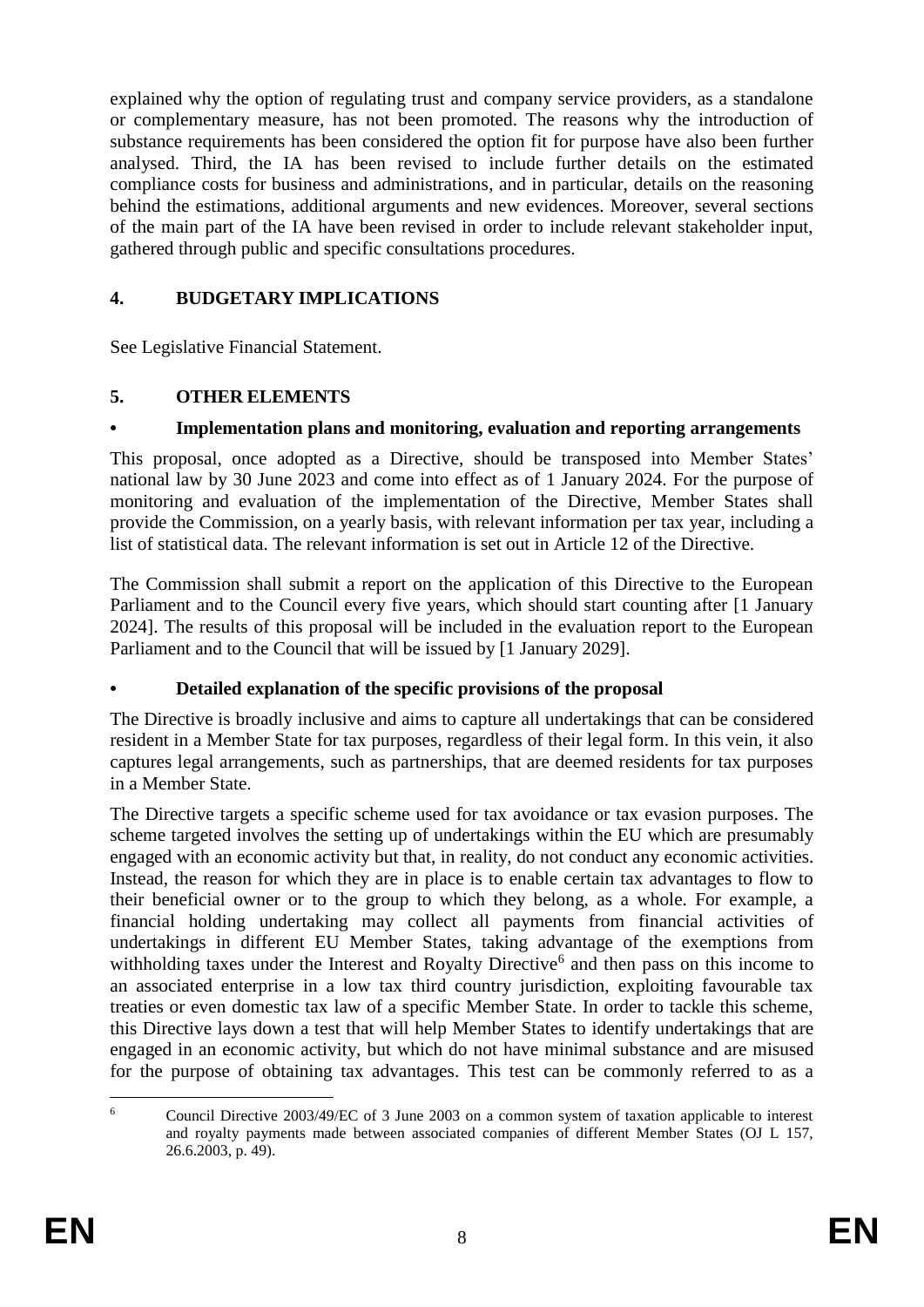explained why the option of regulating trust and company service providers, as a standalone or complementary measure, has not been promoted. The reasons why the introduction of substance requirements has been considered the option fit for purpose have also been further analysed. Third, the IA has been revised to include further details on the estimated compliance costs for business and administrations, and in particular, details on the reasoning behind the estimations, additional arguments and new evidences. Moreover, several sections of the main part of the IA have been revised in order to include relevant stakeholder input, gathered through public and specific consultations procedures.

## 4. BUDGETARY IMPLICATIONS

See Legislative Financial Statement.

## 5. OTHER ELEMENTS

### • Implementation plans and monitoring, evaluation and reporting arrangements

This proposal, once adopted as a Directive, should be transposed into Member States' national law by 30 June 2023 and come into effect as of 1 January 2024. For the purpose of monitoring and evaluation of the implementation of the Directive, Member States shall provide the Commission, on a yearly basis, with relevant information per tax year, including a list of statistical data. The relevant information is set out in Article 12 of the Directive.

The Commission shall submit a report on the application of this Directive to the European Parliament and to the Council every five years, which should start counting after [1 January 2024]. The results of this proposal will be included in the evaluation report to the European Parliament and to the Council that will be issued by [1 January 2029].

### • Detailed explanation of the specific provisions of the proposal

The Directive is broadly inclusive and aims to capture all undertakings that can be considered resident in a Member State for tax purposes, regardless of their legal form. In this vein, it also captures legal arrangements, such as partnerships, that are deemed residents for tax purposes in a Member State.

The Directive targets a specific scheme used for tax avoidance or tax evasion purposes. The scheme targeted involves the setting up of undertakings within the EU which are presumably engaged with an economic activity but that, in reality, do not conduct any economic activities. Instead, the reason for which they are in place is to enable certain tax advantages to flow to their beneficial owner or to the group to which they belong, as a whole. For example, a financial holding undertaking may collect all payments from financial activities of undertakings in different EU Member States, taking advantage of the exemptions from withholding taxes under the Interest and Royalty Directive[6] and then pass on this income to an associated enterprise in a low tax third country jurisdiction, exploiting favourable tax treaties or even domestic tax law of a specific Member State. In order to tackle this scheme, this Directive lays down a test that will help Member States to identify undertakings that are engaged in an economic activity, but which do not have minimal substance and are misused for the purpose of obtaining tax advantages. This test can be commonly referred to as a

[6] Council Directive 2003/49/EC of 3 June 2003 on a common system of taxation applicable to interest and royalty payments made between associated companies of different Member States (OJ L 157, 26.6.2003, p. 49).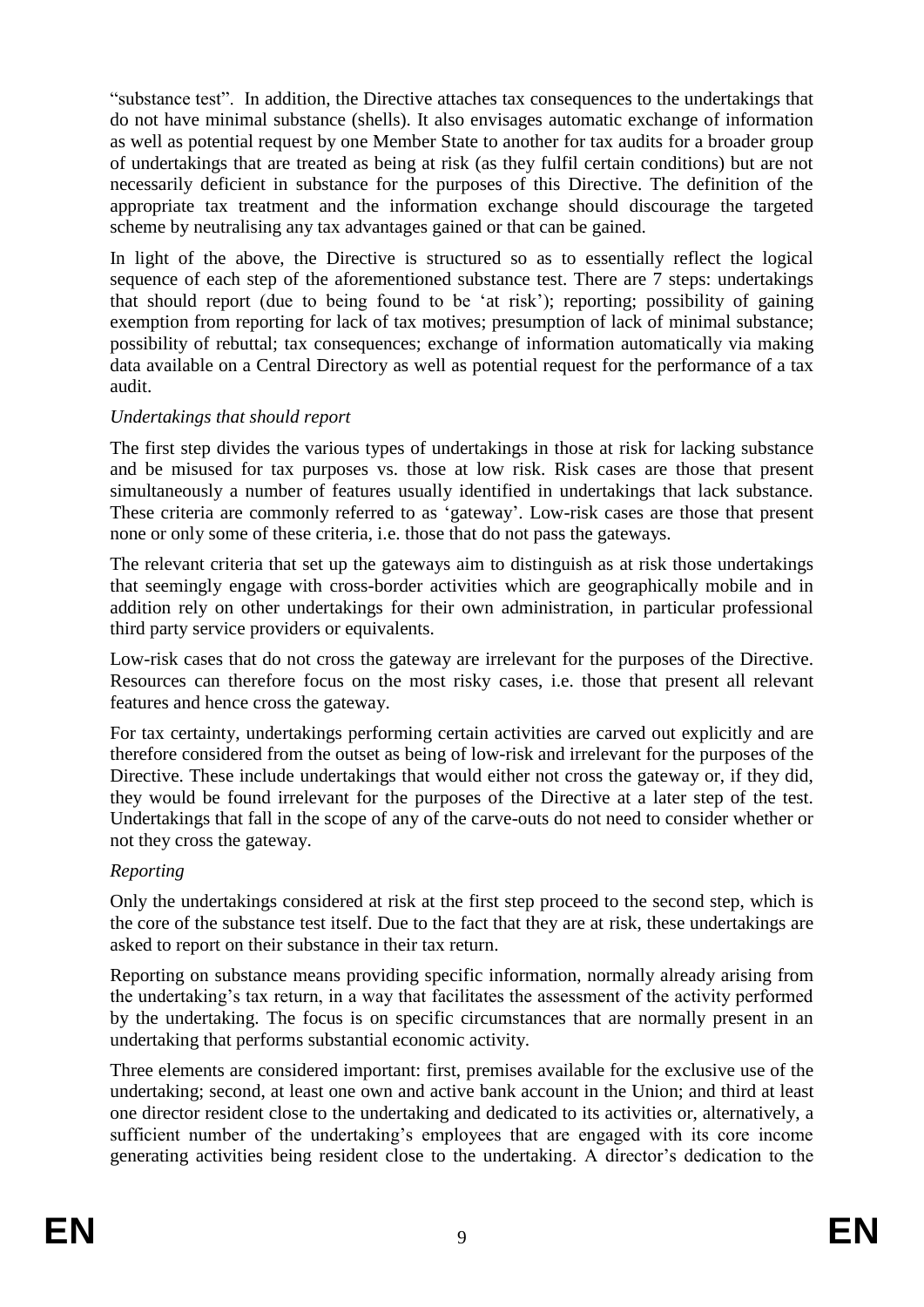"substance test". In addition, the Directive attaches tax consequences to the undertakings that do not have minimal substance (shells). It also envisages automatic exchange of information as well as potential request by one Member State to another for tax audits for a broader group of undertakings that are treated as being at risk (as they fulfil certain conditions) but are not necessarily deficient in substance for the purposes of this Directive. The definition of the appropriate tax treatment and the information exchange should discourage the targeted scheme by neutralising any tax advantages gained or that can be gained.

In light of the above, the Directive is structured so as to essentially reflect the logical sequence of each step of the aforementioned substance test. There are 7 steps: undertakings that should report (due to being found to be 'at risk'); reporting; possibility of gaining exemption from reporting for lack of tax motives; presumption of lack of minimal substance; possibility of rebuttal; tax consequences; exchange of information automatically via making data available on a Central Directory as well as potential request for the performance of a tax audit.

*Undertakings that should report*

The first step divides the various types of undertakings in those at risk for lacking substance and be misused for tax purposes vs. those at low risk. Risk cases are those that present simultaneously a number of features usually identified in undertakings that lack substance. These criteria are commonly referred to as 'gateway'. Low-risk cases are those that present none or only some of these criteria, i.e. those that do not pass the gateways.

The relevant criteria that set up the gateways aim to distinguish as at risk those undertakings that seemingly engage with cross-border activities which are geographically mobile and in addition rely on other undertakings for their own administration, in particular professional third party service providers or equivalents.

Low-risk cases that do not cross the gateway are irrelevant for the purposes of the Directive. Resources can therefore focus on the most risky cases, i.e. those that present all relevant features and hence cross the gateway.

For tax certainty, undertakings performing certain activities are carved out explicitly and are therefore considered from the outset as being of low-risk and irrelevant for the purposes of the Directive. These include undertakings that would either not cross the gateway or, if they did, they would be found irrelevant for the purposes of the Directive at a later step of the test. Undertakings that fall in the scope of any of the carve-outs do not need to consider whether or not they cross the gateway.

*Reporting*

Only the undertakings considered at risk at the first step proceed to the second step, which is the core of the substance test itself. Due to the fact that they are at risk, these undertakings are asked to report on their substance in their tax return.

Reporting on substance means providing specific information, normally already arising from the undertaking's tax return, in a way that facilitates the assessment of the activity performed by the undertaking. The focus is on specific circumstances that are normally present in an undertaking that performs substantial economic activity.

Three elements are considered important: first, premises available for the exclusive use of the undertaking; second, at least one own and active bank account in the Union; and third at least one director resident close to the undertaking and dedicated to its activities or, alternatively, a sufficient number of the undertaking's employees that are engaged with its core income generating activities being resident close to the undertaking. A director's dedication to the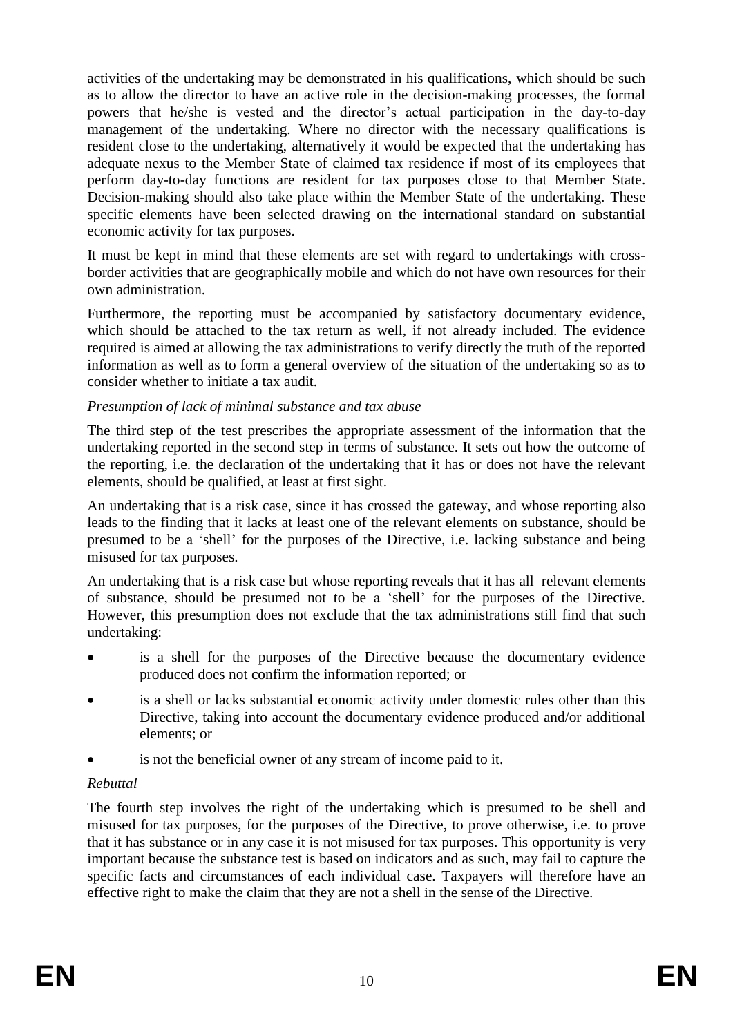activities of the undertaking may be demonstrated in his qualifications, which should be such as to allow the director to have an active role in the decision-making processes, the formal powers that he/she is vested and the director's actual participation in the day-to-day management of the undertaking. Where no director with the necessary qualifications is resident close to the undertaking, alternatively it would be expected that the undertaking has adequate nexus to the Member State of claimed tax residence if most of its employees that perform day-to-day functions are resident for tax purposes close to that Member State. Decision-making should also take place within the Member State of the undertaking. These specific elements have been selected drawing on the international standard on substantial economic activity for tax purposes.

It must be kept in mind that these elements are set with regard to undertakings with cross-border activities that are geographically mobile and which do not have own resources for their own administration.

Furthermore, the reporting must be accompanied by satisfactory documentary evidence, which should be attached to the tax return as well, if not already included. The evidence required is aimed at allowing the tax administrations to verify directly the truth of the reported information as well as to form a general overview of the situation of the undertaking so as to consider whether to initiate a tax audit.

*Presumption of lack of minimal substance and tax abuse*

The third step of the test prescribes the appropriate assessment of the information that the undertaking reported in the second step in terms of substance. It sets out how the outcome of the reporting, i.e. the declaration of the undertaking that it has or does not have the relevant elements, should be qualified, at least at first sight.

An undertaking that is a risk case, since it has crossed the gateway, and whose reporting also leads to the finding that it lacks at least one of the relevant elements on substance, should be presumed to be a 'shell' for the purposes of the Directive, i.e. lacking substance and being misused for tax purposes.

An undertaking that is a risk case but whose reporting reveals that it has all relevant elements of substance, should be presumed not to be a 'shell' for the purposes of the Directive. However, this presumption does not exclude that the tax administrations still find that such undertaking:

- is a shell for the purposes of the Directive because the documentary evidence produced does not confirm the information reported; or
- is a shell or lacks substantial economic activity under domestic rules other than this Directive, taking into account the documentary evidence produced and/or additional elements; or
- is not the beneficial owner of any stream of income paid to it.

*Rebuttal*

The fourth step involves the right of the undertaking which is presumed to be shell and misused for tax purposes, for the purposes of the Directive, to prove otherwise, i.e. to prove that it has substance or in any case it is not misused for tax purposes. This opportunity is very important because the substance test is based on indicators and as such, may fail to capture the specific facts and circumstances of each individual case. Taxpayers will therefore have an effective right to make the claim that they are not a shell in the sense of the Directive.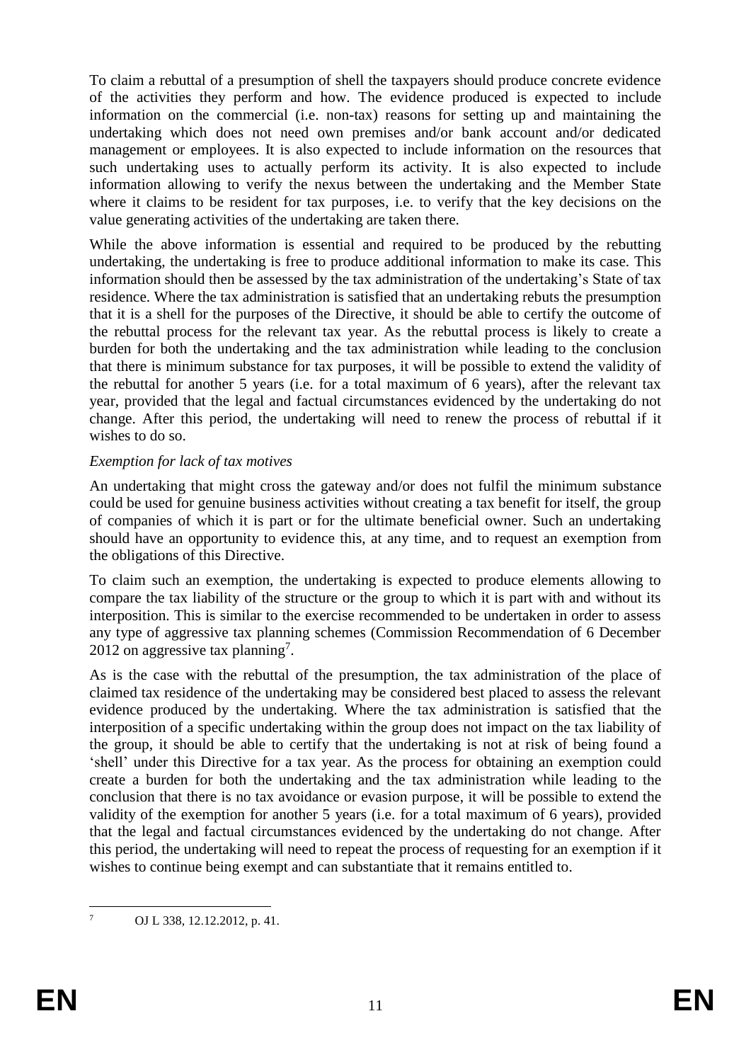To claim a rebuttal of a presumption of shell the taxpayers should produce concrete evidence of the activities they perform and how. The evidence produced is expected to include information on the commercial (i.e. non-tax) reasons for setting up and maintaining the undertaking which does not need own premises and/or bank account and/or dedicated management or employees. It is also expected to include information on the resources that such undertaking uses to actually perform its activity. It is also expected to include information allowing to verify the nexus between the undertaking and the Member State where it claims to be resident for tax purposes, i.e. to verify that the key decisions on the value generating activities of the undertaking are taken there.

While the above information is essential and required to be produced by the rebutting undertaking, the undertaking is free to produce additional information to make its case. This information should then be assessed by the tax administration of the undertaking's State of tax residence. Where the tax administration is satisfied that an undertaking rebuts the presumption that it is a shell for the purposes of the Directive, it should be able to certify the outcome of the rebuttal process for the relevant tax year. As the rebuttal process is likely to create a burden for both the undertaking and the tax administration while leading to the conclusion that there is minimum substance for tax purposes, it will be possible to extend the validity of the rebuttal for another 5 years (i.e. for a total maximum of 6 years), after the relevant tax year, provided that the legal and factual circumstances evidenced by the undertaking do not change. After this period, the undertaking will need to renew the process of rebuttal if it wishes to do so.

*Exemption for lack of tax motives*

An undertaking that might cross the gateway and/or does not fulfil the minimum substance could be used for genuine business activities without creating a tax benefit for itself, the group of companies of which it is part or for the ultimate beneficial owner. Such an undertaking should have an opportunity to evidence this, at any time, and to request an exemption from the obligations of this Directive.

To claim such an exemption, the undertaking is expected to produce elements allowing to compare the tax liability of the structure or the group to which it is part with and without its interposition. This is similar to the exercise recommended to be undertaken in order to assess any type of aggressive tax planning schemes (Commission Recommendation of 6 December 2012 on aggressive tax planning[7].

As is the case with the rebuttal of the presumption, the tax administration of the place of claimed tax residence of the undertaking may be considered best placed to assess the relevant evidence produced by the undertaking. Where the tax administration is satisfied that the interposition of a specific undertaking within the group does not impact on the tax liability of the group, it should be able to certify that the undertaking is not at risk of being found a 'shell' under this Directive for a tax year. As the process for obtaining an exemption could create a burden for both the undertaking and the tax administration while leading to the conclusion that there is no tax avoidance or evasion purpose, it will be possible to extend the validity of the exemption for another 5 years (i.e. for a total maximum of 6 years), provided that the legal and factual circumstances evidenced by the undertaking do not change. After this period, the undertaking will need to repeat the process of requesting for an exemption if it wishes to continue being exempt and can substantiate that it remains entitled to.

[7] OJ L 338, 12.12.2012, p. 41.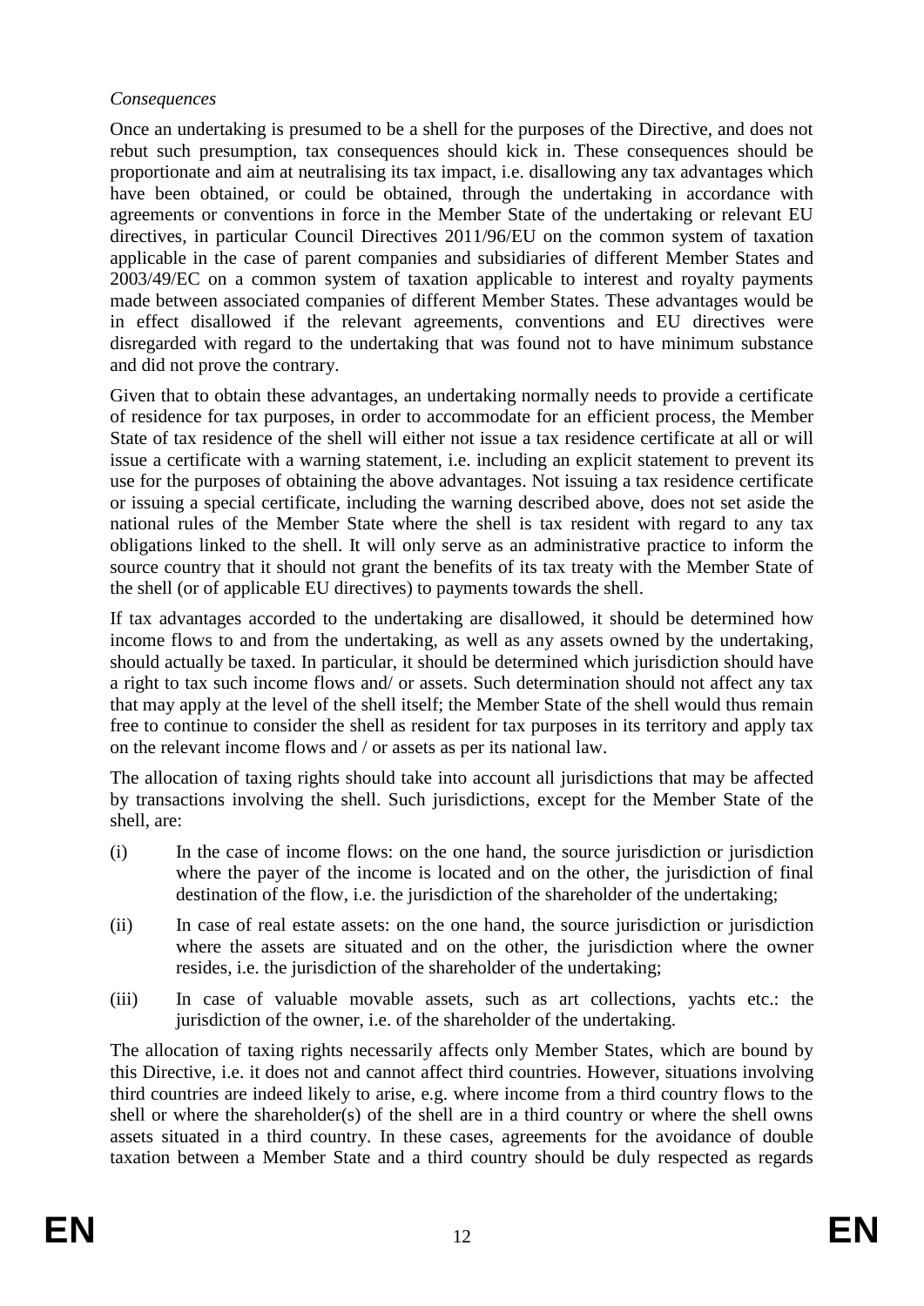*Consequences*

Once an undertaking is presumed to be a shell for the purposes of the Directive, and does not rebut such presumption, tax consequences should kick in. These consequences should be proportionate and aim at neutralising its tax impact, i.e. disallowing any tax advantages which have been obtained, or could be obtained, through the undertaking in accordance with agreements or conventions in force in the Member State of the undertaking or relevant EU directives, in particular Council Directives 2011/96/EU on the common system of taxation applicable in the case of parent companies and subsidiaries of different Member States and 2003/49/EC on a common system of taxation applicable to interest and royalty payments made between associated companies of different Member States. These advantages would be in effect disallowed if the relevant agreements, conventions and EU directives were disregarded with regard to the undertaking that was found not to have minimum substance and did not prove the contrary.

Given that to obtain these advantages, an undertaking normally needs to provide a certificate of residence for tax purposes, in order to accommodate for an efficient process, the Member State of tax residence of the shell will either not issue a tax residence certificate at all or will issue a certificate with a warning statement, i.e. including an explicit statement to prevent its use for the purposes of obtaining the above advantages. Not issuing a tax residence certificate or issuing a special certificate, including the warning described above, does not set aside the national rules of the Member State where the shell is tax resident with regard to any tax obligations linked to the shell. It will only serve as an administrative practice to inform the source country that it should not grant the benefits of its tax treaty with the Member State of the shell (or of applicable EU directives) to payments towards the shell.

If tax advantages accorded to the undertaking are disallowed, it should be determined how income flows to and from the undertaking, as well as any assets owned by the undertaking, should actually be taxed. In particular, it should be determined which jurisdiction should have a right to tax such income flows and/ or assets. Such determination should not affect any tax that may apply at the level of the shell itself; the Member State of the shell would thus remain free to continue to consider the shell as resident for tax purposes in its territory and apply tax on the relevant income flows and / or assets as per its national law.

The allocation of taxing rights should take into account all jurisdictions that may be affected by transactions involving the shell. Such jurisdictions, except for the Member State of the shell, are:

(i) In the case of income flows: on the one hand, the source jurisdiction or jurisdiction where the payer of the income is located and on the other, the jurisdiction of final destination of the flow, i.e. the jurisdiction of the shareholder of the undertaking;

(ii) In case of real estate assets: on the one hand, the source jurisdiction or jurisdiction where the assets are situated and on the other, the jurisdiction where the owner resides, i.e. the jurisdiction of the shareholder of the undertaking;

(iii) In case of valuable movable assets, such as art collections, yachts etc.: the jurisdiction of the owner, i.e. of the shareholder of the undertaking.

The allocation of taxing rights necessarily affects only Member States, which are bound by this Directive, i.e. it does not and cannot affect third countries. However, situations involving third countries are indeed likely to arise, e.g. where income from a third country flows to the shell or where the shareholder(s) of the shell are in a third country or where the shell owns assets situated in a third country. In these cases, agreements for the avoidance of double taxation between a Member State and a third country should be duly respected as regards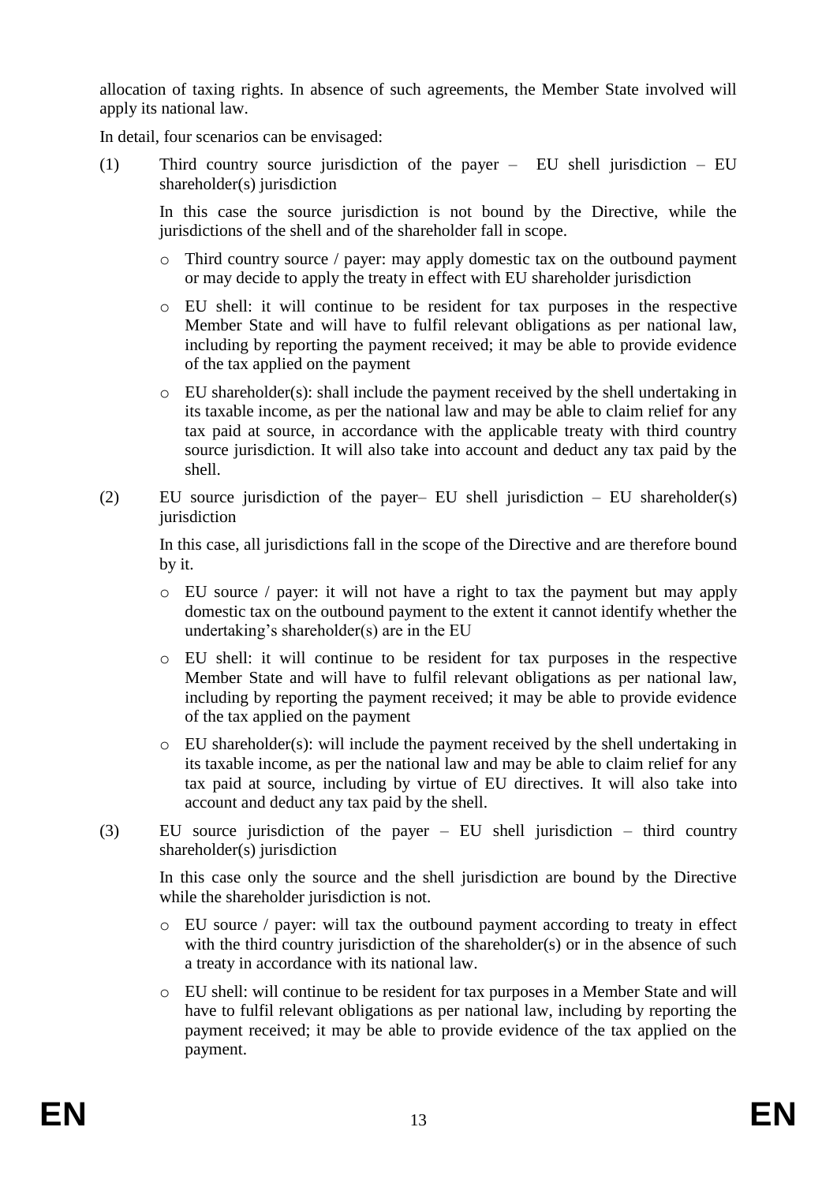allocation of taxing rights. In absence of such agreements, the Member State involved will apply its national law.

In detail, four scenarios can be envisaged:

(1) Third country source jurisdiction of the payer – EU shell jurisdiction – EU shareholder(s) jurisdiction

In this case the source jurisdiction is not bound by the Directive, while the jurisdictions of the shell and of the shareholder fall in scope.

- Third country source / payer: may apply domestic tax on the outbound payment or may decide to apply the treaty in effect with EU shareholder jurisdiction
- EU shell: it will continue to be resident for tax purposes in the respective Member State and will have to fulfil relevant obligations as per national law, including by reporting the payment received; it may be able to provide evidence of the tax applied on the payment
- EU shareholder(s): shall include the payment received by the shell undertaking in its taxable income, as per the national law and may be able to claim relief for any tax paid at source, in accordance with the applicable treaty with third country source jurisdiction. It will also take into account and deduct any tax paid by the shell.

(2) EU source jurisdiction of the payer– EU shell jurisdiction – EU shareholder(s) jurisdiction

In this case, all jurisdictions fall in the scope of the Directive and are therefore bound by it.

- EU source / payer: it will not have a right to tax the payment but may apply domestic tax on the outbound payment to the extent it cannot identify whether the undertaking's shareholder(s) are in the EU
- EU shell: it will continue to be resident for tax purposes in the respective Member State and will have to fulfil relevant obligations as per national law, including by reporting the payment received; it may be able to provide evidence of the tax applied on the payment
- EU shareholder(s): will include the payment received by the shell undertaking in its taxable income, as per the national law and may be able to claim relief for any tax paid at source, including by virtue of EU directives. It will also take into account and deduct any tax paid by the shell.

(3) EU source jurisdiction of the payer – EU shell jurisdiction – third country shareholder(s) jurisdiction

In this case only the source and the shell jurisdiction are bound by the Directive while the shareholder jurisdiction is not.

- EU source / payer: will tax the outbound payment according to treaty in effect with the third country jurisdiction of the shareholder(s) or in the absence of such a treaty in accordance with its national law.
- EU shell: will continue to be resident for tax purposes in a Member State and will have to fulfil relevant obligations as per national law, including by reporting the payment received; it may be able to provide evidence of the tax applied on the payment.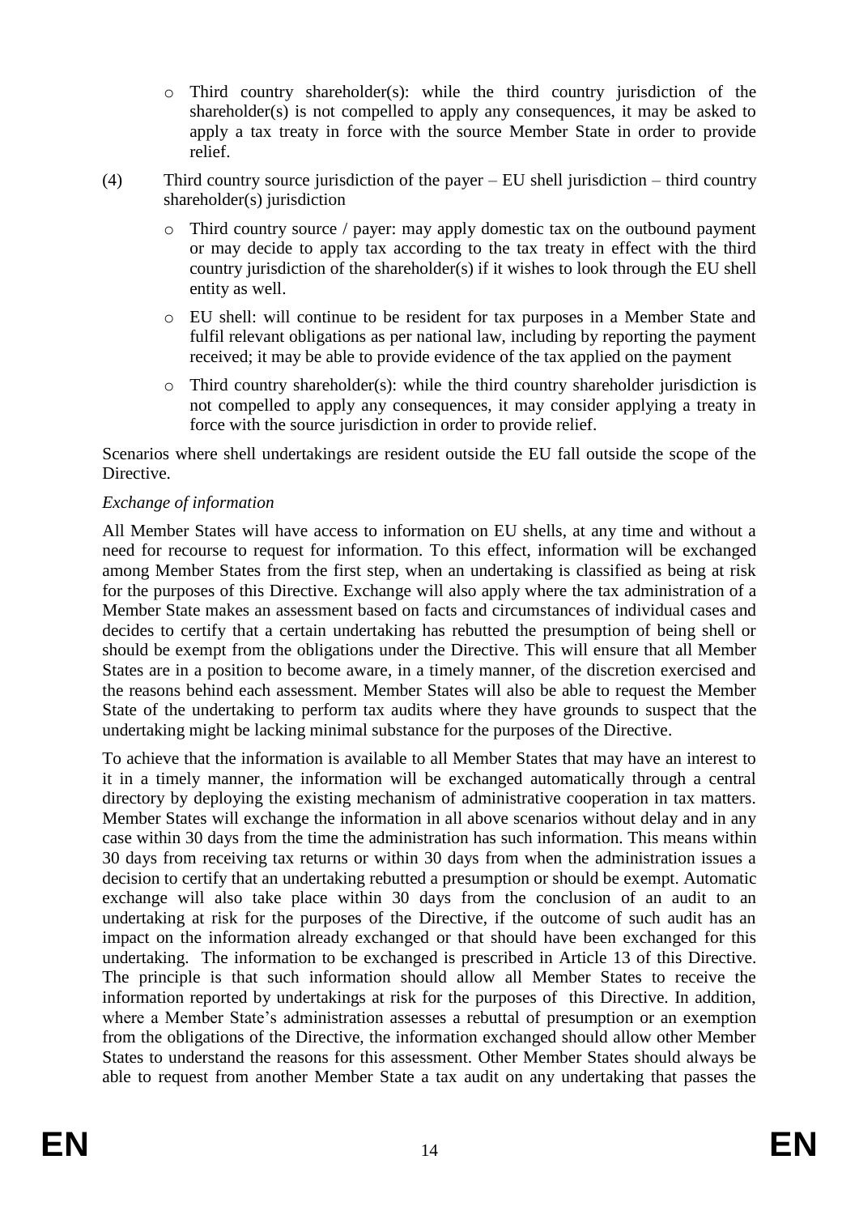- Third country shareholder(s): while the third country jurisdiction of the shareholder(s) is not compelled to apply any consequences, it may be asked to apply a tax treaty in force with the source Member State in order to provide relief.

(4) Third country source jurisdiction of the payer – EU shell jurisdiction – third country shareholder(s) jurisdiction

- Third country source / payer: may apply domestic tax on the outbound payment or may decide to apply tax according to the tax treaty in effect with the third country jurisdiction of the shareholder(s) if it wishes to look through the EU shell entity as well.
- EU shell: will continue to be resident for tax purposes in a Member State and fulfil relevant obligations as per national law, including by reporting the payment received; it may be able to provide evidence of the tax applied on the payment
- Third country shareholder(s): while the third country shareholder jurisdiction is not compelled to apply any consequences, it may consider applying a treaty in force with the source jurisdiction in order to provide relief.

Scenarios where shell undertakings are resident outside the EU fall outside the scope of the Directive.

*Exchange of information*

All Member States will have access to information on EU shells, at any time and without a need for recourse to request for information. To this effect, information will be exchanged among Member States from the first step, when an undertaking is classified as being at risk for the purposes of this Directive. Exchange will also apply where the tax administration of a Member State makes an assessment based on facts and circumstances of individual cases and decides to certify that a certain undertaking has rebutted the presumption of being shell or should be exempt from the obligations under the Directive. This will ensure that all Member States are in a position to become aware, in a timely manner, of the discretion exercised and the reasons behind each assessment. Member States will also be able to request the Member State of the undertaking to perform tax audits where they have grounds to suspect that the undertaking might be lacking minimal substance for the purposes of the Directive.

To achieve that the information is available to all Member States that may have an interest to it in a timely manner, the information will be exchanged automatically through a central directory by deploying the existing mechanism of administrative cooperation in tax matters. Member States will exchange the information in all above scenarios without delay and in any case within 30 days from the time the administration has such information. This means within 30 days from receiving tax returns or within 30 days from when the administration issues a decision to certify that an undertaking rebutted a presumption or should be exempt. Automatic exchange will also take place within 30 days from the conclusion of an audit to an undertaking at risk for the purposes of the Directive, if the outcome of such audit has an impact on the information already exchanged or that should have been exchanged for this undertaking. The information to be exchanged is prescribed in Article 13 of this Directive. The principle is that such information should allow all Member States to receive the information reported by undertakings at risk for the purposes of this Directive. In addition, where a Member State's administration assesses a rebuttal of presumption or an exemption from the obligations of the Directive, the information exchanged should allow other Member States to understand the reasons for this assessment. Other Member States should always be able to request from another Member State a tax audit on any undertaking that passes the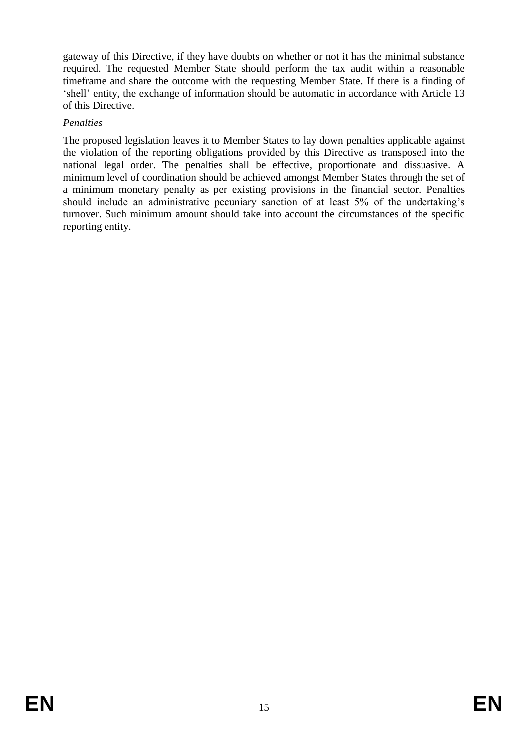gateway of this Directive, if they have doubts on whether or not it has the minimal substance required. The requested Member State should perform the tax audit within a reasonable timeframe and share the outcome with the requesting Member State. If there is a finding of 'shell' entity, the exchange of information should be automatic in accordance with Article 13 of this Directive.

*Penalties*

The proposed legislation leaves it to Member States to lay down penalties applicable against the violation of the reporting obligations provided by this Directive as transposed into the national legal order. The penalties shall be effective, proportionate and dissuasive. A minimum level of coordination should be achieved amongst Member States through the set of a minimum monetary penalty as per existing provisions in the financial sector. Penalties should include an administrative pecuniary sanction of at least 5% of the undertaking's turnover. Such minimum amount should take into account the circumstances of the specific reporting entity.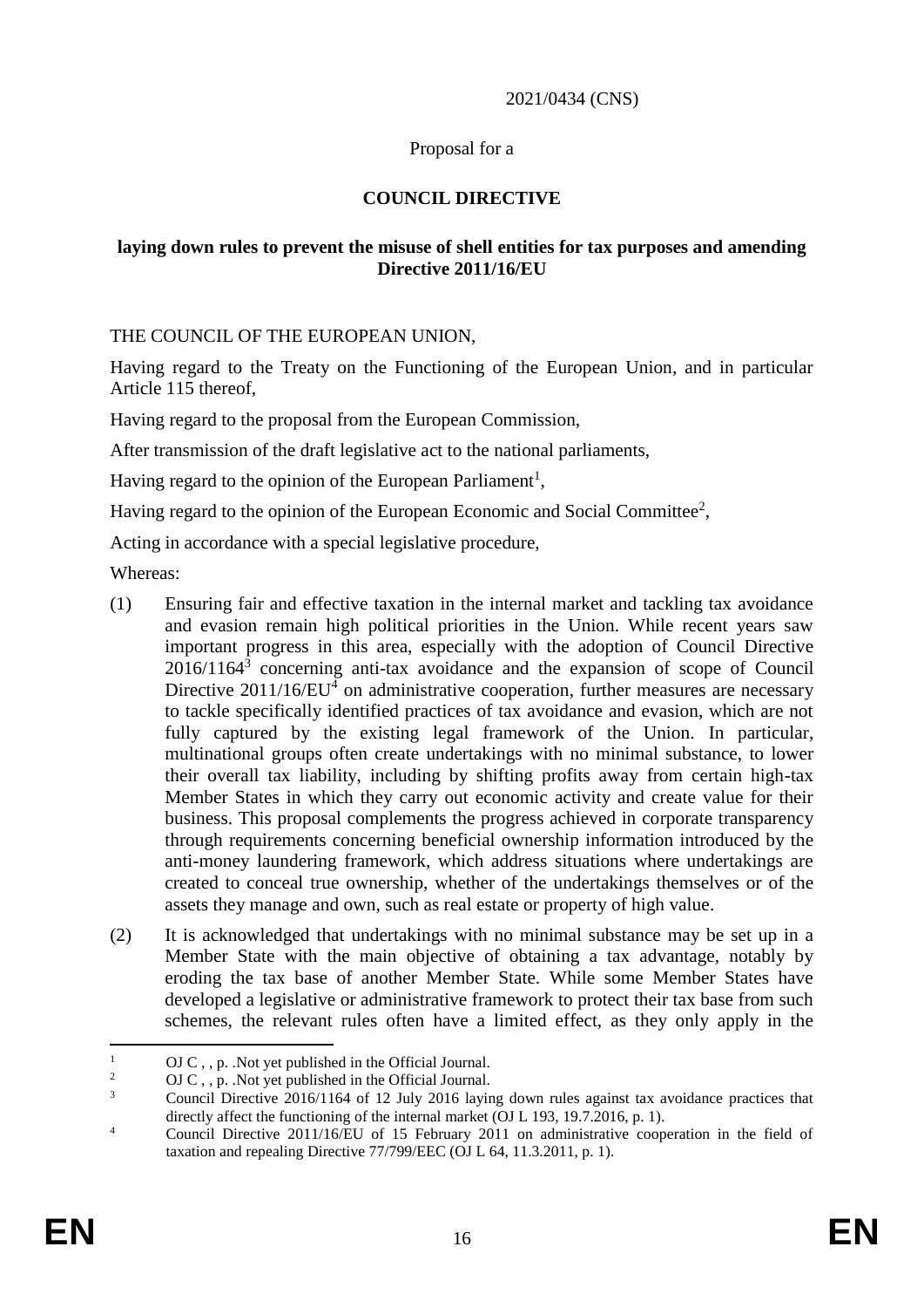2021/0434 (CNS)

Proposal for a

**COUNCIL DIRECTIVE**

**laying down rules to prevent the misuse of shell entities for tax purposes and amending Directive 2011/16/EU**

THE COUNCIL OF THE EUROPEAN UNION,

Having regard to the Treaty on the Functioning of the European Union, and in particular Article 115 thereof,

Having regard to the proposal from the European Commission,

After transmission of the draft legislative act to the national parliaments,

Having regard to the opinion of the European Parliament[1],

Having regard to the opinion of the European Economic and Social Committee[2],

Acting in accordance with a special legislative procedure,

Whereas:

(1) Ensuring fair and effective taxation in the internal market and tackling tax avoidance and evasion remain high political priorities in the Union. While recent years saw important progress in this area, especially with the adoption of Council Directive 2016/1164[3] concerning anti-tax avoidance and the expansion of scope of Council Directive 2011/16/EU[4] on administrative cooperation, further measures are necessary to tackle specifically identified practices of tax avoidance and evasion, which are not fully captured by the existing legal framework of the Union. In particular, multinational groups often create undertakings with no minimal substance, to lower their overall tax liability, including by shifting profits away from certain high-tax Member States in which they carry out economic activity and create value for their business. This proposal complements the progress achieved in corporate transparency through requirements concerning beneficial ownership information introduced by the anti-money laundering framework, which address situations where undertakings are created to conceal true ownership, whether of the undertakings themselves or of the assets they manage and own, such as real estate or property of high value.

(2) It is acknowledged that undertakings with no minimal substance may be set up in a Member State with the main objective of obtaining a tax advantage, notably by eroding the tax base of another Member State. While some Member States have developed a legislative or administrative framework to protect their tax base from such schemes, the relevant rules often have a limited effect, as they only apply in the

---

[1] OJ C , , p. .Not yet published in the Official Journal.

[2] OJ C , , p. .Not yet published in the Official Journal.

[3] Council Directive 2016/1164 of 12 July 2016 laying down rules against tax avoidance practices that directly affect the functioning of the internal market (OJ L 193, 19.7.2016, p. 1).

[4] Council Directive 2011/16/EU of 15 February 2011 on administrative cooperation in the field of taxation and repealing Directive 77/799/EEC (OJ L 64, 11.3.2011, p. 1).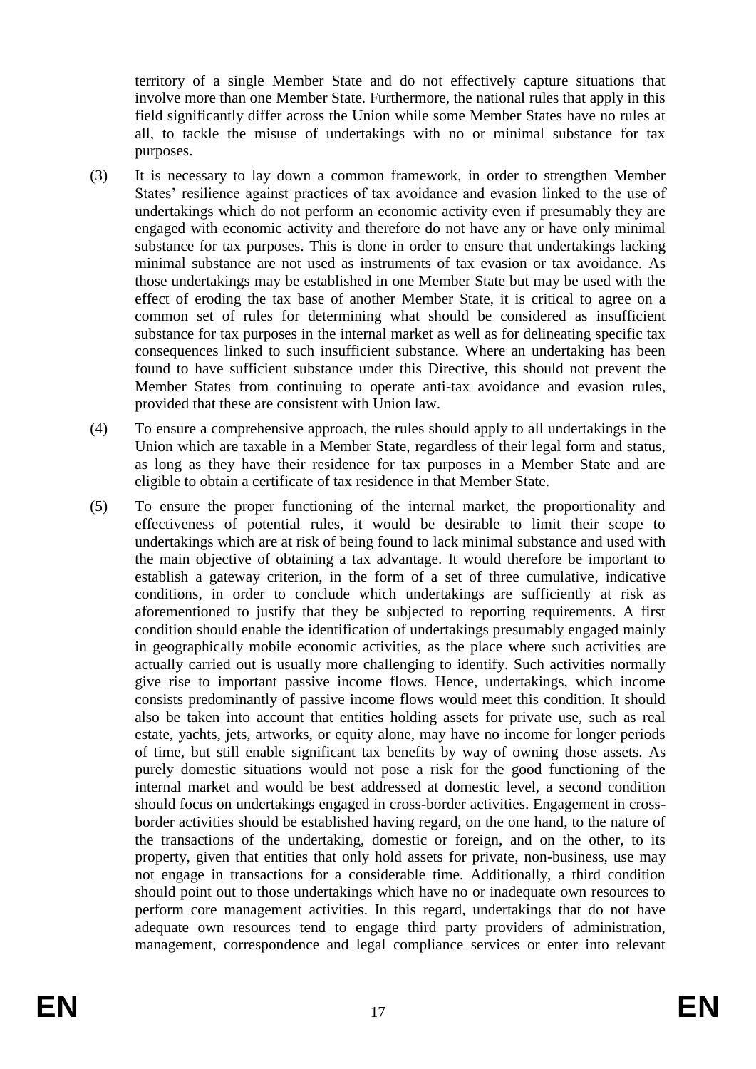territory of a single Member State and do not effectively capture situations that involve more than one Member State. Furthermore, the national rules that apply in this field significantly differ across the Union while some Member States have no rules at all, to tackle the misuse of undertakings with no or minimal substance for tax purposes.

(3) It is necessary to lay down a common framework, in order to strengthen Member States' resilience against practices of tax avoidance and evasion linked to the use of undertakings which do not perform an economic activity even if presumably they are engaged with economic activity and therefore do not have any or have only minimal substance for tax purposes. This is done in order to ensure that undertakings lacking minimal substance are not used as instruments of tax evasion or tax avoidance. As those undertakings may be established in one Member State but may be used with the effect of eroding the tax base of another Member State, it is critical to agree on a common set of rules for determining what should be considered as insufficient substance for tax purposes in the internal market as well as for delineating specific tax consequences linked to such insufficient substance. Where an undertaking has been found to have sufficient substance under this Directive, this should not prevent the Member States from continuing to operate anti-tax avoidance and evasion rules, provided that these are consistent with Union law.

(4) To ensure a comprehensive approach, the rules should apply to all undertakings in the Union which are taxable in a Member State, regardless of their legal form and status, as long as they have their residence for tax purposes in a Member State and are eligible to obtain a certificate of tax residence in that Member State.

(5) To ensure the proper functioning of the internal market, the proportionality and effectiveness of potential rules, it would be desirable to limit their scope to undertakings which are at risk of being found to lack minimal substance and used with the main objective of obtaining a tax advantage. It would therefore be important to establish a gateway criterion, in the form of a set of three cumulative, indicative conditions, in order to conclude which undertakings are sufficiently at risk as aforementioned to justify that they be subjected to reporting requirements. A first condition should enable the identification of undertakings presumably engaged mainly in geographically mobile economic activities, as the place where such activities are actually carried out is usually more challenging to identify. Such activities normally give rise to important passive income flows. Hence, undertakings, which income consists predominantly of passive income flows would meet this condition. It should also be taken into account that entities holding assets for private use, such as real estate, yachts, jets, artworks, or equity alone, may have no income for longer periods of time, but still enable significant tax benefits by way of owning those assets. As purely domestic situations would not pose a risk for the good functioning of the internal market and would be best addressed at domestic level, a second condition should focus on undertakings engaged in cross-border activities. Engagement in cross-border activities should be established having regard, on the one hand, to the nature of the transactions of the undertaking, domestic or foreign, and on the other, to its property, given that entities that only hold assets for private, non-business, use may not engage in transactions for a considerable time. Additionally, a third condition should point out to those undertakings which have no or inadequate own resources to perform core management activities. In this regard, undertakings that do not have adequate own resources tend to engage third party providers of administration, management, correspondence and legal compliance services or enter into relevant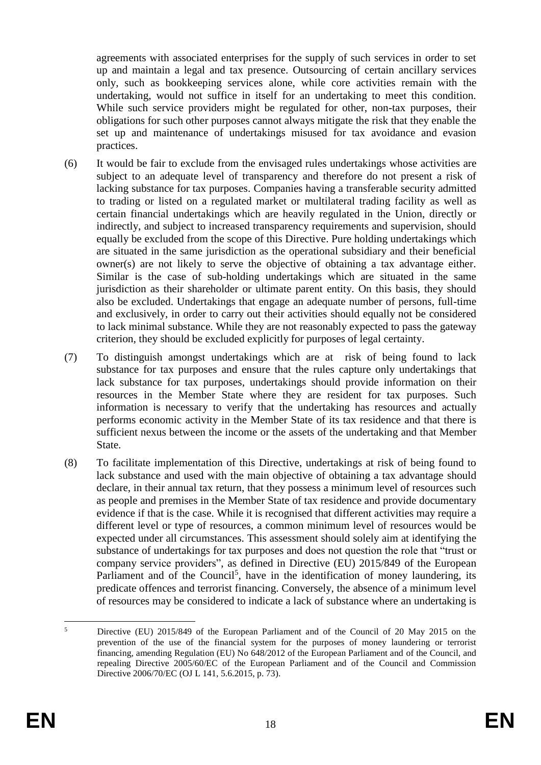agreements with associated enterprises for the supply of such services in order to set up and maintain a legal and tax presence. Outsourcing of certain ancillary services only, such as bookkeeping services alone, while core activities remain with the undertaking, would not suffice in itself for an undertaking to meet this condition. While such service providers might be regulated for other, non-tax purposes, their obligations for such other purposes cannot always mitigate the risk that they enable the set up and maintenance of undertakings misused for tax avoidance and evasion practices.

(6) It would be fair to exclude from the envisaged rules undertakings whose activities are subject to an adequate level of transparency and therefore do not present a risk of lacking substance for tax purposes. Companies having a transferable security admitted to trading or listed on a regulated market or multilateral trading facility as well as certain financial undertakings which are heavily regulated in the Union, directly or indirectly, and subject to increased transparency requirements and supervision, should equally be excluded from the scope of this Directive. Pure holding undertakings which are situated in the same jurisdiction as the operational subsidiary and their beneficial owner(s) are not likely to serve the objective of obtaining a tax advantage either. Similar is the case of sub-holding undertakings which are situated in the same jurisdiction as their shareholder or ultimate parent entity. On this basis, they should also be excluded. Undertakings that engage an adequate number of persons, full-time and exclusively, in order to carry out their activities should equally not be considered to lack minimal substance. While they are not reasonably expected to pass the gateway criterion, they should be excluded explicitly for purposes of legal certainty.

(7) To distinguish amongst undertakings which are at risk of being found to lack substance for tax purposes and ensure that the rules capture only undertakings that lack substance for tax purposes, undertakings should provide information on their resources in the Member State where they are resident for tax purposes. Such information is necessary to verify that the undertaking has resources and actually performs economic activity in the Member State of its tax residence and that there is sufficient nexus between the income or the assets of the undertaking and that Member State.

(8) To facilitate implementation of this Directive, undertakings at risk of being found to lack substance and used with the main objective of obtaining a tax advantage should declare, in their annual tax return, that they possess a minimum level of resources such as people and premises in the Member State of tax residence and provide documentary evidence if that is the case. While it is recognised that different activities may require a different level or type of resources, a common minimum level of resources would be expected under all circumstances. This assessment should solely aim at identifying the substance of undertakings for tax purposes and does not question the role that "trust or company service providers", as defined in Directive (EU) 2015/849 of the European Parliament and of the Council[5], have in the identification of money laundering, its predicate offences and terrorist financing. Conversely, the absence of a minimum level of resources may be considered to indicate a lack of substance where an undertaking is

[5] Directive (EU) 2015/849 of the European Parliament and of the Council of 20 May 2015 on the prevention of the use of the financial system for the purposes of money laundering or terrorist financing, amending Regulation (EU) No 648/2012 of the European Parliament and of the Council, and repealing Directive 2005/60/EC of the European Parliament and of the Council and Commission Directive 2006/70/EC (OJ L 141, 5.6.2015, p. 73).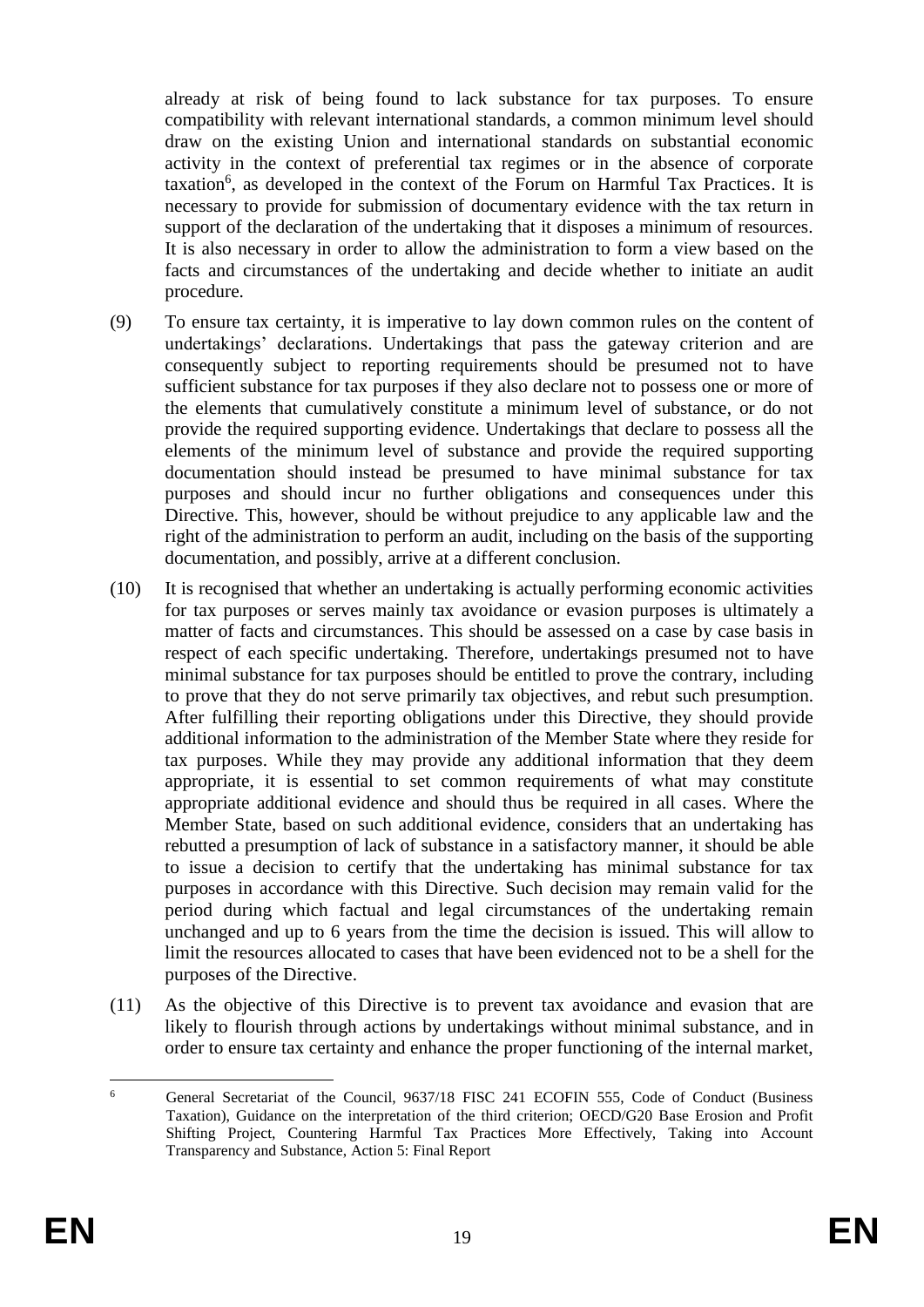already at risk of being found to lack substance for tax purposes. To ensure compatibility with relevant international standards, a common minimum level should draw on the existing Union and international standards on substantial economic activity in the context of preferential tax regimes or in the absence of corporate taxation[6], as developed in the context of the Forum on Harmful Tax Practices. It is necessary to provide for submission of documentary evidence with the tax return in support of the declaration of the undertaking that it disposes a minimum of resources. It is also necessary in order to allow the administration to form a view based on the facts and circumstances of the undertaking and decide whether to initiate an audit procedure.

(9) To ensure tax certainty, it is imperative to lay down common rules on the content of undertakings' declarations. Undertakings that pass the gateway criterion and are consequently subject to reporting requirements should be presumed not to have sufficient substance for tax purposes if they also declare not to possess one or more of the elements that cumulatively constitute a minimum level of substance, or do not provide the required supporting evidence. Undertakings that declare to possess all the elements of the minimum level of substance and provide the required supporting documentation should instead be presumed to have minimal substance for tax purposes and should incur no further obligations and consequences under this Directive. This, however, should be without prejudice to any applicable law and the right of the administration to perform an audit, including on the basis of the supporting documentation, and possibly, arrive at a different conclusion.

(10) It is recognised that whether an undertaking is actually performing economic activities for tax purposes or serves mainly tax avoidance or evasion purposes is ultimately a matter of facts and circumstances. This should be assessed on a case by case basis in respect of each specific undertaking. Therefore, undertakings presumed not to have minimal substance for tax purposes should be entitled to prove the contrary, including to prove that they do not serve primarily tax objectives, and rebut such presumption. After fulfilling their reporting obligations under this Directive, they should provide additional information to the administration of the Member State where they reside for tax purposes. While they may provide any additional information that they deem appropriate, it is essential to set common requirements of what may constitute appropriate additional evidence and should thus be required in all cases. Where the Member State, based on such additional evidence, considers that an undertaking has rebutted a presumption of lack of substance in a satisfactory manner, it should be able to issue a decision to certify that the undertaking has minimal substance for tax purposes in accordance with this Directive. Such decision may remain valid for the period during which factual and legal circumstances of the undertaking remain unchanged and up to 6 years from the time the decision is issued. This will allow to limit the resources allocated to cases that have been evidenced not to be a shell for the purposes of the Directive.

(11) As the objective of this Directive is to prevent tax avoidance and evasion that are likely to flourish through actions by undertakings without minimal substance, and in order to ensure tax certainty and enhance the proper functioning of the internal market,

[6] General Secretariat of the Council, 9637/18 FISC 241 ECOFIN 555, Code of Conduct (Business Taxation), Guidance on the interpretation of the third criterion; OECD/G20 Base Erosion and Profit Shifting Project, Countering Harmful Tax Practices More Effectively, Taking into Account Transparency and Substance, Action 5: Final Report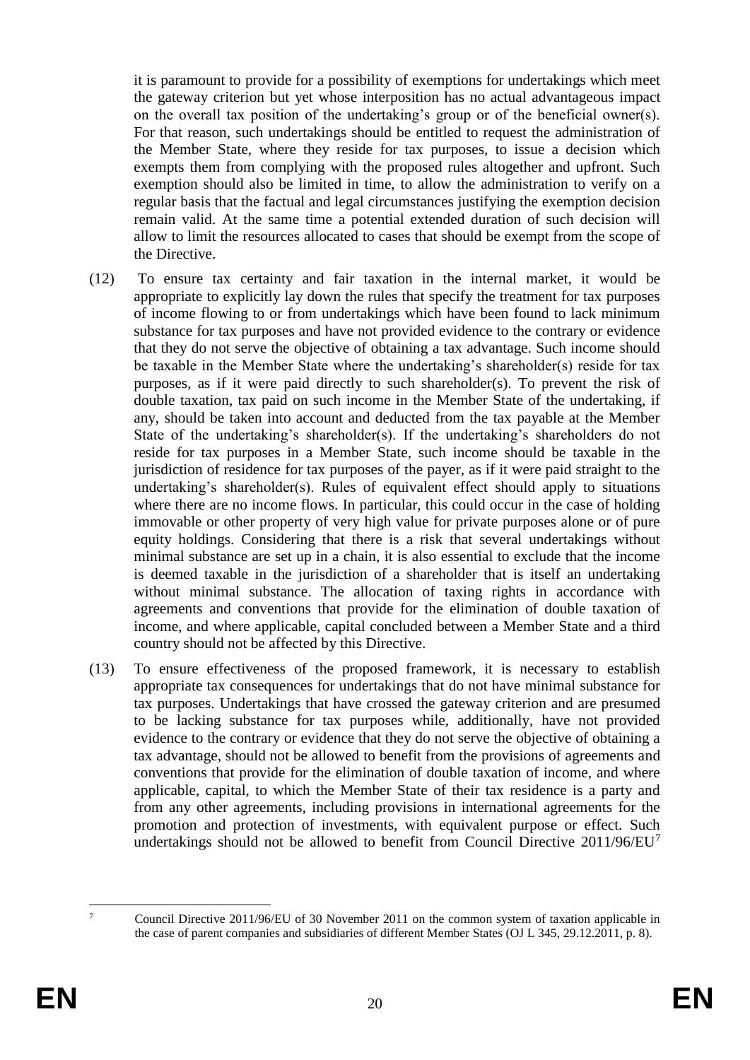it is paramount to provide for a possibility of exemptions for undertakings which meet the gateway criterion but yet whose interposition has no actual advantageous impact on the overall tax position of the undertaking's group or of the beneficial owner(s). For that reason, such undertakings should be entitled to request the administration of the Member State, where they reside for tax purposes, to issue a decision which exempts them from complying with the proposed rules altogether and upfront. Such exemption should also be limited in time, to allow the administration to verify on a regular basis that the factual and legal circumstances justifying the exemption decision remain valid. At the same time a potential extended duration of such decision will allow to limit the resources allocated to cases that should be exempt from the scope of the Directive.

(12) To ensure tax certainty and fair taxation in the internal market, it would be appropriate to explicitly lay down the rules that specify the treatment for tax purposes of income flowing to or from undertakings which have been found to lack minimum substance for tax purposes and have not provided evidence to the contrary or evidence that they do not serve the objective of obtaining a tax advantage. Such income should be taxable in the Member State where the undertaking's shareholder(s) reside for tax purposes, as if it were paid directly to such shareholder(s). To prevent the risk of double taxation, tax paid on such income in the Member State of the undertaking, if any, should be taken into account and deducted from the tax payable at the Member State of the undertaking's shareholder(s). If the undertaking's shareholders do not reside for tax purposes in a Member State, such income should be taxable in the jurisdiction of residence for tax purposes of the payer, as if it were paid straight to the undertaking's shareholder(s). Rules of equivalent effect should apply to situations where there are no income flows. In particular, this could occur in the case of holding immovable or other property of very high value for private purposes alone or of pure equity holdings. Considering that there is a risk that several undertakings without minimal substance are set up in a chain, it is also essential to exclude that the income is deemed taxable in the jurisdiction of a shareholder that is itself an undertaking without minimal substance. The allocation of taxing rights in accordance with agreements and conventions that provide for the elimination of double taxation of income, and where applicable, capital concluded between a Member State and a third country should not be affected by this Directive.

(13) To ensure effectiveness of the proposed framework, it is necessary to establish appropriate tax consequences for undertakings that do not have minimal substance for tax purposes. Undertakings that have crossed the gateway criterion and are presumed to be lacking substance for tax purposes while, additionally, have not provided evidence to the contrary or evidence that they do not serve the objective of obtaining a tax advantage, should not be allowed to benefit from the provisions of agreements and conventions that provide for the elimination of double taxation of income, and where applicable, capital, to which the Member State of their tax residence is a party and from any other agreements, including provisions in international agreements for the promotion and protection of investments, with equivalent purpose or effect. Such undertakings should not be allowed to benefit from Council Directive 2011/96/EU[7]

[7] Council Directive 2011/96/EU of 30 November 2011 on the common system of taxation applicable in the case of parent companies and subsidiaries of different Member States (OJ L 345, 29.12.2011, p. 8).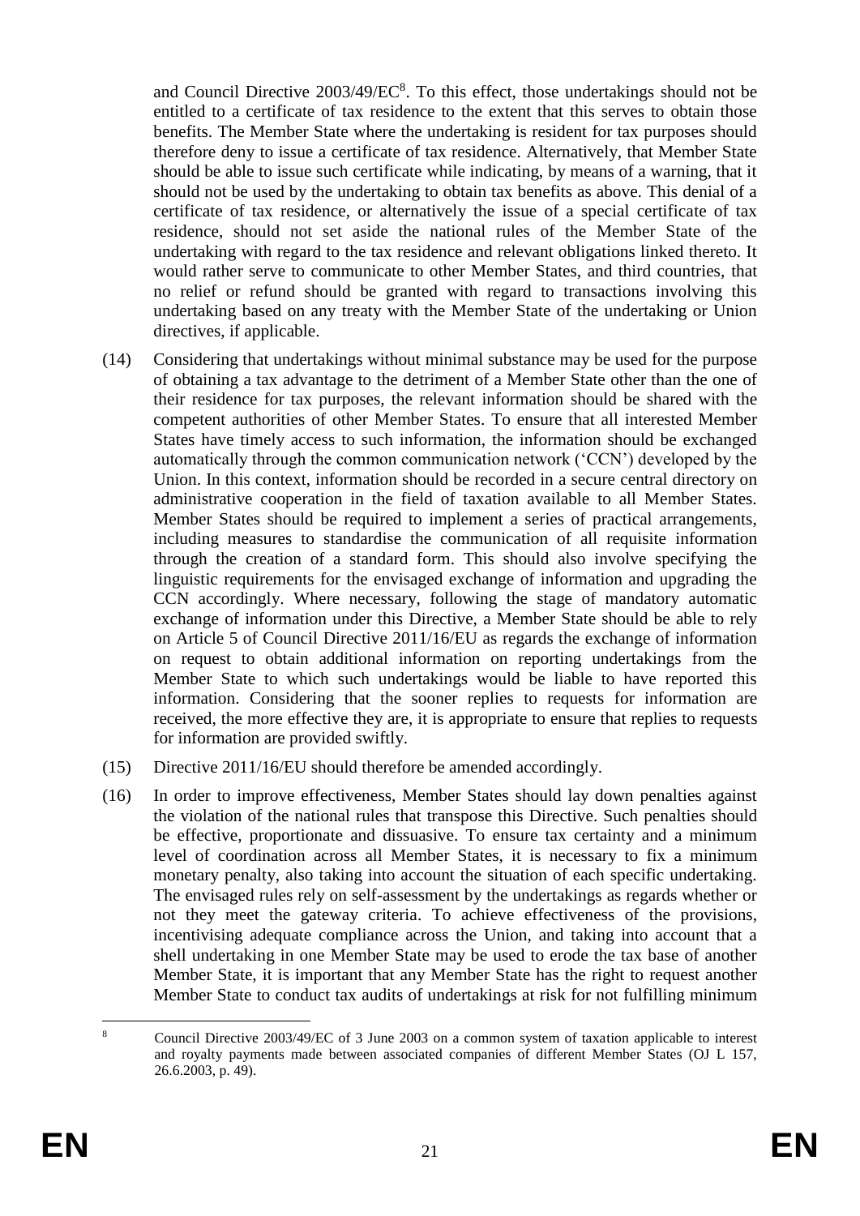and Council Directive 2003/49/EC[8]. To this effect, those undertakings should not be entitled to a certificate of tax residence to the extent that this serves to obtain those benefits. The Member State where the undertaking is resident for tax purposes should therefore deny to issue a certificate of tax residence. Alternatively, that Member State should be able to issue such certificate while indicating, by means of a warning, that it should not be used by the undertaking to obtain tax benefits as above. This denial of a certificate of tax residence, or alternatively the issue of a special certificate of tax residence, should not set aside the national rules of the Member State of the undertaking with regard to the tax residence and relevant obligations linked thereto. It would rather serve to communicate to other Member States, and third countries, that no relief or refund should be granted with regard to transactions involving this undertaking based on any treaty with the Member State of the undertaking or Union directives, if applicable.

(14) Considering that undertakings without minimal substance may be used for the purpose of obtaining a tax advantage to the detriment of a Member State other than the one of their residence for tax purposes, the relevant information should be shared with the competent authorities of other Member States. To ensure that all interested Member States have timely access to such information, the information should be exchanged automatically through the common communication network ('CCN') developed by the Union. In this context, information should be recorded in a secure central directory on administrative cooperation in the field of taxation available to all Member States. Member States should be required to implement a series of practical arrangements, including measures to standardise the communication of all requisite information through the creation of a standard form. This should also involve specifying the linguistic requirements for the envisaged exchange of information and upgrading the CCN accordingly. Where necessary, following the stage of mandatory automatic exchange of information under this Directive, a Member State should be able to rely on Article 5 of Council Directive 2011/16/EU as regards the exchange of information on request to obtain additional information on reporting undertakings from the Member State to which such undertakings would be liable to have reported this information. Considering that the sooner replies to requests for information are received, the more effective they are, it is appropriate to ensure that replies to requests for information are provided swiftly.

(15) Directive 2011/16/EU should therefore be amended accordingly.

(16) In order to improve effectiveness, Member States should lay down penalties against the violation of the national rules that transpose this Directive. Such penalties should be effective, proportionate and dissuasive. To ensure tax certainty and a minimum level of coordination across all Member States, it is necessary to fix a minimum monetary penalty, also taking into account the situation of each specific undertaking. The envisaged rules rely on self-assessment by the undertakings as regards whether or not they meet the gateway criteria. To achieve effectiveness of the provisions, incentivising adequate compliance across the Union, and taking into account that a shell undertaking in one Member State may be used to erode the tax base of another Member State, it is important that any Member State has the right to request another Member State to conduct tax audits of undertakings at risk for not fulfilling minimum

[8] Council Directive 2003/49/EC of 3 June 2003 on a common system of taxation applicable to interest and royalty payments made between associated companies of different Member States (OJ L 157, 26.6.2003, p. 49).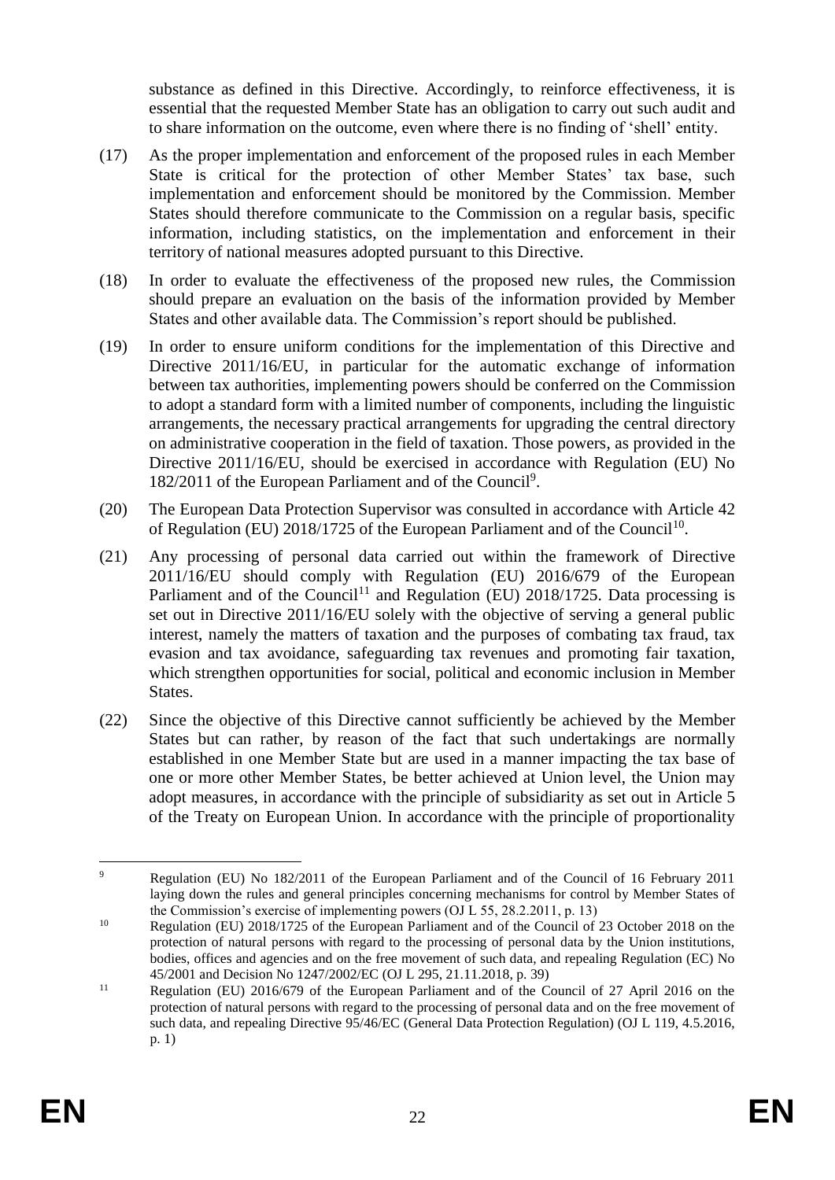substance as defined in this Directive. Accordingly, to reinforce effectiveness, it is essential that the requested Member State has an obligation to carry out such audit and to share information on the outcome, even where there is no finding of 'shell' entity.

(17) As the proper implementation and enforcement of the proposed rules in each Member State is critical for the protection of other Member States' tax base, such implementation and enforcement should be monitored by the Commission. Member States should therefore communicate to the Commission on a regular basis, specific information, including statistics, on the implementation and enforcement in their territory of national measures adopted pursuant to this Directive.

(18) In order to evaluate the effectiveness of the proposed new rules, the Commission should prepare an evaluation on the basis of the information provided by Member States and other available data. The Commission's report should be published.

(19) In order to ensure uniform conditions for the implementation of this Directive and Directive 2011/16/EU, in particular for the automatic exchange of information between tax authorities, implementing powers should be conferred on the Commission to adopt a standard form with a limited number of components, including the linguistic arrangements, the necessary practical arrangements for upgrading the central directory on administrative cooperation in the field of taxation. Those powers, as provided in the Directive 2011/16/EU, should be exercised in accordance with Regulation (EU) No 182/2011 of the European Parliament and of the Council[9].

(20) The European Data Protection Supervisor was consulted in accordance with Article 42 of Regulation (EU) 2018/1725 of the European Parliament and of the Council[10].

(21) Any processing of personal data carried out within the framework of Directive 2011/16/EU should comply with Regulation (EU) 2016/679 of the European Parliament and of the Council[11] and Regulation (EU) 2018/1725. Data processing is set out in Directive 2011/16/EU solely with the objective of serving a general public interest, namely the matters of taxation and the purposes of combating tax fraud, tax evasion and tax avoidance, safeguarding tax revenues and promoting fair taxation, which strengthen opportunities for social, political and economic inclusion in Member States.

(22) Since the objective of this Directive cannot sufficiently be achieved by the Member States but can rather, by reason of the fact that such undertakings are normally established in one Member State but are used in a manner impacting the tax base of one or more other Member States, be better achieved at Union level, the Union may adopt measures, in accordance with the principle of subsidiarity as set out in Article 5 of the Treaty on European Union. In accordance with the principle of proportionality

---

[9] Regulation (EU) No 182/2011 of the European Parliament and of the Council of 16 February 2011 laying down the rules and general principles concerning mechanisms for control by Member States of the Commission's exercise of implementing powers (OJ L 55, 28.2.2011, p. 13)

[10] Regulation (EU) 2018/1725 of the European Parliament and of the Council of 23 October 2018 on the protection of natural persons with regard to the processing of personal data by the Union institutions, bodies, offices and agencies and on the free movement of such data, and repealing Regulation (EC) No 45/2001 and Decision No 1247/2002/EC (OJ L 295, 21.11.2018, p. 39)

[11] Regulation (EU) 2016/679 of the European Parliament and of the Council of 27 April 2016 on the protection of natural persons with regard to the processing of personal data and on the free movement of such data, and repealing Directive 95/46/EC (General Data Protection Regulation) (OJ L 119, 4.5.2016, p. 1)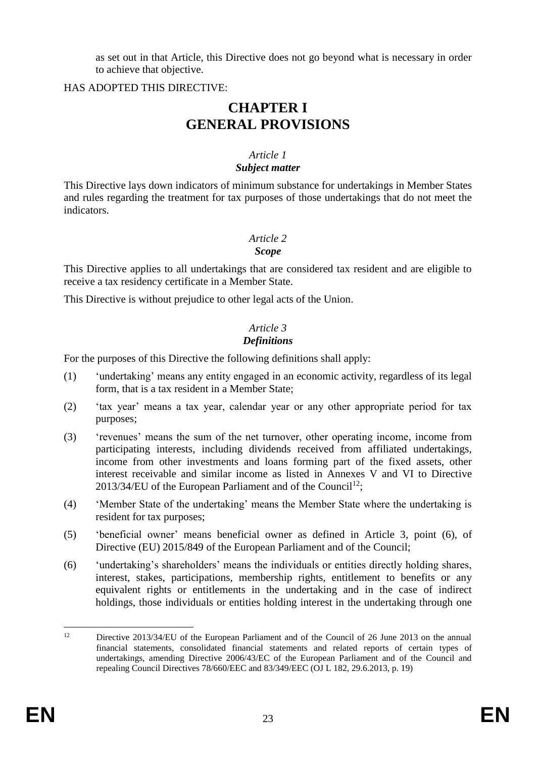as set out in that Article, this Directive does not go beyond what is necessary in order to achieve that objective.

HAS ADOPTED THIS DIRECTIVE:

# CHAPTER I
# GENERAL PROVISIONS

*Article 1*
***Subject matter***

This Directive lays down indicators of minimum substance for undertakings in Member States and rules regarding the treatment for tax purposes of those undertakings that do not meet the indicators.

*Article 2*
***Scope***

This Directive applies to all undertakings that are considered tax resident and are eligible to receive a tax residency certificate in a Member State.

This Directive is without prejudice to other legal acts of the Union.

*Article 3*
***Definitions***

For the purposes of this Directive the following definitions shall apply:

(1) 'undertaking' means any entity engaged in an economic activity, regardless of its legal form, that is a tax resident in a Member State;

(2) 'tax year' means a tax year, calendar year or any other appropriate period for tax purposes;

(3) 'revenues' means the sum of the net turnover, other operating income, income from participating interests, including dividends received from affiliated undertakings, income from other investments and loans forming part of the fixed assets, other interest receivable and similar income as listed in Annexes V and VI to Directive 2013/34/EU of the European Parliament and of the Council[12];

(4) 'Member State of the undertaking' means the Member State where the undertaking is resident for tax purposes;

(5) 'beneficial owner' means beneficial owner as defined in Article 3, point (6), of Directive (EU) 2015/849 of the European Parliament and of the Council;

(6) 'undertaking's shareholders' means the individuals or entities directly holding shares, interest, stakes, participations, membership rights, entitlement to benefits or any equivalent rights or entitlements in the undertaking and in the case of indirect holdings, those individuals or entities holding interest in the undertaking through one

---

[12] Directive 2013/34/EU of the European Parliament and of the Council of 26 June 2013 on the annual financial statements, consolidated financial statements and related reports of certain types of undertakings, amending Directive 2006/43/EC of the European Parliament and of the Council and repealing Council Directives 78/660/EEC and 83/349/EEC (OJ L 182, 29.6.2013, p. 19)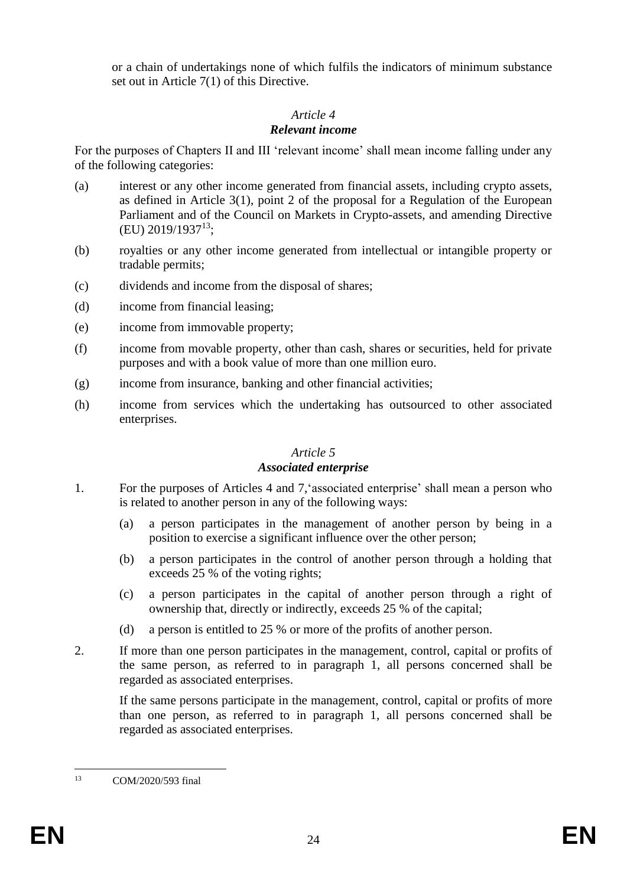or a chain of undertakings none of which fulfils the indicators of minimum substance set out in Article 7(1) of this Directive.

### *Article 4*
### ***Relevant income***

For the purposes of Chapters II and III 'relevant income' shall mean income falling under any of the following categories:

(a) interest or any other income generated from financial assets, including crypto assets, as defined in Article 3(1), point 2 of the proposal for a Regulation of the European Parliament and of the Council on Markets in Crypto-assets, and amending Directive (EU) 2019/1937[13];

(b) royalties or any other income generated from intellectual or intangible property or tradable permits;

(c) dividends and income from the disposal of shares;

(d) income from financial leasing;

(e) income from immovable property;

(f) income from movable property, other than cash, shares or securities, held for private purposes and with a book value of more than one million euro.

(g) income from insurance, banking and other financial activities;

(h) income from services which the undertaking has outsourced to other associated enterprises.

### *Article 5*
### ***Associated enterprise***

1. For the purposes of Articles 4 and 7,'associated enterprise' shall mean a person who is related to another person in any of the following ways:

    (a) a person participates in the management of another person by being in a position to exercise a significant influence over the other person;

    (b) a person participates in the control of another person through a holding that exceeds 25 % of the voting rights;

    (c) a person participates in the capital of another person through a right of ownership that, directly or indirectly, exceeds 25 % of the capital;

    (d) a person is entitled to 25 % or more of the profits of another person.

2. If more than one person participates in the management, control, capital or profits of the same person, as referred to in paragraph 1, all persons concerned shall be regarded as associated enterprises.

    If the same persons participate in the management, control, capital or profits of more than one person, as referred to in paragraph 1, all persons concerned shall be regarded as associated enterprises.

---

[13] COM/2020/593 final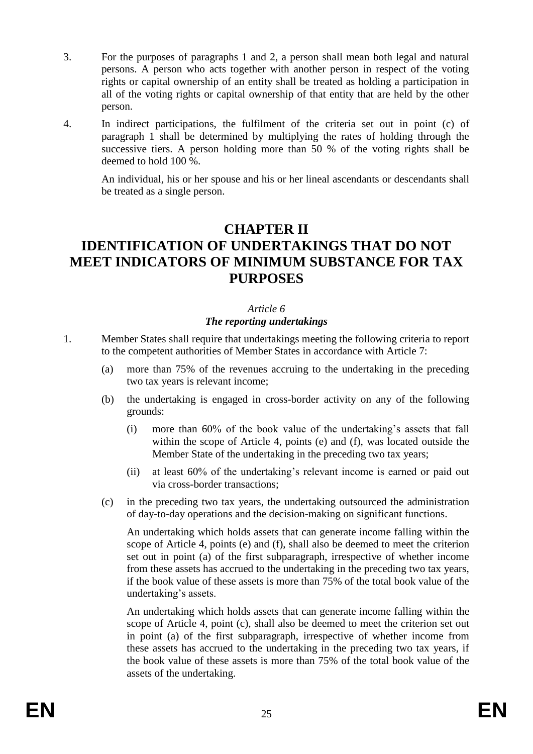3. For the purposes of paragraphs 1 and 2, a person shall mean both legal and natural persons. A person who acts together with another person in respect of the voting rights or capital ownership of an entity shall be treated as holding a participation in all of the voting rights or capital ownership of that entity that are held by the other person.

4. In indirect participations, the fulfilment of the criteria set out in point (c) of paragraph 1 shall be determined by multiplying the rates of holding through the successive tiers. A person holding more than 50 % of the voting rights shall be deemed to hold 100 %.

   An individual, his or her spouse and his or her lineal ascendants or descendants shall be treated as a single person.

## CHAPTER II
## IDENTIFICATION OF UNDERTAKINGS THAT DO NOT MEET INDICATORS OF MINIMUM SUBSTANCE FOR TAX PURPOSES

*Article 6*

***The reporting undertakings***

1. Member States shall require that undertakings meeting the following criteria to report to the competent authorities of Member States in accordance with Article 7:

   (a) more than 75% of the revenues accruing to the undertaking in the preceding two tax years is relevant income;

   (b) the undertaking is engaged in cross-border activity on any of the following grounds:

      (i) more than 60% of the book value of the undertaking's assets that fall within the scope of Article 4, points (e) and (f), was located outside the Member State of the undertaking in the preceding two tax years;

      (ii) at least 60% of the undertaking's relevant income is earned or paid out via cross-border transactions;

   (c) in the preceding two tax years, the undertaking outsourced the administration of day-to-day operations and the decision-making on significant functions.

   An undertaking which holds assets that can generate income falling within the scope of Article 4, points (e) and (f), shall also be deemed to meet the criterion set out in point (a) of the first subparagraph, irrespective of whether income from these assets has accrued to the undertaking in the preceding two tax years, if the book value of these assets is more than 75% of the total book value of the undertaking's assets.

   An undertaking which holds assets that can generate income falling within the scope of Article 4, point (c), shall also be deemed to meet the criterion set out in point (a) of the first subparagraph, irrespective of whether income from these assets has accrued to the undertaking in the preceding two tax years, if the book value of these assets is more than 75% of the total book value of the assets of the undertaking.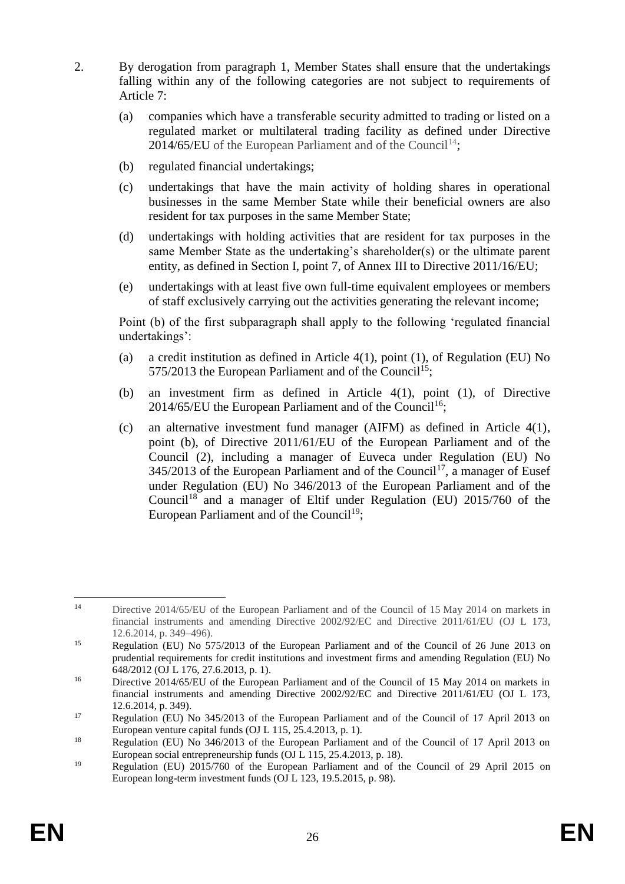2. By derogation from paragraph 1, Member States shall ensure that the undertakings falling within any of the following categories are not subject to requirements of Article 7:

   (a) companies which have a transferable security admitted to trading or listed on a regulated market or multilateral trading facility as defined under Directive 2014/65/EU of the European Parliament and of the Council[14];

   (b) regulated financial undertakings;

   (c) undertakings that have the main activity of holding shares in operational businesses in the same Member State while their beneficial owners are also resident for tax purposes in the same Member State;

   (d) undertakings with holding activities that are resident for tax purposes in the same Member State as the undertaking's shareholder(s) or the ultimate parent entity, as defined in Section I, point 7, of Annex III to Directive 2011/16/EU;

   (e) undertakings with at least five own full-time equivalent employees or members of staff exclusively carrying out the activities generating the relevant income;

   Point (b) of the first subparagraph shall apply to the following 'regulated financial undertakings':

   (a) a credit institution as defined in Article 4(1), point (1), of Regulation (EU) No 575/2013 the European Parliament and of the Council[15];

   (b) an investment firm as defined in Article 4(1), point (1), of Directive 2014/65/EU the European Parliament and of the Council[16];

   (c) an alternative investment fund manager (AIFM) as defined in Article 4(1), point (b), of Directive 2011/61/EU of the European Parliament and of the Council (2), including a manager of Euveca under Regulation (EU) No 345/2013 of the European Parliament and of the Council[17], a manager of Eusef under Regulation (EU) No 346/2013 of the European Parliament and of the Council[18] and a manager of Eltif under Regulation (EU) 2015/760 of the European Parliament and of the Council[19];

---

[14] Directive 2014/65/EU of the European Parliament and of the Council of 15 May 2014 on markets in financial instruments and amending Directive 2002/92/EC and Directive 2011/61/EU (OJ L 173, 12.6.2014, p. 349–496).

[15] Regulation (EU) No 575/2013 of the European Parliament and of the Council of 26 June 2013 on prudential requirements for credit institutions and investment firms and amending Regulation (EU) No 648/2012 (OJ L 176, 27.6.2013, p. 1).

[16] Directive 2014/65/EU of the European Parliament and of the Council of 15 May 2014 on markets in financial instruments and amending Directive 2002/92/EC and Directive 2011/61/EU (OJ L 173, 12.6.2014, p. 349).

[17] Regulation (EU) No 345/2013 of the European Parliament and of the Council of 17 April 2013 on European venture capital funds (OJ L 115, 25.4.2013, p. 1).

[18] Regulation (EU) No 346/2013 of the European Parliament and of the Council of 17 April 2013 on European social entrepreneurship funds (OJ L 115, 25.4.2013, p. 18).

[19] Regulation (EU) 2015/760 of the European Parliament and of the Council of 29 April 2015 on European long-term investment funds (OJ L 123, 19.5.2015, p. 98).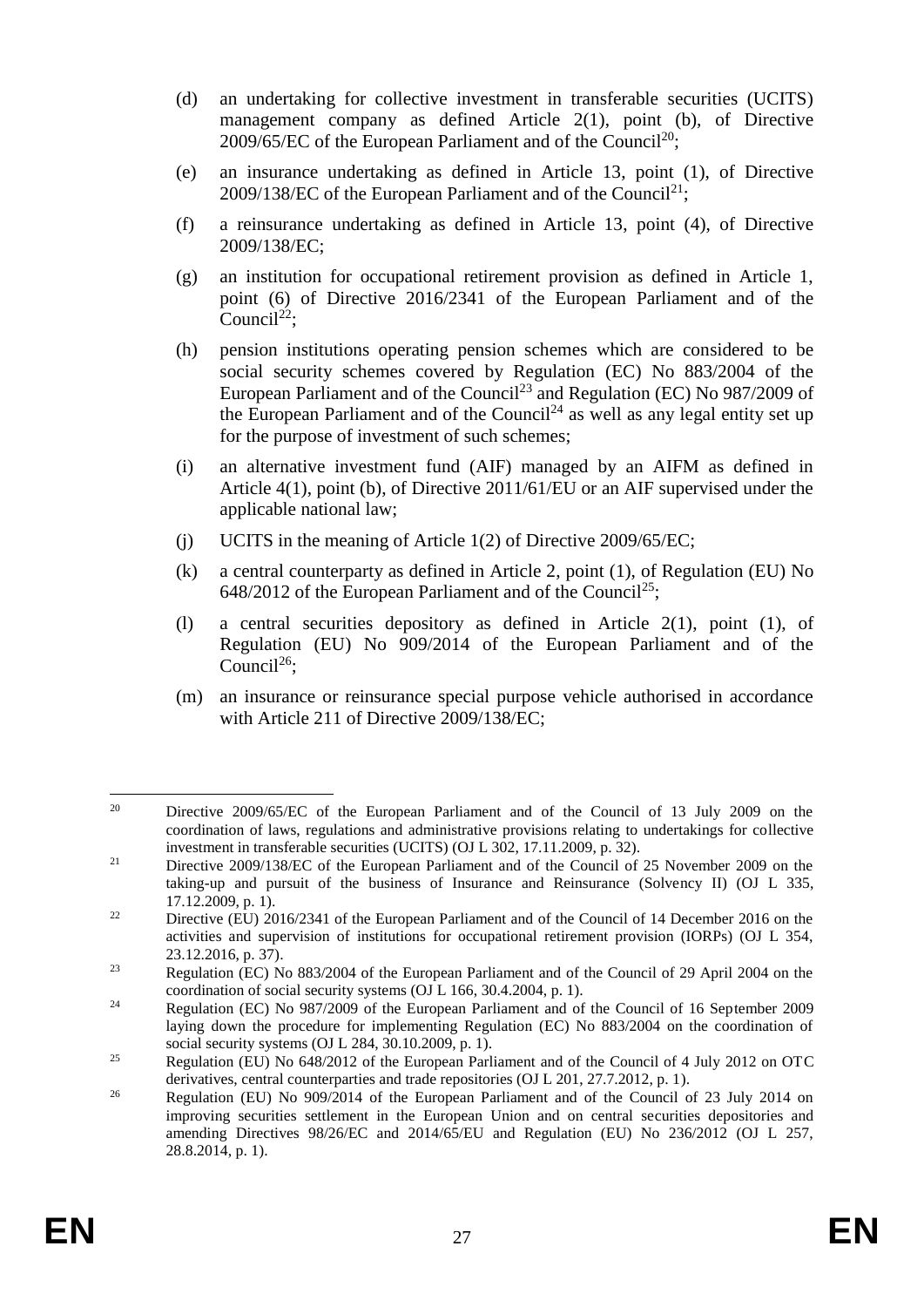(d) an undertaking for collective investment in transferable securities (UCITS) management company as defined Article 2(1), point (b), of Directive 2009/65/EC of the European Parliament and of the Council[20];

(e) an insurance undertaking as defined in Article 13, point (1), of Directive 2009/138/EC of the European Parliament and of the Council[21];

(f) a reinsurance undertaking as defined in Article 13, point (4), of Directive 2009/138/EC;

(g) an institution for occupational retirement provision as defined in Article 1, point (6) of Directive 2016/2341 of the European Parliament and of the Council[22];

(h) pension institutions operating pension schemes which are considered to be social security schemes covered by Regulation (EC) No 883/2004 of the European Parliament and of the Council[23] and Regulation (EC) No 987/2009 of the European Parliament and of the Council[24] as well as any legal entity set up for the purpose of investment of such schemes;

(i) an alternative investment fund (AIF) managed by an AIFM as defined in Article 4(1), point (b), of Directive 2011/61/EU or an AIF supervised under the applicable national law;

(j) UCITS in the meaning of Article 1(2) of Directive 2009/65/EC;

(k) a central counterparty as defined in Article 2, point (1), of Regulation (EU) No 648/2012 of the European Parliament and of the Council[25];

(l) a central securities depository as defined in Article 2(1), point (1), of Regulation (EU) No 909/2014 of the European Parliament and of the Council[26];

(m) an insurance or reinsurance special purpose vehicle authorised in accordance with Article 211 of Directive 2009/138/EC;

---

[20] Directive 2009/65/EC of the European Parliament and of the Council of 13 July 2009 on the coordination of laws, regulations and administrative provisions relating to undertakings for collective investment in transferable securities (UCITS) (OJ L 302, 17.11.2009, p. 32).

[21] Directive 2009/138/EC of the European Parliament and of the Council of 25 November 2009 on the taking-up and pursuit of the business of Insurance and Reinsurance (Solvency II) (OJ L 335, 17.12.2009, p. 1).

[22] Directive (EU) 2016/2341 of the European Parliament and of the Council of 14 December 2016 on the activities and supervision of institutions for occupational retirement provision (IORPs) (OJ L 354, 23.12.2016, p. 37).

[23] Regulation (EC) No 883/2004 of the European Parliament and of the Council of 29 April 2004 on the coordination of social security systems (OJ L 166, 30.4.2004, p. 1).

[24] Regulation (EC) No 987/2009 of the European Parliament and of the Council of 16 September 2009 laying down the procedure for implementing Regulation (EC) No 883/2004 on the coordination of social security systems (OJ L 284, 30.10.2009, p. 1).

[25] Regulation (EU) No 648/2012 of the European Parliament and of the Council of 4 July 2012 on OTC derivatives, central counterparties and trade repositories (OJ L 201, 27.7.2012, p. 1).

[26] Regulation (EU) No 909/2014 of the European Parliament and of the Council of 23 July 2014 on improving securities settlement in the European Union and on central securities depositories and amending Directives 98/26/EC and 2014/65/EU and Regulation (EU) No 236/2012 (OJ L 257, 28.8.2014, p. 1).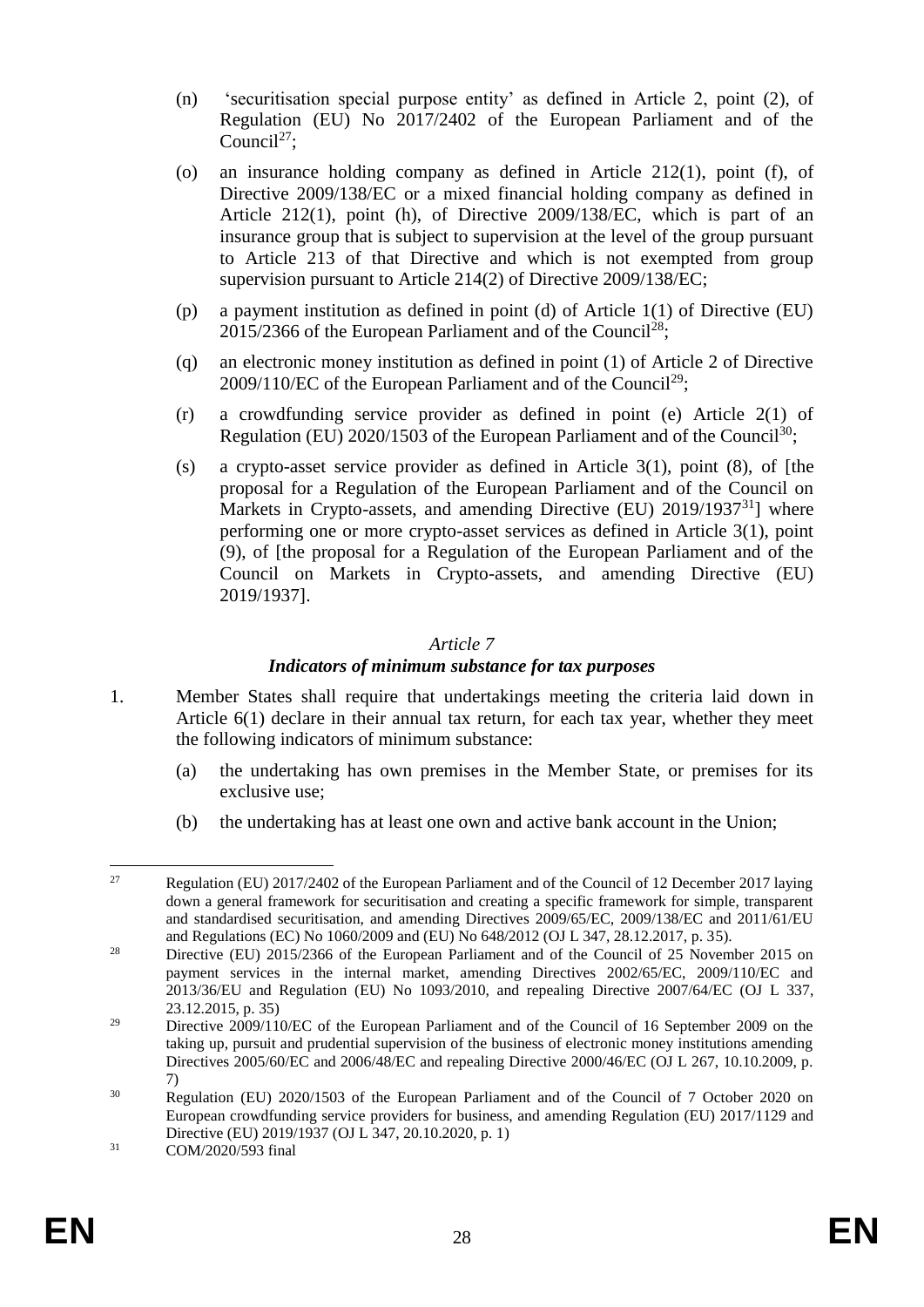(n) 'securitisation special purpose entity' as defined in Article 2, point (2), of Regulation (EU) No 2017/2402 of the European Parliament and of the Council[27];

(o) an insurance holding company as defined in Article 212(1), point (f), of Directive 2009/138/EC or a mixed financial holding company as defined in Article 212(1), point (h), of Directive 2009/138/EC, which is part of an insurance group that is subject to supervision at the level of the group pursuant to Article 213 of that Directive and which is not exempted from group supervision pursuant to Article 214(2) of Directive 2009/138/EC;

(p) a payment institution as defined in point (d) of Article 1(1) of Directive (EU) 2015/2366 of the European Parliament and of the Council[28];

(q) an electronic money institution as defined in point (1) of Article 2 of Directive 2009/110/EC of the European Parliament and of the Council[29];

(r) a crowdfunding service provider as defined in point (e) Article 2(1) of Regulation (EU) 2020/1503 of the European Parliament and of the Council[30];

(s) a crypto-asset service provider as defined in Article 3(1), point (8), of [the proposal for a Regulation of the European Parliament and of the Council on Markets in Crypto-assets, and amending Directive (EU) 2019/1937[31]] where performing one or more crypto-asset services as defined in Article 3(1), point (9), of [the proposal for a Regulation of the European Parliament and of the Council on Markets in Crypto-assets, and amending Directive (EU) 2019/1937].

*Article 7*

***Indicators of minimum substance for tax purposes***

1. Member States shall require that undertakings meeting the criteria laid down in Article 6(1) declare in their annual tax return, for each tax year, whether they meet the following indicators of minimum substance:

   (a) the undertaking has own premises in the Member State, or premises for its exclusive use;

   (b) the undertaking has at least one own and active bank account in the Union;

---

[27] Regulation (EU) 2017/2402 of the European Parliament and of the Council of 12 December 2017 laying down a general framework for securitisation and creating a specific framework for simple, transparent and standardised securitisation, and amending Directives 2009/65/EC, 2009/138/EC and 2011/61/EU and Regulations (EC) No 1060/2009 and (EU) No 648/2012 (OJ L 347, 28.12.2017, p. 35).

[28] Directive (EU) 2015/2366 of the European Parliament and of the Council of 25 November 2015 on payment services in the internal market, amending Directives 2002/65/EC, 2009/110/EC and 2013/36/EU and Regulation (EU) No 1093/2010, and repealing Directive 2007/64/EC (OJ L 337, 23.12.2015, p. 35)

[29] Directive 2009/110/EC of the European Parliament and of the Council of 16 September 2009 on the taking up, pursuit and prudential supervision of the business of electronic money institutions amending Directives 2005/60/EC and 2006/48/EC and repealing Directive 2000/46/EC (OJ L 267, 10.10.2009, p. 7)

[30] Regulation (EU) 2020/1503 of the European Parliament and of the Council of 7 October 2020 on European crowdfunding service providers for business, and amending Regulation (EU) 2017/1129 and Directive (EU) 2019/1937 (OJ L 347, 20.10.2020, p. 1)

[31] COM/2020/593 final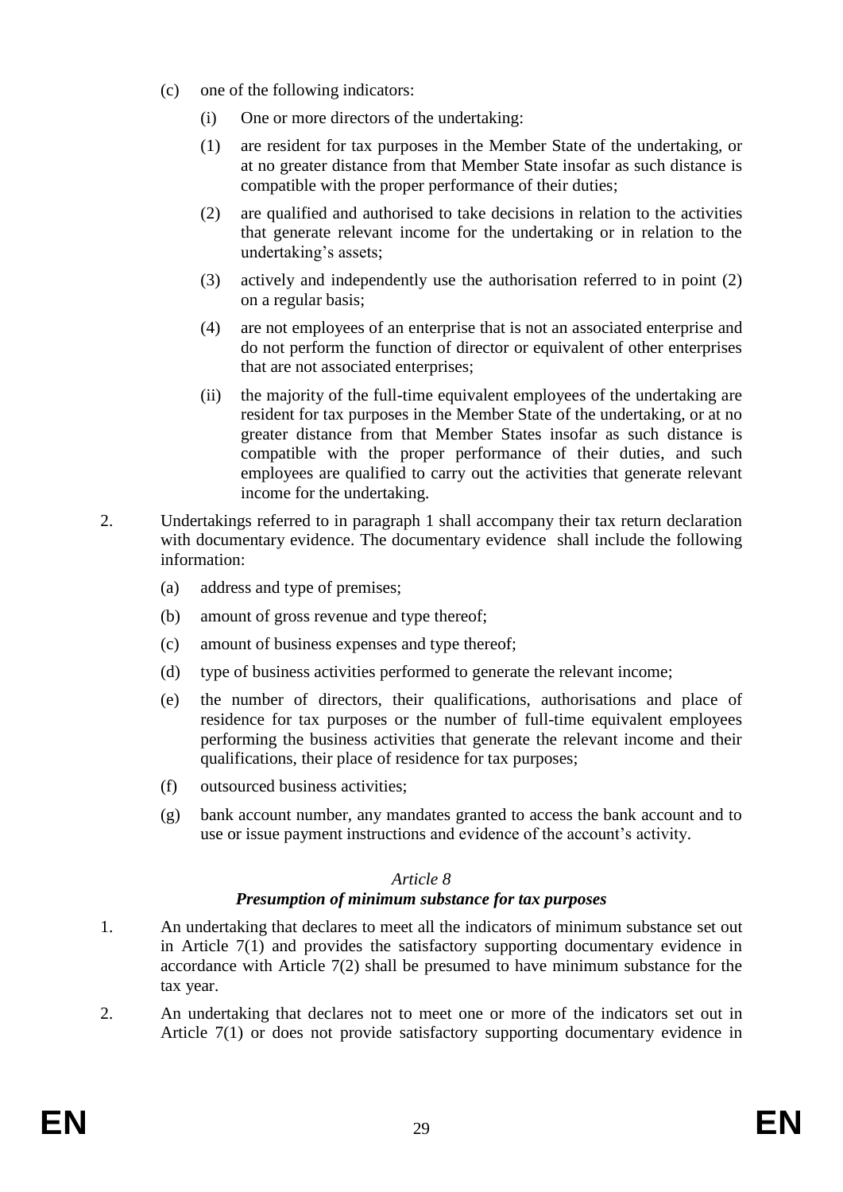(c) one of the following indicators:

(i) One or more directors of the undertaking:

(1) are resident for tax purposes in the Member State of the undertaking, or at no greater distance from that Member State insofar as such distance is compatible with the proper performance of their duties;

(2) are qualified and authorised to take decisions in relation to the activities that generate relevant income for the undertaking or in relation to the undertaking's assets;

(3) actively and independently use the authorisation referred to in point (2) on a regular basis;

(4) are not employees of an enterprise that is not an associated enterprise and do not perform the function of director or equivalent of other enterprises that are not associated enterprises;

(ii) the majority of the full-time equivalent employees of the undertaking are resident for tax purposes in the Member State of the undertaking, or at no greater distance from that Member States insofar as such distance is compatible with the proper performance of their duties, and such employees are qualified to carry out the activities that generate relevant income for the undertaking.

2. Undertakings referred to in paragraph 1 shall accompany their tax return declaration with documentary evidence. The documentary evidence shall include the following information:

(a) address and type of premises;

(b) amount of gross revenue and type thereof;

(c) amount of business expenses and type thereof;

(d) type of business activities performed to generate the relevant income;

(e) the number of directors, their qualifications, authorisations and place of residence for tax purposes or the number of full-time equivalent employees performing the business activities that generate the relevant income and their qualifications, their place of residence for tax purposes;

(f) outsourced business activities;

(g) bank account number, any mandates granted to access the bank account and to use or issue payment instructions and evidence of the account's activity.

*Article 8*

***Presumption of minimum substance for tax purposes***

1. An undertaking that declares to meet all the indicators of minimum substance set out in Article 7(1) and provides the satisfactory supporting documentary evidence in accordance with Article 7(2) shall be presumed to have minimum substance for the tax year.

2. An undertaking that declares not to meet one or more of the indicators set out in Article 7(1) or does not provide satisfactory supporting documentary evidence in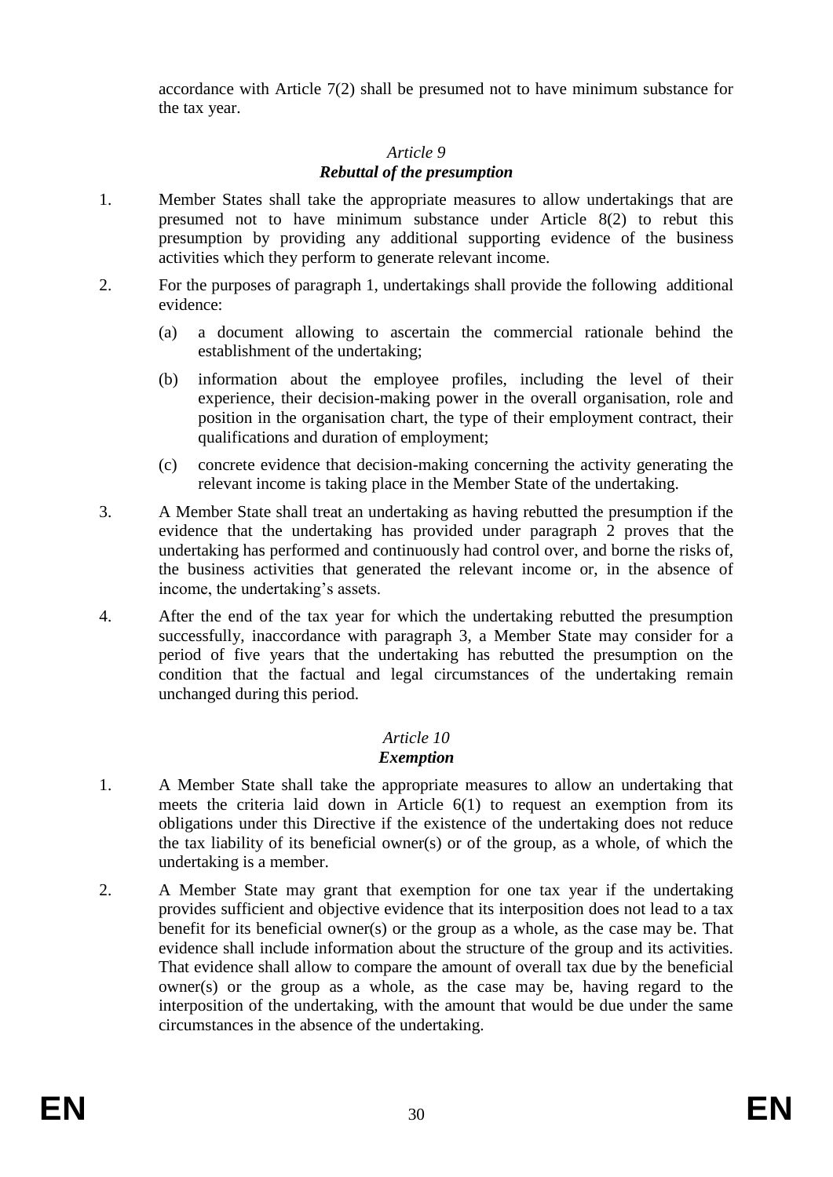accordance with Article 7(2) shall be presumed not to have minimum substance for the tax year.

### *Article 9*
### ***Rebuttal of the presumption***

1. Member States shall take the appropriate measures to allow undertakings that are presumed not to have minimum substance under Article 8(2) to rebut this presumption by providing any additional supporting evidence of the business activities which they perform to generate relevant income.

2. For the purposes of paragraph 1, undertakings shall provide the following additional evidence:

   (a) a document allowing to ascertain the commercial rationale behind the establishment of the undertaking;

   (b) information about the employee profiles, including the level of their experience, their decision-making power in the overall organisation, role and position in the organisation chart, the type of their employment contract, their qualifications and duration of employment;

   (c) concrete evidence that decision-making concerning the activity generating the relevant income is taking place in the Member State of the undertaking.

3. A Member State shall treat an undertaking as having rebutted the presumption if the evidence that the undertaking has provided under paragraph 2 proves that the undertaking has performed and continuously had control over, and borne the risks of, the business activities that generated the relevant income or, in the absence of income, the undertaking's assets.

4. After the end of the tax year for which the undertaking rebutted the presumption successfully, inaccordance with paragraph 3, a Member State may consider for a period of five years that the undertaking has rebutted the presumption on the condition that the factual and legal circumstances of the undertaking remain unchanged during this period.

### *Article 10*
### ***Exemption***

1. A Member State shall take the appropriate measures to allow an undertaking that meets the criteria laid down in Article 6(1) to request an exemption from its obligations under this Directive if the existence of the undertaking does not reduce the tax liability of its beneficial owner(s) or of the group, as a whole, of which the undertaking is a member.

2. A Member State may grant that exemption for one tax year if the undertaking provides sufficient and objective evidence that its interposition does not lead to a tax benefit for its beneficial owner(s) or the group as a whole, as the case may be. That evidence shall include information about the structure of the group and its activities. That evidence shall allow to compare the amount of overall tax due by the beneficial owner(s) or the group as a whole, as the case may be, having regard to the interposition of the undertaking, with the amount that would be due under the same circumstances in the absence of the undertaking.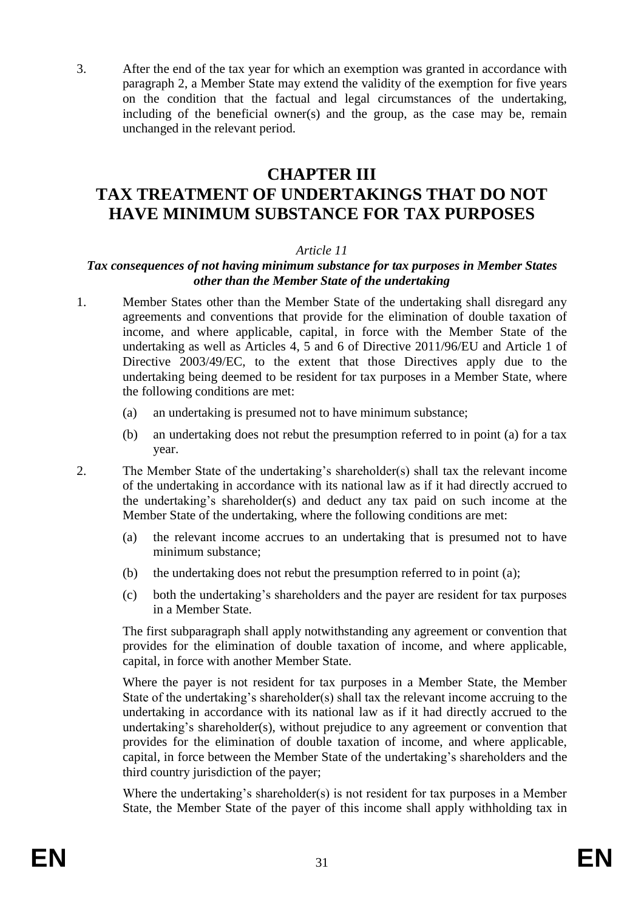3. After the end of the tax year for which an exemption was granted in accordance with paragraph 2, a Member State may extend the validity of the exemption for five years on the condition that the factual and legal circumstances of the undertaking, including of the beneficial owner(s) and the group, as the case may be, remain unchanged in the relevant period.

# CHAPTER III
# TAX TREATMENT OF UNDERTAKINGS THAT DO NOT HAVE MINIMUM SUBSTANCE FOR TAX PURPOSES

*Article 11*

***Tax consequences of not having minimum substance for tax purposes in Member States other than the Member State of the undertaking***

1. Member States other than the Member State of the undertaking shall disregard any agreements and conventions that provide for the elimination of double taxation of income, and where applicable, capital, in force with the Member State of the undertaking as well as Articles 4, 5 and 6 of Directive 2011/96/EU and Article 1 of Directive 2003/49/EC, to the extent that those Directives apply due to the undertaking being deemed to be resident for tax purposes in a Member State, where the following conditions are met:

   (a) an undertaking is presumed not to have minimum substance;

   (b) an undertaking does not rebut the presumption referred to in point (a) for a tax year.

2. The Member State of the undertaking's shareholder(s) shall tax the relevant income of the undertaking in accordance with its national law as if it had directly accrued to the undertaking's shareholder(s) and deduct any tax paid on such income at the Member State of the undertaking, where the following conditions are met:

   (a) the relevant income accrues to an undertaking that is presumed not to have minimum substance;

   (b) the undertaking does not rebut the presumption referred to in point (a);

   (c) both the undertaking's shareholders and the payer are resident for tax purposes in a Member State.

   The first subparagraph shall apply notwithstanding any agreement or convention that provides for the elimination of double taxation of income, and where applicable, capital, in force with another Member State.

   Where the payer is not resident for tax purposes in a Member State, the Member State of the undertaking's shareholder(s) shall tax the relevant income accruing to the undertaking in accordance with its national law as if it had directly accrued to the undertaking's shareholder(s), without prejudice to any agreement or convention that provides for the elimination of double taxation of income, and where applicable, capital, in force between the Member State of the undertaking's shareholders and the third country jurisdiction of the payer;

   Where the undertaking's shareholder(s) is not resident for tax purposes in a Member State, the Member State of the payer of this income shall apply withholding tax in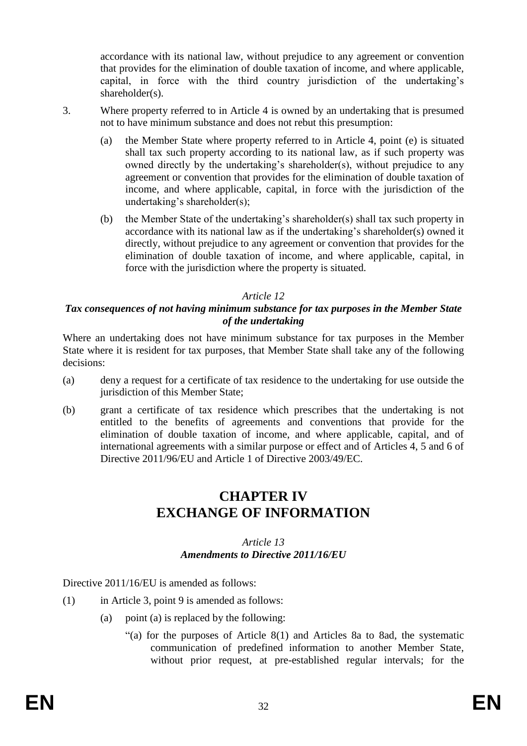accordance with its national law, without prejudice to any agreement or convention that provides for the elimination of double taxation of income, and where applicable, capital, in force with the third country jurisdiction of the undertaking's shareholder(s).

3. Where property referred to in Article 4 is owned by an undertaking that is presumed not to have minimum substance and does not rebut this presumption:

   (a) the Member State where property referred to in Article 4, point (e) is situated shall tax such property according to its national law, as if such property was owned directly by the undertaking's shareholder(s), without prejudice to any agreement or convention that provides for the elimination of double taxation of income, and where applicable, capital, in force with the jurisdiction of the undertaking's shareholder(s);

   (b) the Member State of the undertaking's shareholder(s) shall tax such property in accordance with its national law as if the undertaking's shareholder(s) owned it directly, without prejudice to any agreement or convention that provides for the elimination of double taxation of income, and where applicable, capital, in force with the jurisdiction where the property is situated.

*Article 12*

***Tax consequences of not having minimum substance for tax purposes in the Member State of the undertaking***

Where an undertaking does not have minimum substance for tax purposes in the Member State where it is resident for tax purposes, that Member State shall take any of the following decisions:

(a) deny a request for a certificate of tax residence to the undertaking for use outside the jurisdiction of this Member State;

(b) grant a certificate of tax residence which prescribes that the undertaking is not entitled to the benefits of agreements and conventions that provide for the elimination of double taxation of income, and where applicable, capital, and of international agreements with a similar purpose or effect and of Articles 4, 5 and 6 of Directive 2011/96/EU and Article 1 of Directive 2003/49/EC.

# CHAPTER IV
# EXCHANGE OF INFORMATION

*Article 13*

***Amendments to Directive 2011/16/EU***

Directive 2011/16/EU is amended as follows:

(1) in Article 3, point 9 is amended as follows:

   (a) point (a) is replaced by the following:

      "(a) for the purposes of Article 8(1) and Articles 8a to 8ad, the systematic communication of predefined information to another Member State, without prior request, at pre-established regular intervals; for the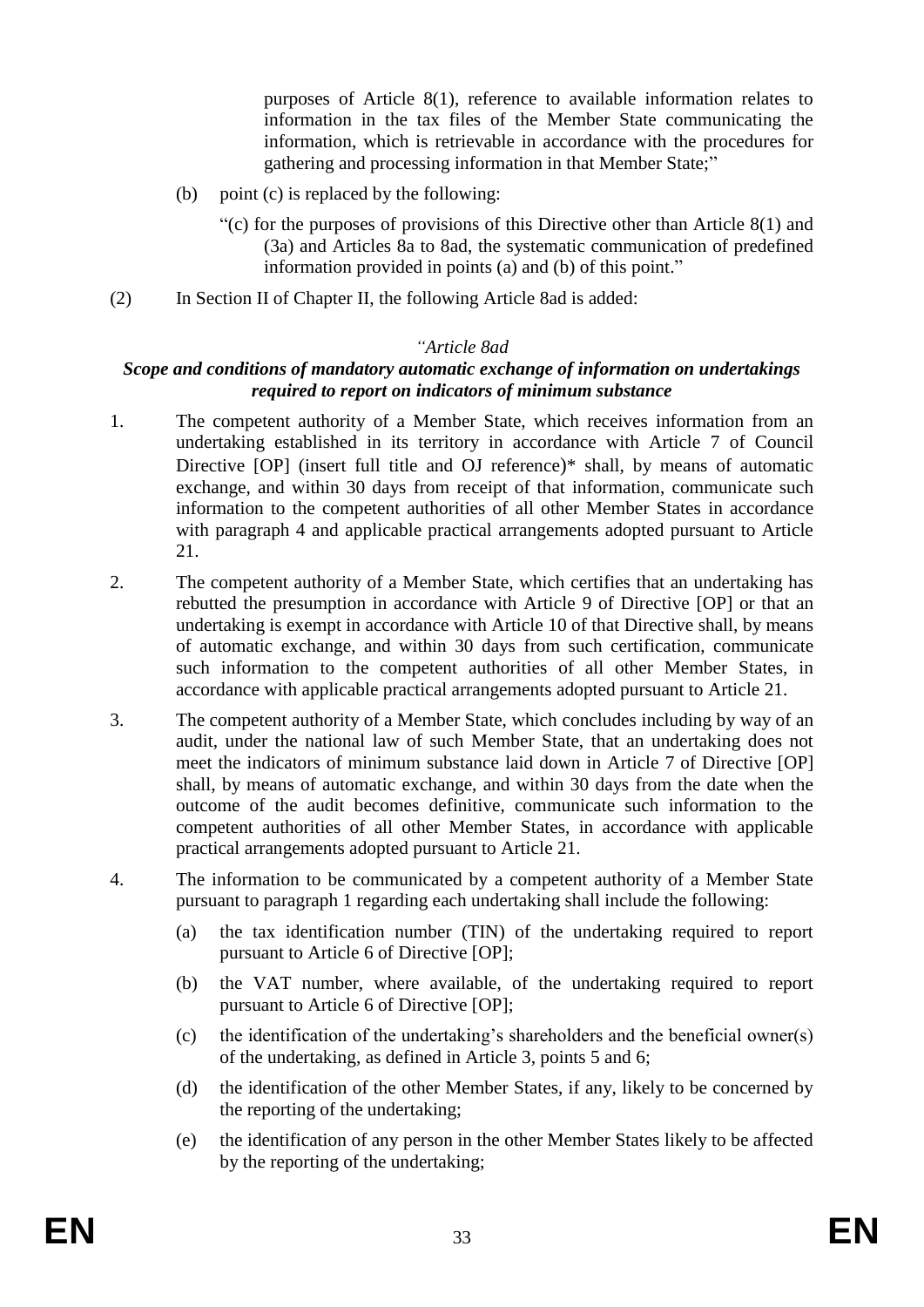purposes of Article 8(1), reference to available information relates to information in the tax files of the Member State communicating the information, which is retrievable in accordance with the procedures for gathering and processing information in that Member State;"

(b) point (c) is replaced by the following:

"(c) for the purposes of provisions of this Directive other than Article 8(1) and (3a) and Articles 8a to 8ad, the systematic communication of predefined information provided in points (a) and (b) of this point."

(2) In Section II of Chapter II, the following Article 8ad is added:

*"Article 8ad*

***Scope and conditions of mandatory automatic exchange of information on undertakings required to report on indicators of minimum substance***

1. The competent authority of a Member State, which receives information from an undertaking established in its territory in accordance with Article 7 of Council Directive [OP] (insert full title and OJ reference)* shall, by means of automatic exchange, and within 30 days from receipt of that information, communicate such information to the competent authorities of all other Member States in accordance with paragraph 4 and applicable practical arrangements adopted pursuant to Article 21.

2. The competent authority of a Member State, which certifies that an undertaking has rebutted the presumption in accordance with Article 9 of Directive [OP] or that an undertaking is exempt in accordance with Article 10 of that Directive shall, by means of automatic exchange, and within 30 days from such certification, communicate such information to the competent authorities of all other Member States, in accordance with applicable practical arrangements adopted pursuant to Article 21.

3. The competent authority of a Member State, which concludes including by way of an audit, under the national law of such Member State, that an undertaking does not meet the indicators of minimum substance laid down in Article 7 of Directive [OP] shall, by means of automatic exchange, and within 30 days from the date when the outcome of the audit becomes definitive, communicate such information to the competent authorities of all other Member States, in accordance with applicable practical arrangements adopted pursuant to Article 21.

4. The information to be communicated by a competent authority of a Member State pursuant to paragraph 1 regarding each undertaking shall include the following:

   (a) the tax identification number (TIN) of the undertaking required to report pursuant to Article 6 of Directive [OP];

   (b) the VAT number, where available, of the undertaking required to report pursuant to Article 6 of Directive [OP];

   (c) the identification of the undertaking's shareholders and the beneficial owner(s) of the undertaking, as defined in Article 3, points 5 and 6;

   (d) the identification of the other Member States, if any, likely to be concerned by the reporting of the undertaking;

   (e) the identification of any person in the other Member States likely to be affected by the reporting of the undertaking;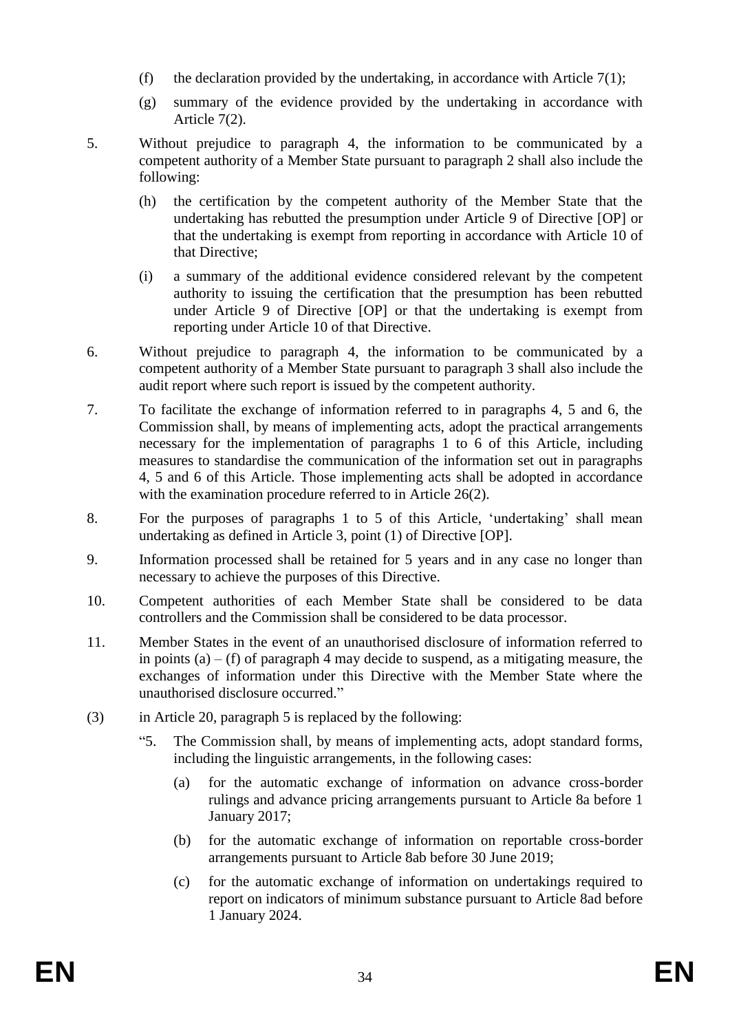(f) the declaration provided by the undertaking, in accordance with Article 7(1);

(g) summary of the evidence provided by the undertaking in accordance with Article 7(2).

5. Without prejudice to paragraph 4, the information to be communicated by a competent authority of a Member State pursuant to paragraph 2 shall also include the following:

   (h) the certification by the competent authority of the Member State that the undertaking has rebutted the presumption under Article 9 of Directive [OP] or that the undertaking is exempt from reporting in accordance with Article 10 of that Directive;

   (i) a summary of the additional evidence considered relevant by the competent authority to issuing the certification that the presumption has been rebutted under Article 9 of Directive [OP] or that the undertaking is exempt from reporting under Article 10 of that Directive.

6. Without prejudice to paragraph 4, the information to be communicated by a competent authority of a Member State pursuant to paragraph 3 shall also include the audit report where such report is issued by the competent authority.

7. To facilitate the exchange of information referred to in paragraphs 4, 5 and 6, the Commission shall, by means of implementing acts, adopt the practical arrangements necessary for the implementation of paragraphs 1 to 6 of this Article, including measures to standardise the communication of the information set out in paragraphs 4, 5 and 6 of this Article. Those implementing acts shall be adopted in accordance with the examination procedure referred to in Article 26(2).

8. For the purposes of paragraphs 1 to 5 of this Article, 'undertaking' shall mean undertaking as defined in Article 3, point (1) of Directive [OP].

9. Information processed shall be retained for 5 years and in any case no longer than necessary to achieve the purposes of this Directive.

10. Competent authorities of each Member State shall be considered to be data controllers and the Commission shall be considered to be data processor.

11. Member States in the event of an unauthorised disclosure of information referred to in points (a) – (f) of paragraph 4 may decide to suspend, as a mitigating measure, the exchanges of information under this Directive with the Member State where the unauthorised disclosure occurred."

(3) in Article 20, paragraph 5 is replaced by the following:

"5. The Commission shall, by means of implementing acts, adopt standard forms, including the linguistic arrangements, in the following cases:

   (a) for the automatic exchange of information on advance cross-border rulings and advance pricing arrangements pursuant to Article 8a before 1 January 2017;

   (b) for the automatic exchange of information on reportable cross-border arrangements pursuant to Article 8ab before 30 June 2019;

   (c) for the automatic exchange of information on undertakings required to report on indicators of minimum substance pursuant to Article 8ad before 1 January 2024.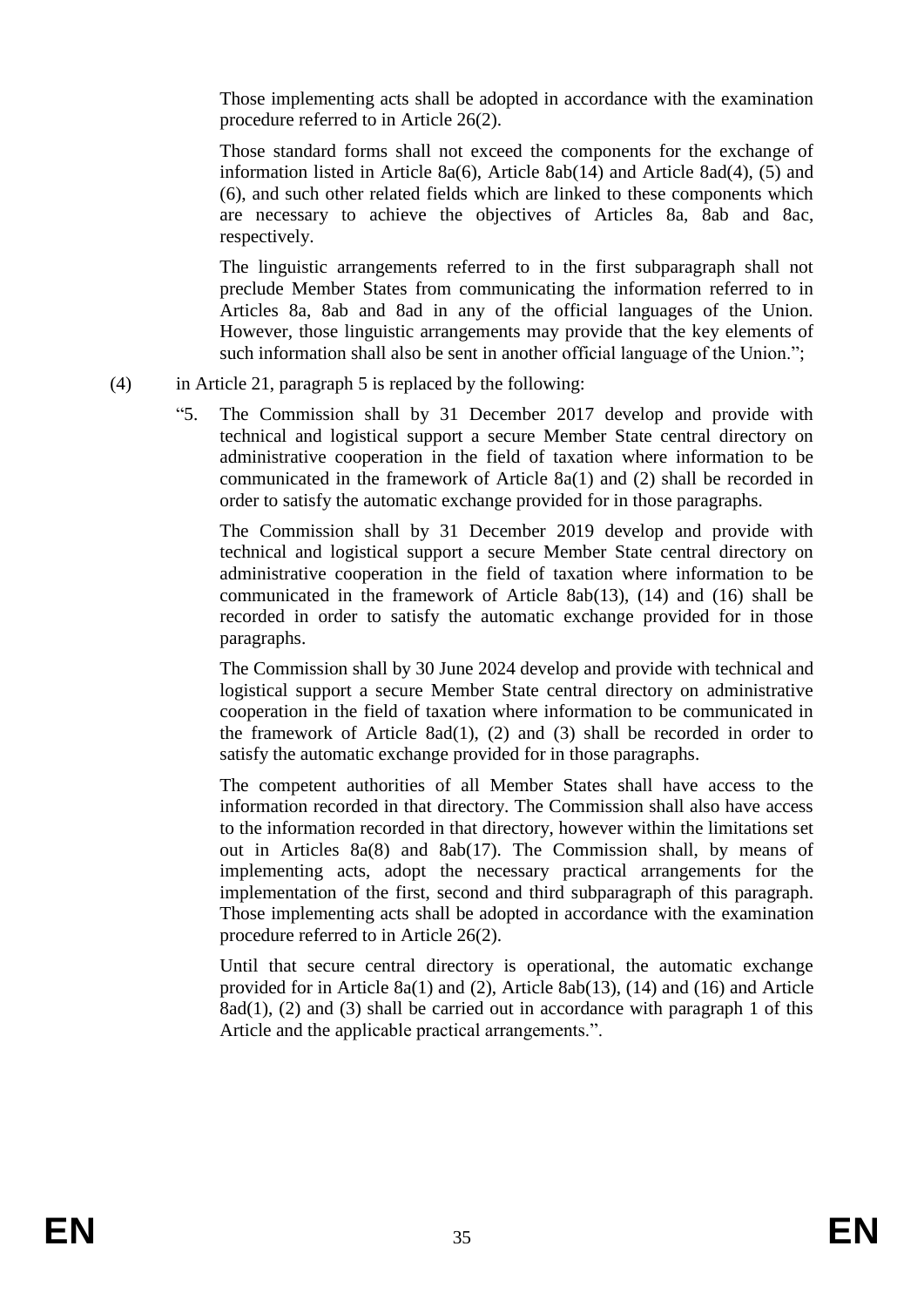Those implementing acts shall be adopted in accordance with the examination procedure referred to in Article 26(2).

Those standard forms shall not exceed the components for the exchange of information listed in Article 8a(6), Article 8ab(14) and Article 8ad(4), (5) and (6), and such other related fields which are linked to these components which are necessary to achieve the objectives of Articles 8a, 8ab and 8ac, respectively.

The linguistic arrangements referred to in the first subparagraph shall not preclude Member States from communicating the information referred to in Articles 8a, 8ab and 8ad in any of the official languages of the Union. However, those linguistic arrangements may provide that the key elements of such information shall also be sent in another official language of the Union.";

(4) in Article 21, paragraph 5 is replaced by the following:

"5. The Commission shall by 31 December 2017 develop and provide with technical and logistical support a secure Member State central directory on administrative cooperation in the field of taxation where information to be communicated in the framework of Article 8a(1) and (2) shall be recorded in order to satisfy the automatic exchange provided for in those paragraphs.

The Commission shall by 31 December 2019 develop and provide with technical and logistical support a secure Member State central directory on administrative cooperation in the field of taxation where information to be communicated in the framework of Article 8ab(13), (14) and (16) shall be recorded in order to satisfy the automatic exchange provided for in those paragraphs.

The Commission shall by 30 June 2024 develop and provide with technical and logistical support a secure Member State central directory on administrative cooperation in the field of taxation where information to be communicated in the framework of Article 8ad(1), (2) and (3) shall be recorded in order to satisfy the automatic exchange provided for in those paragraphs.

The competent authorities of all Member States shall have access to the information recorded in that directory. The Commission shall also have access to the information recorded in that directory, however within the limitations set out in Articles 8a(8) and 8ab(17). The Commission shall, by means of implementing acts, adopt the necessary practical arrangements for the implementation of the first, second and third subparagraph of this paragraph. Those implementing acts shall be adopted in accordance with the examination procedure referred to in Article 26(2).

Until that secure central directory is operational, the automatic exchange provided for in Article 8a(1) and (2), Article 8ab(13), (14) and (16) and Article 8ad(1), (2) and (3) shall be carried out in accordance with paragraph 1 of this Article and the applicable practical arrangements.".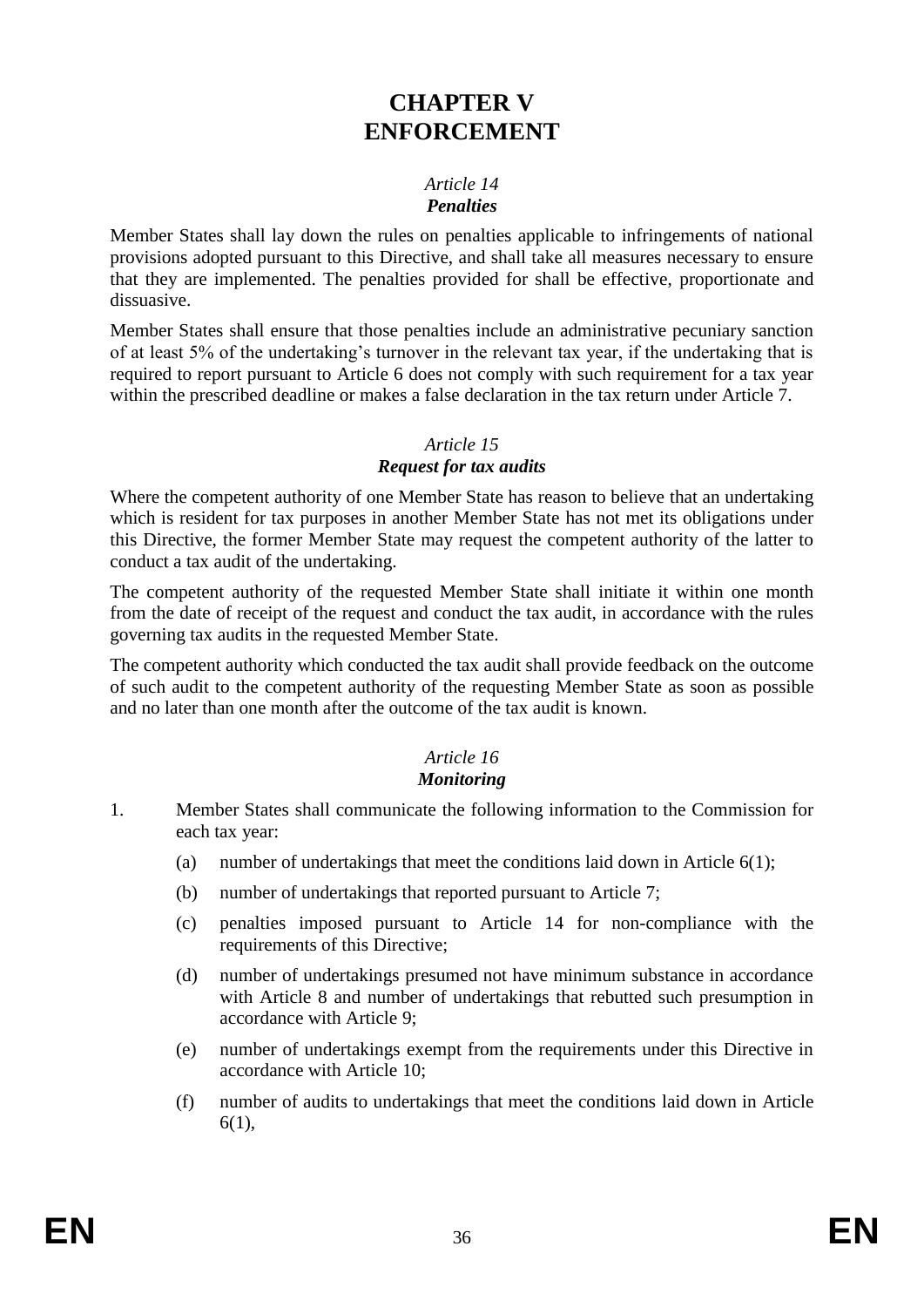# CHAPTER V ENFORCEMENT

## *Article 14*
## ***Penalties***

Member States shall lay down the rules on penalties applicable to infringements of national provisions adopted pursuant to this Directive, and shall take all measures necessary to ensure that they are implemented. The penalties provided for shall be effective, proportionate and dissuasive.

Member States shall ensure that those penalties include an administrative pecuniary sanction of at least 5% of the undertaking's turnover in the relevant tax year, if the undertaking that is required to report pursuant to Article 6 does not comply with such requirement for a tax year within the prescribed deadline or makes a false declaration in the tax return under Article 7.

## *Article 15*
## ***Request for tax audits***

Where the competent authority of one Member State has reason to believe that an undertaking which is resident for tax purposes in another Member State has not met its obligations under this Directive, the former Member State may request the competent authority of the latter to conduct a tax audit of the undertaking.

The competent authority of the requested Member State shall initiate it within one month from the date of receipt of the request and conduct the tax audit, in accordance with the rules governing tax audits in the requested Member State.

The competent authority which conducted the tax audit shall provide feedback on the outcome of such audit to the competent authority of the requesting Member State as soon as possible and no later than one month after the outcome of the tax audit is known.

## *Article 16*
## ***Monitoring***

1. Member States shall communicate the following information to the Commission for each tax year:
   - (a) number of undertakings that meet the conditions laid down in Article 6(1);
   - (b) number of undertakings that reported pursuant to Article 7;
   - (c) penalties imposed pursuant to Article 14 for non-compliance with the requirements of this Directive;
   - (d) number of undertakings presumed not have minimum substance in accordance with Article 8 and number of undertakings that rebutted such presumption in accordance with Article 9;
   - (e) number of undertakings exempt from the requirements under this Directive in accordance with Article 10;
   - (f) number of audits to undertakings that meet the conditions laid down in Article 6(1),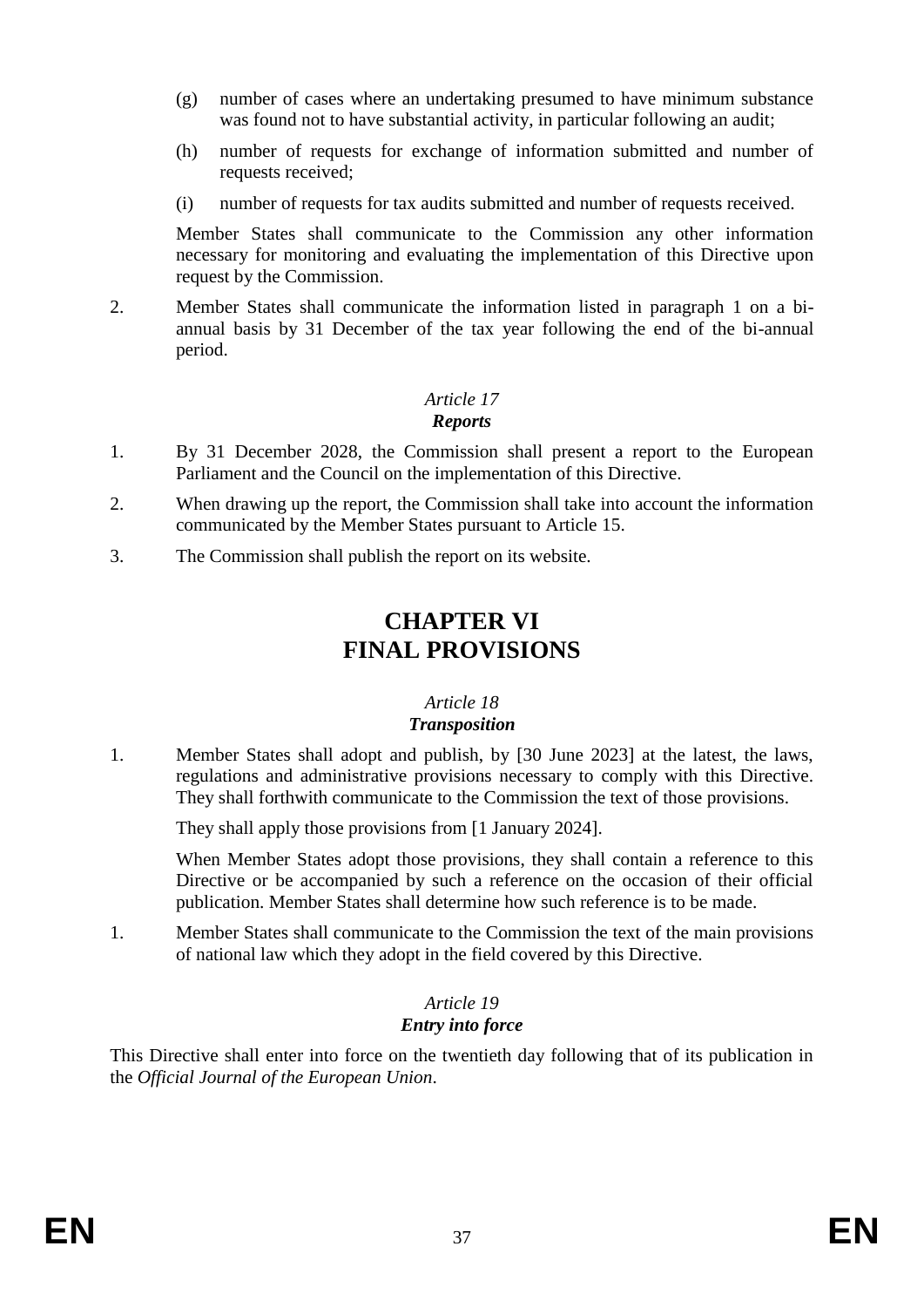(g) number of cases where an undertaking presumed to have minimum substance was found not to have substantial activity, in particular following an audit;

(h) number of requests for exchange of information submitted and number of requests received;

(i) number of requests for tax audits submitted and number of requests received.

Member States shall communicate to the Commission any other information necessary for monitoring and evaluating the implementation of this Directive upon request by the Commission.

2. Member States shall communicate the information listed in paragraph 1 on a bi-annual basis by 31 December of the tax year following the end of the bi-annual period.

### *Article 17*
### ***Reports***

1. By 31 December 2028, the Commission shall present a report to the European Parliament and the Council on the implementation of this Directive.

2. When drawing up the report, the Commission shall take into account the information communicated by the Member States pursuant to Article 15.

3. The Commission shall publish the report on its website.

# CHAPTER VI
# FINAL PROVISIONS

### *Article 18*
### ***Transposition***

1. Member States shall adopt and publish, by [30 June 2023] at the latest, the laws, regulations and administrative provisions necessary to comply with this Directive. They shall forthwith communicate to the Commission the text of those provisions.

   They shall apply those provisions from [1 January 2024].

   When Member States adopt those provisions, they shall contain a reference to this Directive or be accompanied by such a reference on the occasion of their official publication. Member States shall determine how such reference is to be made.

1. Member States shall communicate to the Commission the text of the main provisions of national law which they adopt in the field covered by this Directive.

### *Article 19*
### ***Entry into force***

This Directive shall enter into force on the twentieth day following that of its publication in the *Official Journal of the European Union*.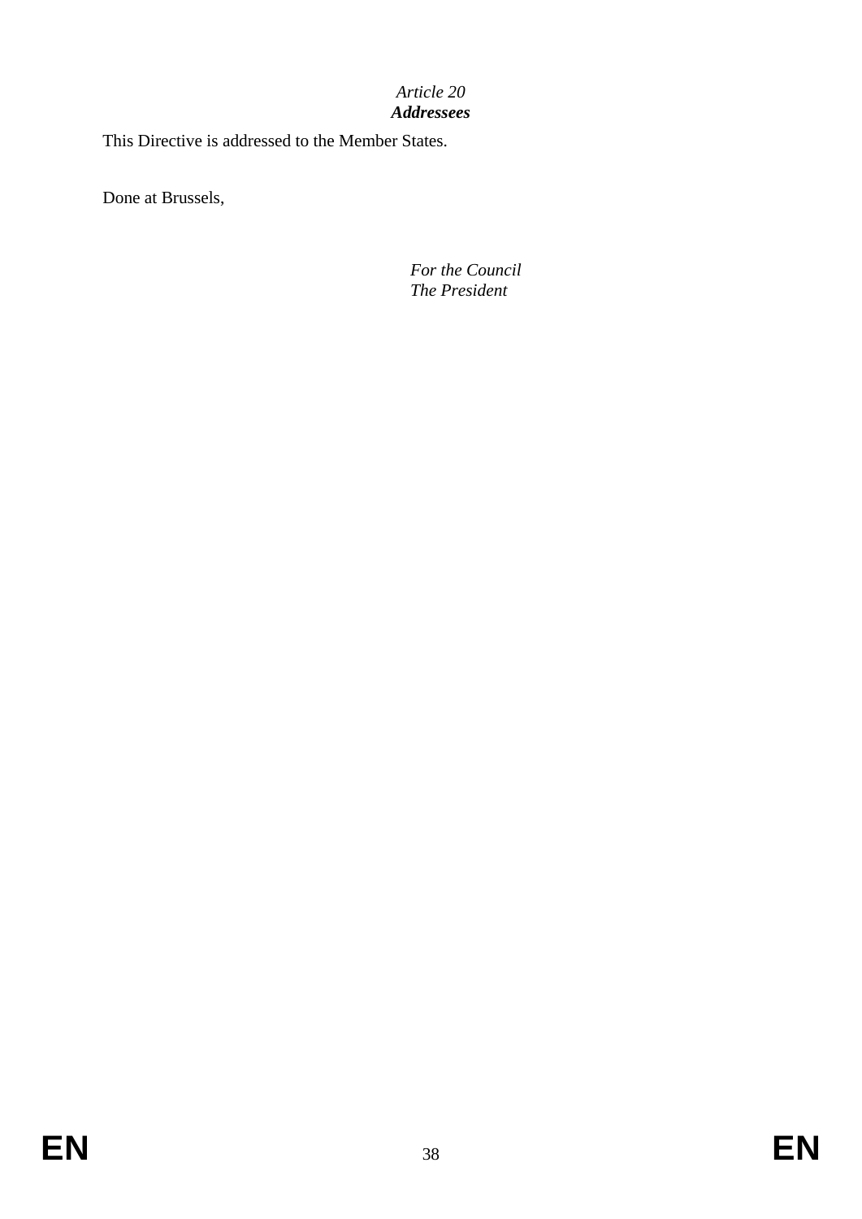*Article 20*
***Addressees***

This Directive is addressed to the Member States.

Done at Brussels,

*For the Council*
*The President*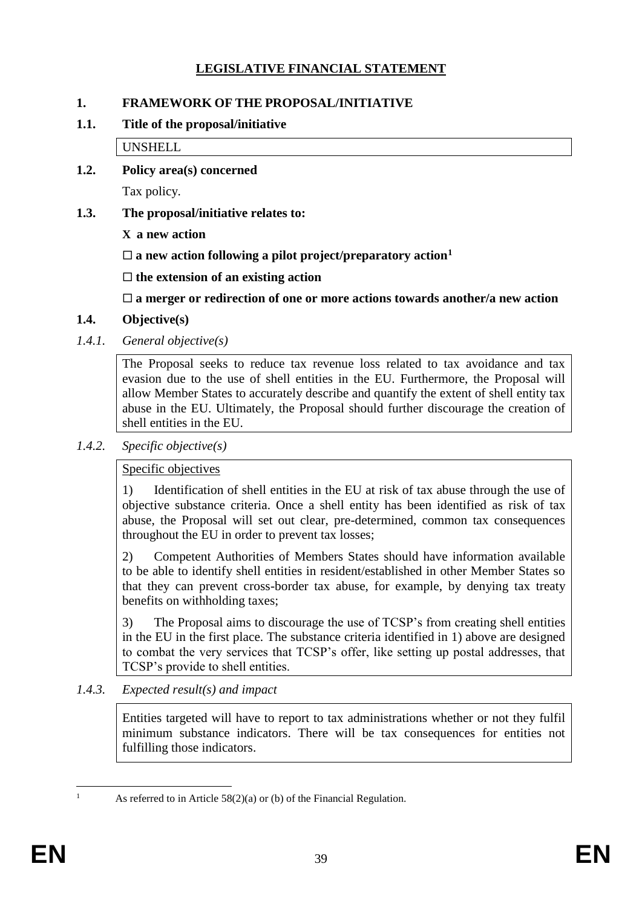# LEGISLATIVE FINANCIAL STATEMENT

## 1. FRAMEWORK OF THE PROPOSAL/INITIATIVE

### 1.1. Title of the proposal/initiative

UNSHELL

### 1.2. Policy area(s) concerned

Tax policy.

### 1.3. The proposal/initiative relates to:

**X a new action**

**☐ a new action following a pilot project/preparatory action[1]**

**☐ the extension of an existing action**

**☐ a merger or redirection of one or more actions towards another/a new action**

### 1.4. Objective(s)

*1.4.1. General objective(s)*

The Proposal seeks to reduce tax revenue loss related to tax avoidance and tax evasion due to the use of shell entities in the EU. Furthermore, the Proposal will allow Member States to accurately describe and quantify the extent of shell entity tax abuse in the EU. Ultimately, the Proposal should further discourage the creation of shell entities in the EU.

*1.4.2. Specific objective(s)*

Specific objectives

1) Identification of shell entities in the EU at risk of tax abuse through the use of objective substance criteria. Once a shell entity has been identified as risk of tax abuse, the Proposal will set out clear, pre-determined, common tax consequences throughout the EU in order to prevent tax losses;

2) Competent Authorities of Members States should have information available to be able to identify shell entities in resident/established in other Member States so that they can prevent cross-border tax abuse, for example, by denying tax treaty benefits on withholding taxes;

3) The Proposal aims to discourage the use of TCSP's from creating shell entities in the EU in the first place. The substance criteria identified in 1) above are designed to combat the very services that TCSP's offer, like setting up postal addresses, that TCSP's provide to shell entities.

*1.4.3. Expected result(s) and impact*

Entities targeted will have to report to tax administrations whether or not they fulfil minimum substance indicators. There will be tax consequences for entities not fulfilling those indicators.

---

[1] As referred to in Article 58(2)(a) or (b) of the Financial Regulation.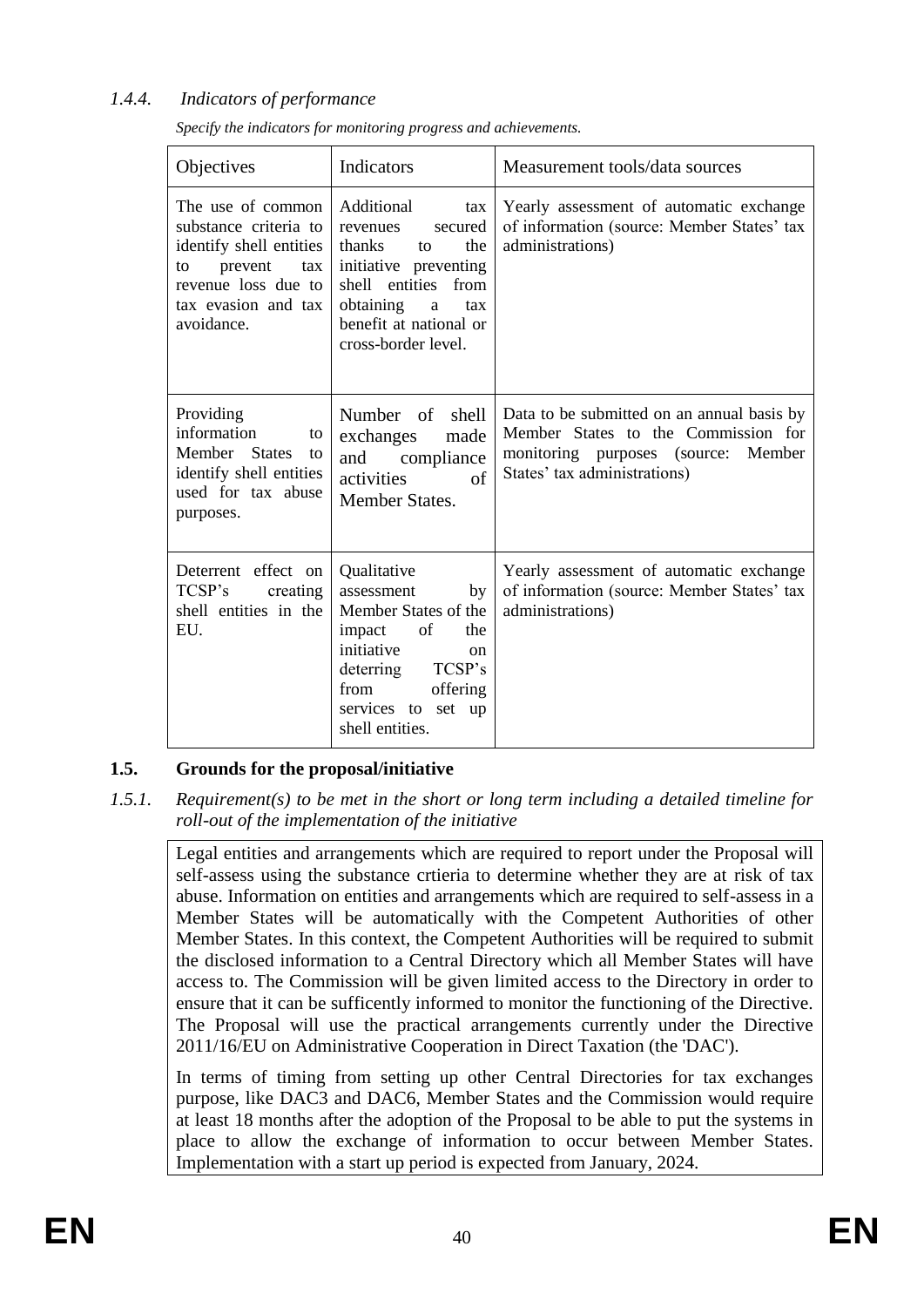### *1.4.4. Indicators of performance*

*Specify the indicators for monitoring progress and achievements.*

| Objectives | Indicators | Measurement tools/data sources |
|---|---|---|
| The use of common substance criteria to identify shell entities to prevent tax revenue loss due to tax evasion and tax avoidance. | Additional tax revenues secured thanks to the initiative preventing shell entities from obtaining a tax benefit at national or cross-border level. | Yearly assessment of automatic exchange of information (source: Member States' tax administrations) |
| Providing information to Member States to identify shell entities used for tax abuse purposes. | Number of shell exchanges made and compliance activities of Member States. | Data to be submitted on an annual basis by Member States to the Commission for monitoring purposes (source: Member States' tax administrations) |
| Deterrent effect on TCSP's creating shell entities in the EU. | Qualitative assessment by Member States of the impact of the initiative on deterring TCSP's from offering services to set up shell entities. | Yearly assessment of automatic exchange of information (source: Member States' tax administrations) |

## 1.5. Grounds for the proposal/initiative

### *1.5.1. Requirement(s) to be met in the short or long term including a detailed timeline for roll-out of the implementation of the initiative*

Legal entities and arrangements which are required to report under the Proposal will self-assess using the substance crtieria to determine whether they are at risk of tax abuse. Information on entities and arrangements which are required to self-assess in a Member States will be automatically with the Competent Authorities of other Member States. In this context, the Competent Authorities will be required to submit the disclosed information to a Central Directory which all Member States will have access to. The Commission will be given limited access to the Directory in order to ensure that it can be sufficently informed to monitor the functioning of the Directive. The Proposal will use the practical arrangements currently under the Directive 2011/16/EU on Administrative Cooperation in Direct Taxation (the 'DAC').

In terms of timing from setting up other Central Directories for tax exchanges purpose, like DAC3 and DAC6, Member States and the Commission would require at least 18 months after the adoption of the Proposal to be able to put the systems in place to allow the exchange of information to occur between Member States. Implementation with a start up period is expected from January, 2024.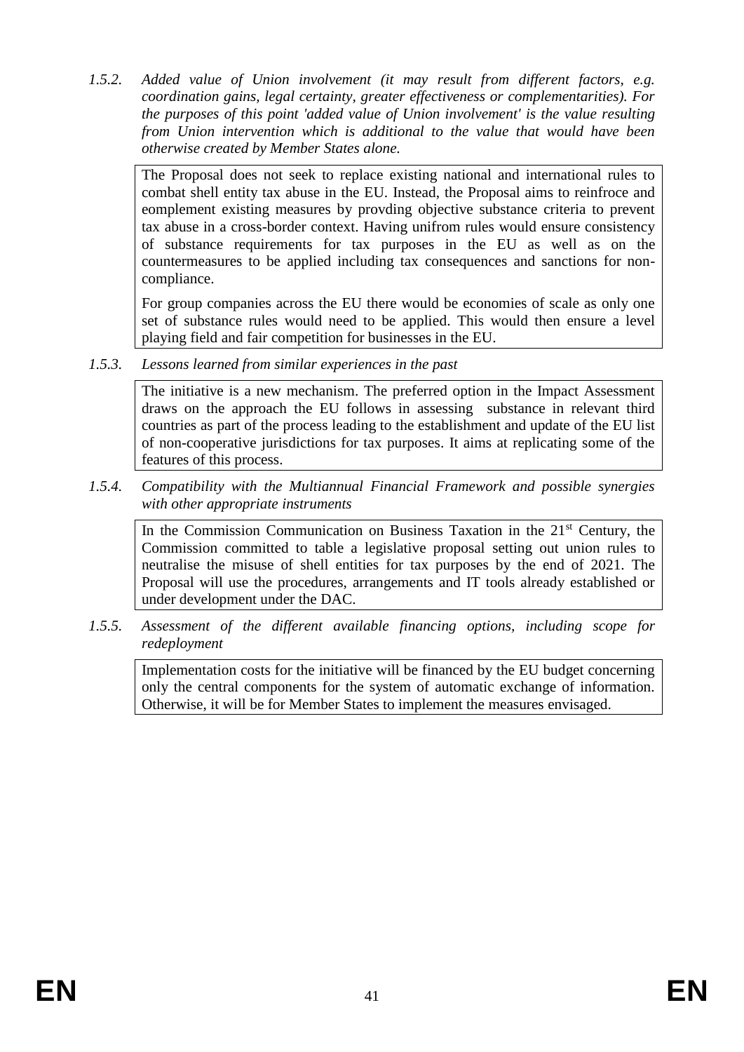*1.5.2. Added value of Union involvement (it may result from different factors, e.g. coordination gains, legal certainty, greater effectiveness or complementarities). For the purposes of this point 'added value of Union involvement' is the value resulting from Union intervention which is additional to the value that would have been otherwise created by Member States alone.*

The Proposal does not seek to replace existing national and international rules to combat shell entity tax abuse in the EU. Instead, the Proposal aims to reinfroce and eomplement existing measures by provding objective substance criteria to prevent tax abuse in a cross-border context. Having unifrom rules would ensure consistency of substance requirements for tax purposes in the EU as well as on the countermeasures to be applied including tax consequences and sanctions for non-compliance.

For group companies across the EU there would be economies of scale as only one set of substance rules would need to be applied. This would then ensure a level playing field and fair competition for businesses in the EU.

*1.5.3. Lessons learned from similar experiences in the past*

The initiative is a new mechanism. The preferred option in the Impact Assessment draws on the approach the EU follows in assessing substance in relevant third countries as part of the process leading to the establishment and update of the EU list of non-cooperative jurisdictions for tax purposes. It aims at replicating some of the features of this process.

*1.5.4. Compatibility with the Multiannual Financial Framework and possible synergies with other appropriate instruments*

In the Commission Communication on Business Taxation in the 21st Century, the Commission committed to table a legislative proposal setting out union rules to neutralise the misuse of shell entities for tax purposes by the end of 2021. The Proposal will use the procedures, arrangements and IT tools already established or under development under the DAC.

*1.5.5. Assessment of the different available financing options, including scope for redeployment*

Implementation costs for the initiative will be financed by the EU budget concerning only the central components for the system of automatic exchange of information. Otherwise, it will be for Member States to implement the measures envisaged.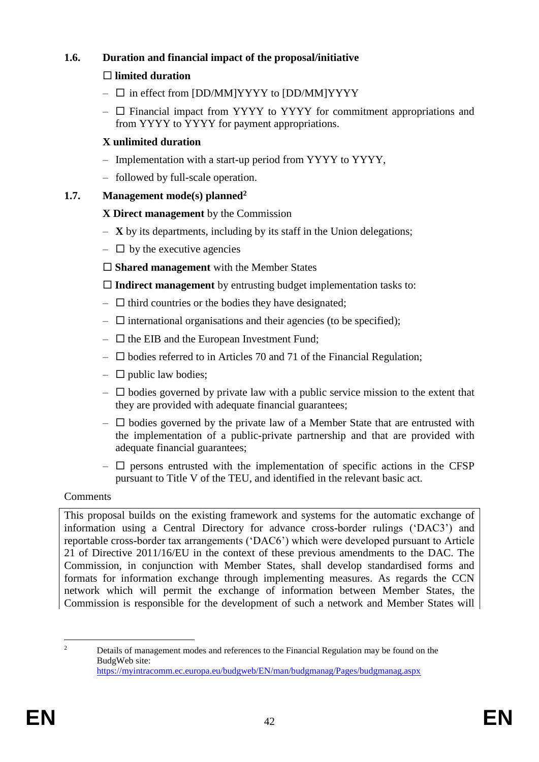### 1.6. Duration and financial impact of the proposal/initiative

☐ **limited duration**

– ☐ in effect from [DD/MM]YYYY to [DD/MM]YYYY

– ☐ Financial impact from YYYY to YYYY for commitment appropriations and from YYYY to YYYY for payment appropriations.

**X unlimited duration**

– Implementation with a start-up period from YYYY to YYYY,

– followed by full-scale operation.

### 1.7. Management mode(s) planned[2]

**X Direct management** by the Commission

– **X** by its departments, including by its staff in the Union delegations;

– ☐ by the executive agencies

☐ **Shared management** with the Member States

☐ **Indirect management** by entrusting budget implementation tasks to:

– ☐ third countries or the bodies they have designated;

– ☐ international organisations and their agencies (to be specified);

– ☐ the EIB and the European Investment Fund;

– ☐ bodies referred to in Articles 70 and 71 of the Financial Regulation;

– ☐ public law bodies;

– ☐ bodies governed by private law with a public service mission to the extent that they are provided with adequate financial guarantees;

– ☐ bodies governed by the private law of a Member State that are entrusted with the implementation of a public-private partnership and that are provided with adequate financial guarantees;

– ☐ persons entrusted with the implementation of specific actions in the CFSP pursuant to Title V of the TEU, and identified in the relevant basic act.

Comments

This proposal builds on the existing framework and systems for the automatic exchange of information using a Central Directory for advance cross-border rulings ('DAC3') and reportable cross-border tax arrangements ('DAC6') which were developed pursuant to Article 21 of Directive 2011/16/EU in the context of these previous amendments to the DAC. The Commission, in conjunction with Member States, shall develop standardised forms and formats for information exchange through implementing measures. As regards the CCN network which will permit the exchange of information between Member States, the Commission is responsible for the development of such a network and Member States will

[2] Details of management modes and references to the Financial Regulation may be found on the BudgWeb site: https://myintracomm.ec.europa.eu/budgweb/EN/man/budgmanag/Pages/budgmanag.aspx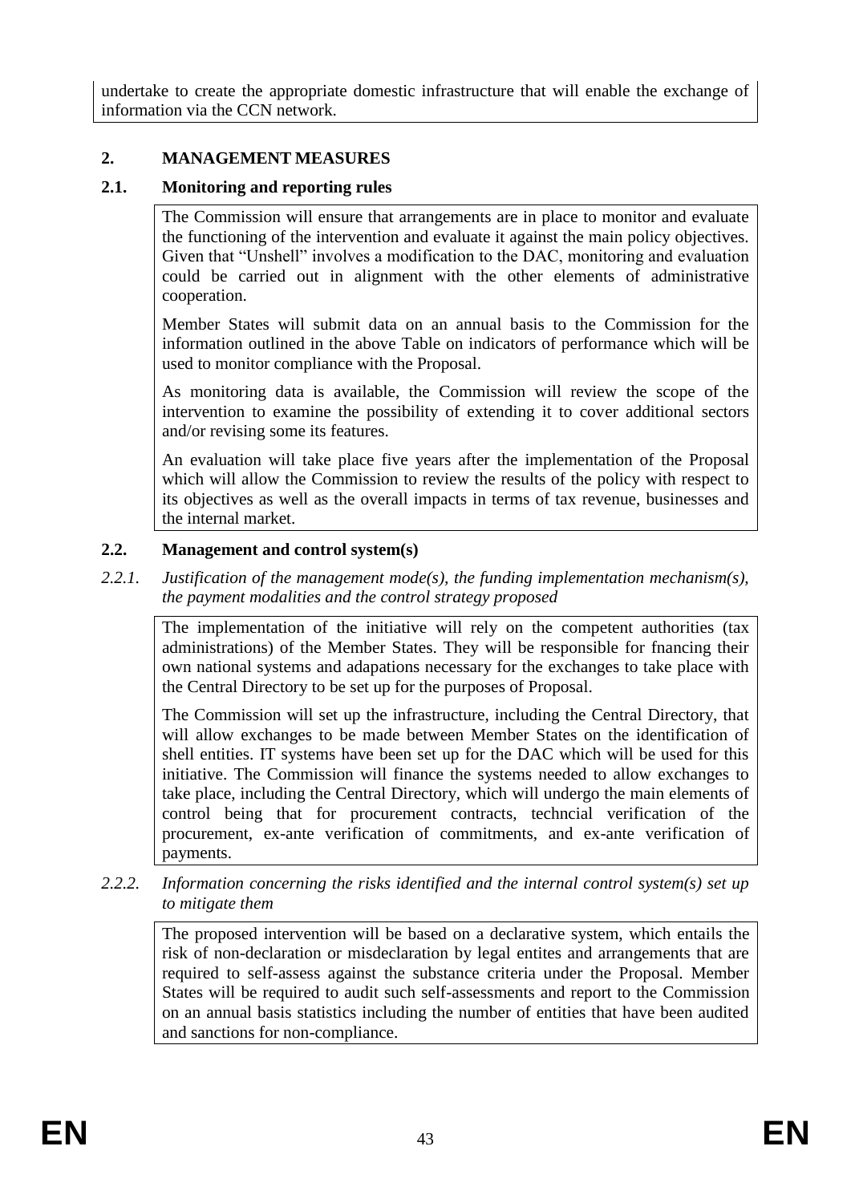undertake to create the appropriate domestic infrastructure that will enable the exchange of information via the CCN network.

## 2. MANAGEMENT MEASURES

### 2.1. Monitoring and reporting rules

The Commission will ensure that arrangements are in place to monitor and evaluate the functioning of the intervention and evaluate it against the main policy objectives. Given that "Unshell" involves a modification to the DAC, monitoring and evaluation could be carried out in alignment with the other elements of administrative cooperation.

Member States will submit data on an annual basis to the Commission for the information outlined in the above Table on indicators of performance which will be used to monitor compliance with the Proposal.

As monitoring data is available, the Commission will review the scope of the intervention to examine the possibility of extending it to cover additional sectors and/or revising some its features.

An evaluation will take place five years after the implementation of the Proposal which will allow the Commission to review the results of the policy with respect to its objectives as well as the overall impacts in terms of tax revenue, businesses and the internal market.

### 2.2. Management and control system(s)

*2.2.1. Justification of the management mode(s), the funding implementation mechanism(s), the payment modalities and the control strategy proposed*

The implementation of the initiative will rely on the competent authorities (tax administrations) of the Member States. They will be responsible for fnancing their own national systems and adapations necessary for the exchanges to take place with the Central Directory to be set up for the purposes of Proposal.

The Commission will set up the infrastructure, including the Central Directory, that will allow exchanges to be made between Member States on the identification of shell entities. IT systems have been set up for the DAC which will be used for this initiative. The Commission will finance the systems needed to allow exchanges to take place, including the Central Directory, which will undergo the main elements of control being that for procurement contracts, techncial verification of the procurement, ex-ante verification of commitments, and ex-ante verification of payments.

*2.2.2. Information concerning the risks identified and the internal control system(s) set up to mitigate them*

The proposed intervention will be based on a declarative system, which entails the risk of non-declaration or misdeclaration by legal entites and arrangements that are required to self-assess against the substance criteria under the Proposal. Member States will be required to audit such self-assessments and report to the Commission on an annual basis statistics including the number of entities that have been audited and sanctions for non-compliance.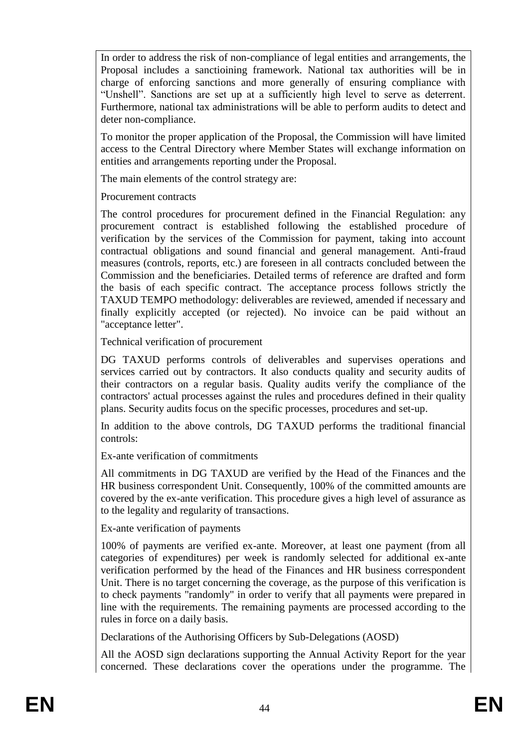In order to address the risk of non-compliance of legal entities and arrangements, the Proposal includes a sanctioining framework. National tax authorities will be in charge of enforcing sanctions and more generally of ensuring compliance with "Unshell". Sanctions are set up at a sufficiently high level to serve as deterrent. Furthermore, national tax administrations will be able to perform audits to detect and deter non-compliance.

To monitor the proper application of the Proposal, the Commission will have limited access to the Central Directory where Member States will exchange information on entities and arrangements reporting under the Proposal.

The main elements of the control strategy are:

Procurement contracts

The control procedures for procurement defined in the Financial Regulation: any procurement contract is established following the established procedure of verification by the services of the Commission for payment, taking into account contractual obligations and sound financial and general management. Anti-fraud measures (controls, reports, etc.) are foreseen in all contracts concluded between the Commission and the beneficiaries. Detailed terms of reference are drafted and form the basis of each specific contract. The acceptance process follows strictly the TAXUD TEMPO methodology: deliverables are reviewed, amended if necessary and finally explicitly accepted (or rejected). No invoice can be paid without an "acceptance letter".

Technical verification of procurement

DG TAXUD performs controls of deliverables and supervises operations and services carried out by contractors. It also conducts quality and security audits of their contractors on a regular basis. Quality audits verify the compliance of the contractors' actual processes against the rules and procedures defined in their quality plans. Security audits focus on the specific processes, procedures and set-up.

In addition to the above controls, DG TAXUD performs the traditional financial controls:

Ex-ante verification of commitments

All commitments in DG TAXUD are verified by the Head of the Finances and the HR business correspondent Unit. Consequently, 100% of the committed amounts are covered by the ex-ante verification. This procedure gives a high level of assurance as to the legality and regularity of transactions.

Ex-ante verification of payments

100% of payments are verified ex-ante. Moreover, at least one payment (from all categories of expenditures) per week is randomly selected for additional ex-ante verification performed by the head of the Finances and HR business correspondent Unit. There is no target concerning the coverage, as the purpose of this verification is to check payments "randomly" in order to verify that all payments were prepared in line with the requirements. The remaining payments are processed according to the rules in force on a daily basis.

Declarations of the Authorising Officers by Sub-Delegations (AOSD)

All the AOSD sign declarations supporting the Annual Activity Report for the year concerned. These declarations cover the operations under the programme. The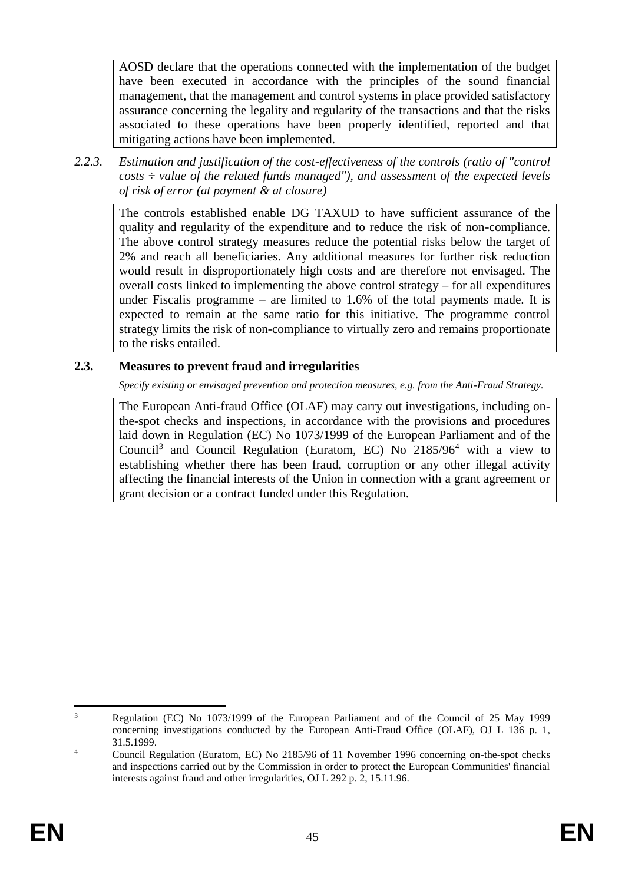AOSD declare that the operations connected with the implementation of the budget have been executed in accordance with the principles of the sound financial management, that the management and control systems in place provided satisfactory assurance concerning the legality and regularity of the transactions and that the risks associated to these operations have been properly identified, reported and that mitigating actions have been implemented.

*2.2.3. Estimation and justification of the cost-effectiveness of the controls (ratio of "control costs ÷ value of the related funds managed"), and assessment of the expected levels of risk of error (at payment & at closure)*

The controls established enable DG TAXUD to have sufficient assurance of the quality and regularity of the expenditure and to reduce the risk of non-compliance. The above control strategy measures reduce the potential risks below the target of 2% and reach all beneficiaries. Any additional measures for further risk reduction would result in disproportionately high costs and are therefore not envisaged. The overall costs linked to implementing the above control strategy – for all expenditures under Fiscalis programme – are limited to 1.6% of the total payments made. It is expected to remain at the same ratio for this initiative. The programme control strategy limits the risk of non-compliance to virtually zero and remains proportionate to the risks entailed.

### 2.3. Measures to prevent fraud and irregularities

*Specify existing or envisaged prevention and protection measures, e.g. from the Anti-Fraud Strategy.*

The European Anti-fraud Office (OLAF) may carry out investigations, including on-the-spot checks and inspections, in accordance with the provisions and procedures laid down in Regulation (EC) No 1073/1999 of the European Parliament and of the Council[3] and Council Regulation (Euratom, EC) No 2185/96[4] with a view to establishing whether there has been fraud, corruption or any other illegal activity affecting the financial interests of the Union in connection with a grant agreement or grant decision or a contract funded under this Regulation.

---

[3] Regulation (EC) No 1073/1999 of the European Parliament and of the Council of 25 May 1999 concerning investigations conducted by the European Anti-Fraud Office (OLAF), OJ L 136 p. 1, 31.5.1999.

[4] Council Regulation (Euratom, EC) No 2185/96 of 11 November 1996 concerning on-the-spot checks and inspections carried out by the Commission in order to protect the European Communities' financial interests against fraud and other irregularities, OJ L 292 p. 2, 15.11.96.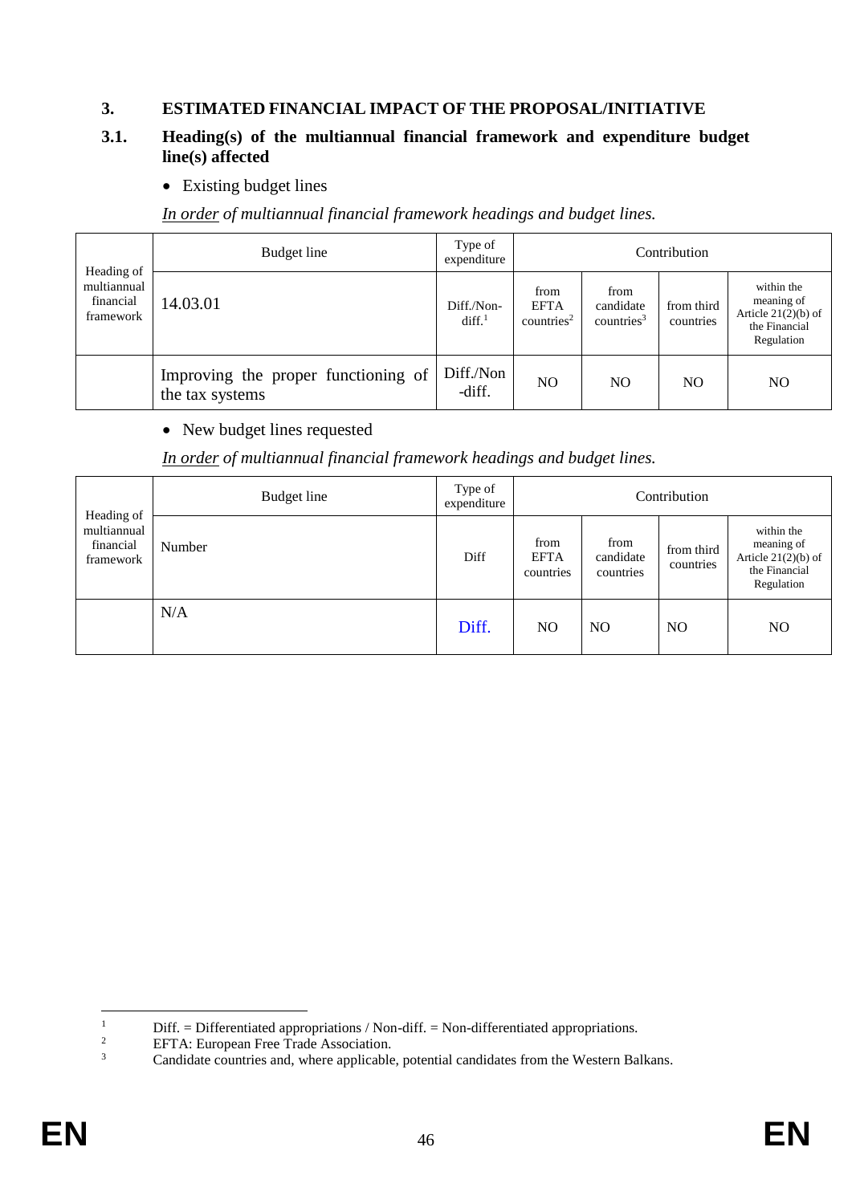## 3. ESTIMATED FINANCIAL IMPACT OF THE PROPOSAL/INITIATIVE

### 3.1. Heading(s) of the multiannual financial framework and expenditure budget line(s) affected

- Existing budget lines

*In order of multiannual financial framework headings and budget lines.*

| Heading of multiannual financial framework | Budget line | Type of expenditure | Contribution | | | |
|---|---|---|---|---|---|---|
| | 14.03.01 | Diff./Non-diff.[1] | from EFTA countries[2] | from candidate countries[3] | from third countries | within the meaning of Article 21(2)(b) of the Financial Regulation |
| | Improving the proper functioning of the tax systems | Diff./Non-diff. | NO | NO | NO | NO |

- New budget lines requested

*In order of multiannual financial framework headings and budget lines.*

| Heading of multiannual financial framework | Budget line | Type of expenditure | Contribution | | | |
|---|---|---|---|---|---|---|
| | Number | Diff | from EFTA countries | from candidate countries | from third countries | within the meaning of Article 21(2)(b) of the Financial Regulation |
| | N/A | Diff. | NO | NO | NO | NO |

[1] Diff. = Differentiated appropriations / Non-diff. = Non-differentiated appropriations.

[2] EFTA: European Free Trade Association.

[3] Candidate countries and, where applicable, potential candidates from the Western Balkans.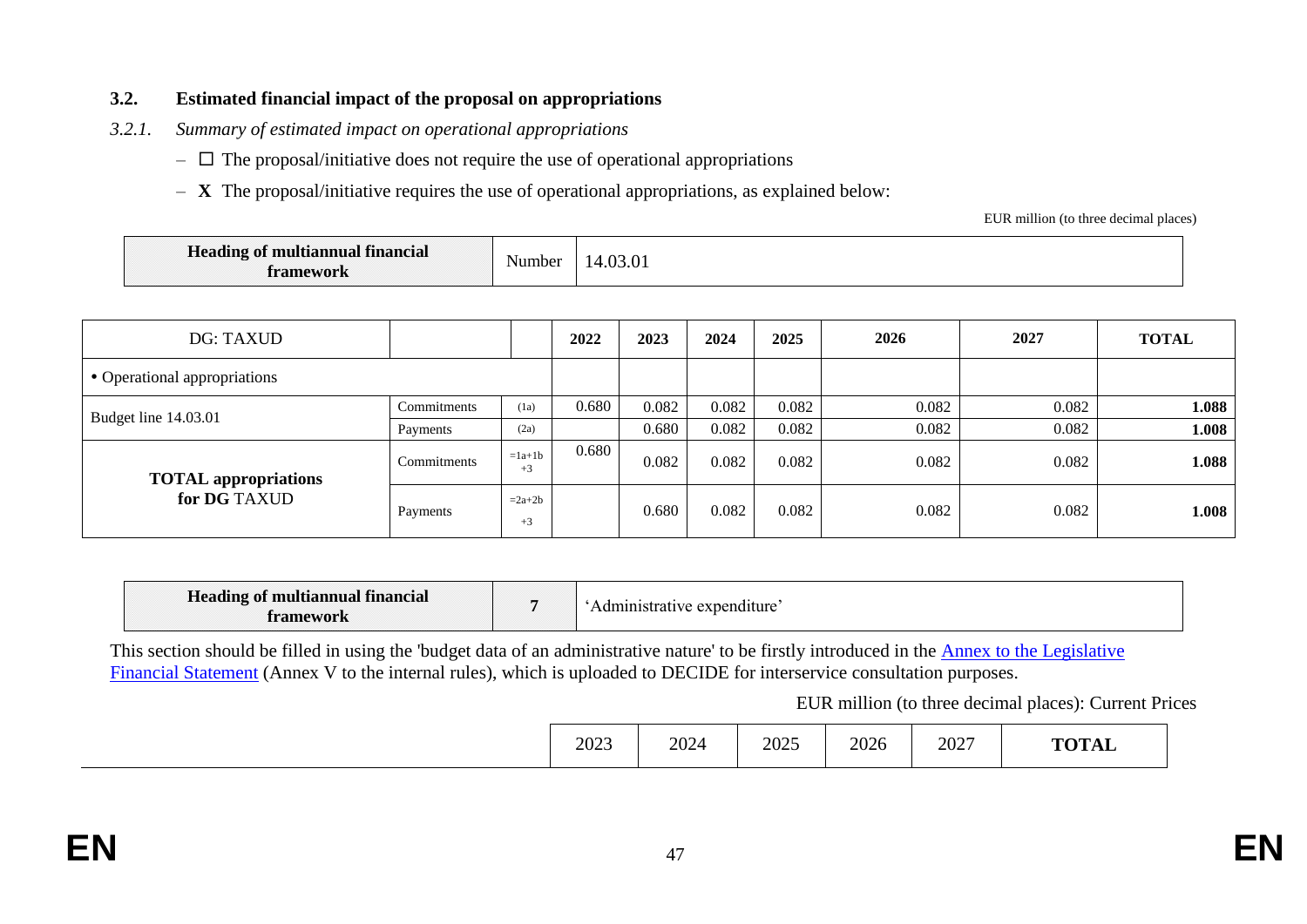### 3.2. Estimated financial impact of the proposal on appropriations

#### *3.2.1. Summary of estimated impact on operational appropriations*

- ☐ The proposal/initiative does not require the use of operational appropriations
- **X** The proposal/initiative requires the use of operational appropriations, as explained below:

EUR million (to three decimal places)

| **Heading of multiannual financial framework** | Number | 14.03.01 |
|---|---|---|

| DG: TAXUD | | | **2022** | **2023** | **2024** | **2025** | **2026** | **2027** | **TOTAL** |
|---|---|---|---|---|---|---|---|---|---|
| • Operational appropriations | | | | | | | | | |
| Budget line 14.03.01 | Commitments | (1a) | 0.680 | 0.082 | 0.082 | 0.082 | 0.082 | 0.082 | **1.088** |
| | Payments | (2a) | | 0.680 | 0.082 | 0.082 | 0.082 | 0.082 | **1.008** |
| **TOTAL appropriations for DG** TAXUD | Commitments | =1a+1b +3 | 0.680 | 0.082 | 0.082 | 0.082 | 0.082 | 0.082 | **1.088** |
| | Payments | =2a+2b +3 | | 0.680 | 0.082 | 0.082 | 0.082 | 0.082 | **1.008** |

| **Heading of multiannual financial framework** | **7** | 'Administrative expenditure' |
|---|---|---|

This section should be filled in using the 'budget data of an administrative nature' to be firstly introduced in the [Annex to the Legislative Financial Statement](#) (Annex V to the internal rules), which is uploaded to DECIDE for interservice consultation purposes.

EUR million (to three decimal places): Current Prices

| | 2023 | 2024 | 2025 | 2026 | 2027 | **TOTAL** |
|---|---|---|---|---|---|---|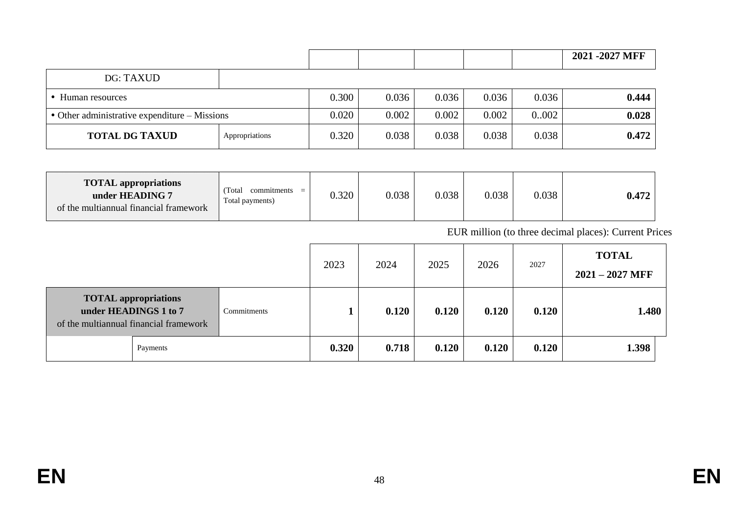| | | | | | | | 2021 -2027 MFF |
|---|---|---|---|---|---|---|---|
| DG: TAXUD | | | | | | | |
| • Human resources | | 0.300 | 0.036 | 0.036 | 0.036 | 0.036 | **0.444** |
| • Other administrative expenditure – Missions | | 0.020 | 0.002 | 0.002 | 0.002 | 0..002 | **0.028** |
| **TOTAL DG TAXUD** | Appropriations | 0.320 | 0.038 | 0.038 | 0.038 | 0.038 | **0.472** |

| **TOTAL appropriations under HEADING 7** of the multiannual financial framework | (Total commitments = Total payments) | 0.320 | 0.038 | 0.038 | 0.038 | 0.038 | **0.472** |
|---|---|---|---|---|---|---|---|

EUR million (to three decimal places): Current Prices

| | | 2023 | 2024 | 2025 | 2026 | 2027 | **TOTAL 2021 – 2027 MFF** |
|---|---|---|---|---|---|---|---|
| **TOTAL appropriations under HEADINGS 1 to 7** of the multiannual financial framework | Commitments | **1** | **0.120** | **0.120** | **0.120** | **0.120** | **1.480** |
| | Payments | **0.320** | **0.718** | **0.120** | **0.120** | **0.120** | **1.398** |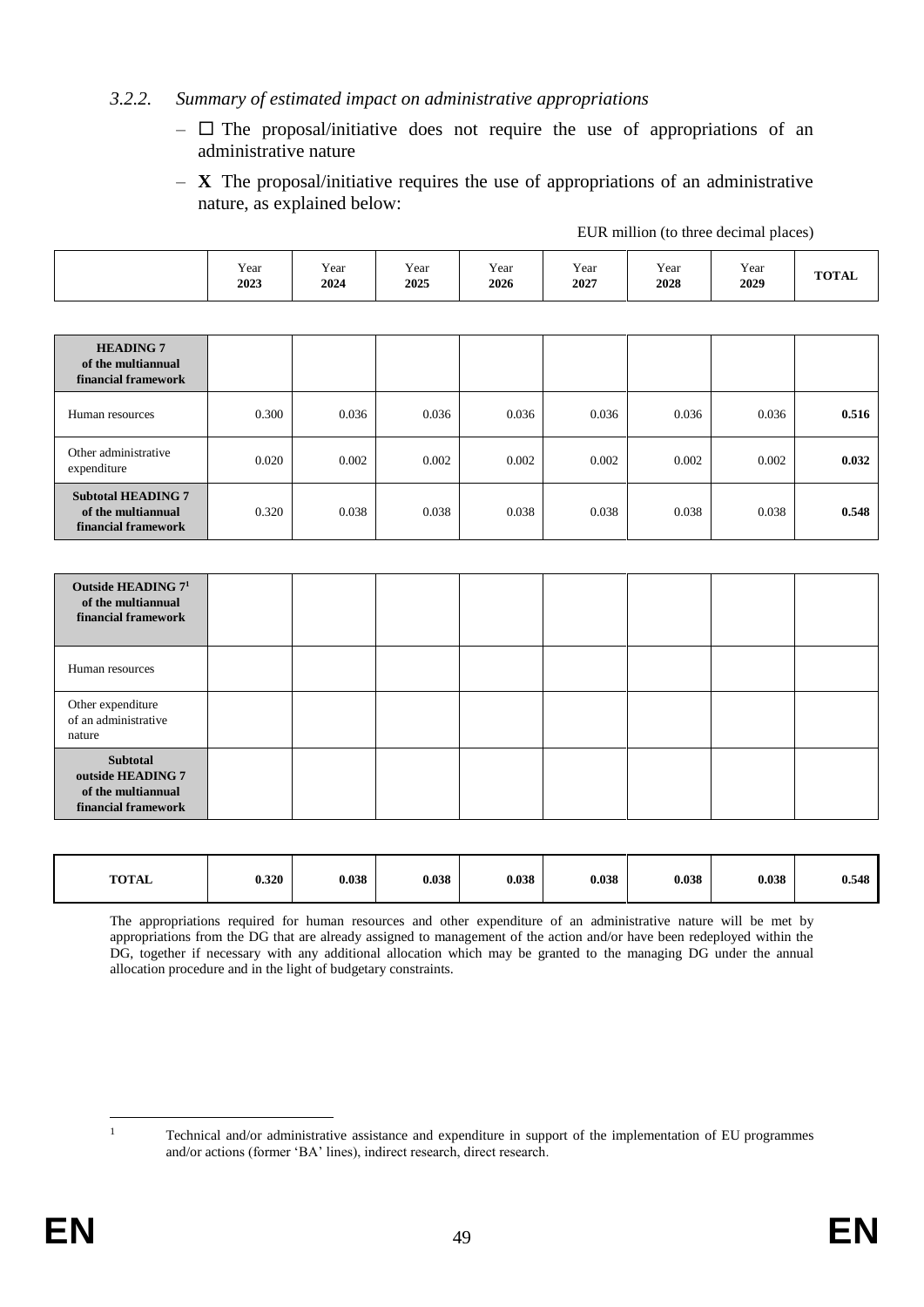### 3.2.2. *Summary of estimated impact on administrative appropriations*

– ☐ The proposal/initiative does not require the use of appropriations of an administrative nature

– **X** The proposal/initiative requires the use of appropriations of an administrative nature, as explained below:

EUR million (to three decimal places)

| | Year **2023** | Year **2024** | Year **2025** | Year **2026** | Year **2027** | Year **2028** | Year **2029** | **TOTAL** |
|---|---|---|---|---|---|---|---|---|
| **HEADING 7 of the multiannual financial framework** | | | | | | | | |
| Human resources | 0.300 | 0.036 | 0.036 | 0.036 | 0.036 | 0.036 | 0.036 | **0.516** |
| Other administrative expenditure | 0.020 | 0.002 | 0.002 | 0.002 | 0.002 | 0.002 | 0.002 | **0.032** |
| **Subtotal HEADING 7 of the multiannual financial framework** | 0.320 | 0.038 | 0.038 | 0.038 | 0.038 | 0.038 | 0.038 | **0.548** |
| **Outside HEADING 7[1] of the multiannual financial framework** | | | | | | | | |
| Human resources | | | | | | | | |
| Other expenditure of an administrative nature | | | | | | | | |
| **Subtotal outside HEADING 7 of the multiannual financial framework** | | | | | | | | |
| **TOTAL** | **0.320** | **0.038** | **0.038** | **0.038** | **0.038** | **0.038** | **0.038** | **0.548** |

The appropriations required for human resources and other expenditure of an administrative nature will be met by appropriations from the DG that are already assigned to management of the action and/or have been redeployed within the DG, together if necessary with any additional allocation which may be granted to the managing DG under the annual allocation procedure and in the light of budgetary constraints.

[1] Technical and/or administrative assistance and expenditure in support of the implementation of EU programmes and/or actions (former 'BA' lines), indirect research, direct research.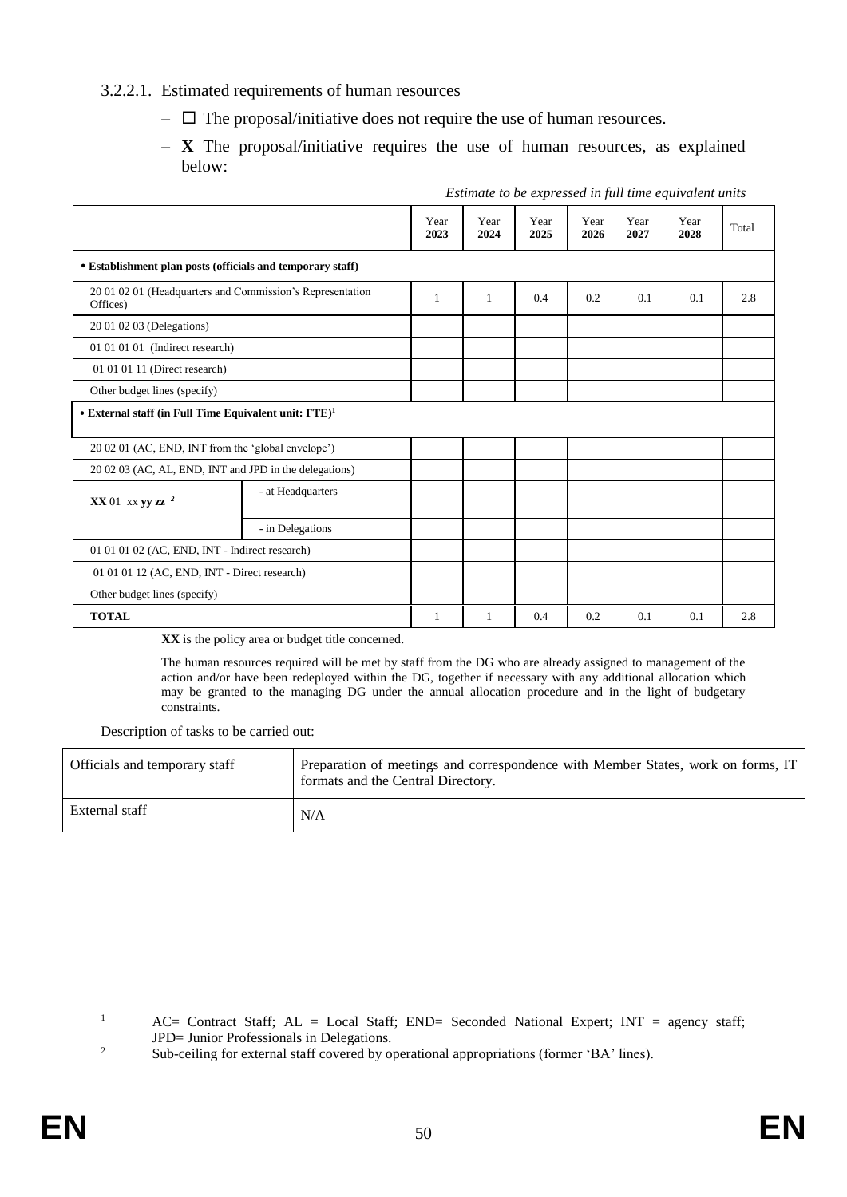#### 3.2.2.1. Estimated requirements of human resources

– ☐ The proposal/initiative does not require the use of human resources.

– **X** The proposal/initiative requires the use of human resources, as explained below:

*Estimate to be expressed in full time equivalent units*

| | | Year **2023** | Year **2024** | Year **2025** | Year **2026** | Year **2027** | Year **2028** | Total |
|---|---|---|---|---|---|---|---|---|
| **• Establishment plan posts (officials and temporary staff)** | | | | | | | | |
| 20 01 02 01 (Headquarters and Commission's Representation Offices) | | 1 | 1 | 0.4 | 0.2 | 0.1 | 0.1 | 2.8 |
| 20 01 02 03 (Delegations) | | | | | | | | |
| 01 01 01 01 (Indirect research) | | | | | | | | |
| 01 01 01 11 (Direct research) | | | | | | | | |
| Other budget lines (specify) | | | | | | | | |
| **• External staff (in Full Time Equivalent unit: FTE)**[1] | | | | | | | | |
| 20 02 01 (AC, END, INT from the 'global envelope') | | | | | | | | |
| 20 02 03 (AC, AL, END, INT and JPD in the delegations) | | | | | | | | |
| **XX** 01 xx **yy zz** [2] | - at Headquarters | | | | | | | |
| | - in Delegations | | | | | | | |
| 01 01 01 02 (AC, END, INT - Indirect research) | | | | | | | | |
| 01 01 01 12 (AC, END, INT - Direct research) | | | | | | | | |
| Other budget lines (specify) | | | | | | | | |
| **TOTAL** | | 1 | 1 | 0.4 | 0.2 | 0.1 | 0.1 | 2.8 |

**XX** is the policy area or budget title concerned.

The human resources required will be met by staff from the DG who are already assigned to management of the action and/or have been redeployed within the DG, together if necessary with any additional allocation which may be granted to the managing DG under the annual allocation procedure and in the light of budgetary constraints.

Description of tasks to be carried out:

| | |
|---|---|
| Officials and temporary staff | Preparation of meetings and correspondence with Member States, work on forms, IT formats and the Central Directory. |
| External staff | N/A |

[1] AC= Contract Staff; AL = Local Staff; END= Seconded National Expert; INT = agency staff; JPD= Junior Professionals in Delegations.

[2] Sub-ceiling for external staff covered by operational appropriations (former 'BA' lines).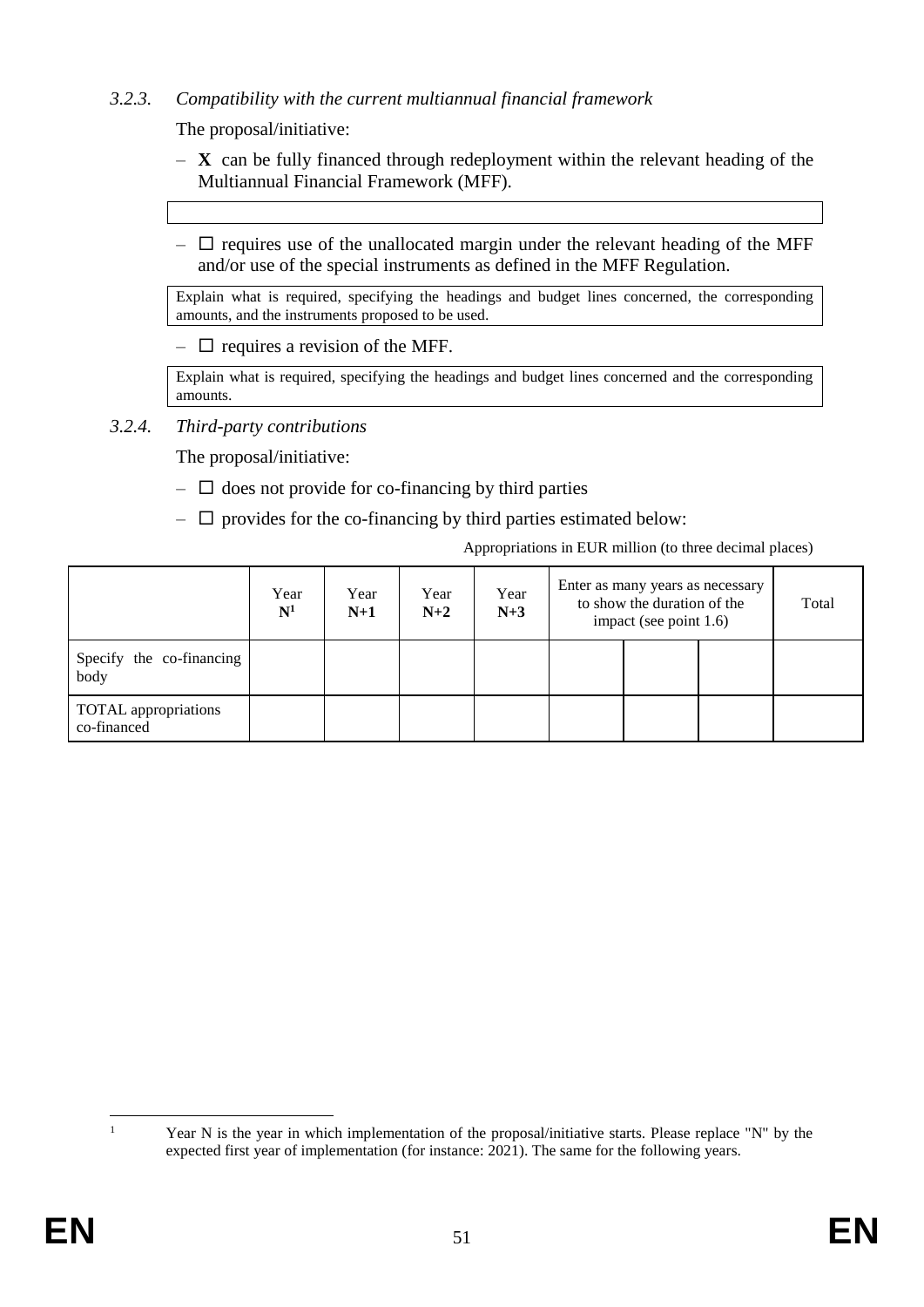### 3.2.3. *Compatibility with the current multiannual financial framework*

The proposal/initiative:

– **X** can be fully financed through redeployment within the relevant heading of the Multiannual Financial Framework (MFF).

– ☐ requires use of the unallocated margin under the relevant heading of the MFF and/or use of the special instruments as defined in the MFF Regulation.

Explain what is required, specifying the headings and budget lines concerned, the corresponding amounts, and the instruments proposed to be used.

– ☐ requires a revision of the MFF.

Explain what is required, specifying the headings and budget lines concerned and the corresponding amounts.

### 3.2.4. *Third-party contributions*

The proposal/initiative:

– ☐ does not provide for co-financing by third parties

– ☐ provides for the co-financing by third parties estimated below:

Appropriations in EUR million (to three decimal places)

| | Year **N**[1] | Year **N+1** | Year **N+2** | Year **N+3** | Enter as many years as necessary to show the duration of the impact (see point 1.6) | | | Total |
|---|---|---|---|---|---|---|---|---|
| Specify the co-financing body | | | | | | | | |
| TOTAL appropriations co-financed | | | | | | | | |

[1] Year N is the year in which implementation of the proposal/initiative starts. Please replace "N" by the expected first year of implementation (for instance: 2021). The same for the following years.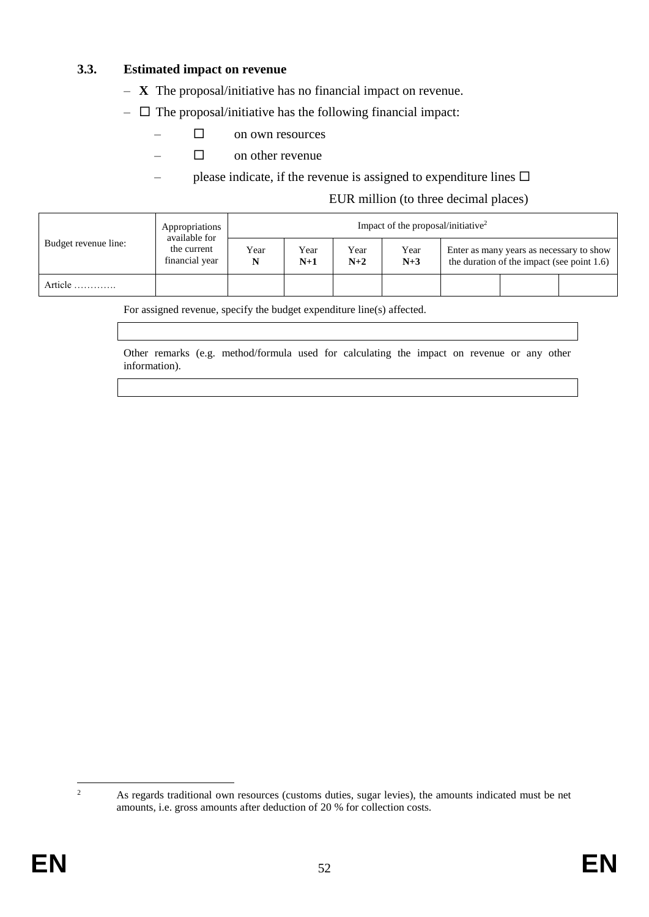### 3.3. Estimated impact on revenue

- **X** The proposal/initiative has no financial impact on revenue.
- ☐ The proposal/initiative has the following financial impact:
  - ☐ on own resources
  - ☐ on other revenue
  - please indicate, if the revenue is assigned to expenditure lines ☐

EUR million (to three decimal places)

| Budget revenue line: | Appropriations available for the current financial year | Impact of the proposal/initiative[2] | | | | | | |
|---|---|---|---|---|---|---|---|---|
| | | Year **N** | Year **N+1** | Year **N+2** | Year **N+3** | Enter as many years as necessary to show the duration of the impact (see point 1.6) | | |
| Article …………. | | | | | | | | |

For assigned revenue, specify the budget expenditure line(s) affected.

| |
|---|
| |

Other remarks (e.g. method/formula used for calculating the impact on revenue or any other information).

| |
|---|
| |

---

[2] As regards traditional own resources (customs duties, sugar levies), the amounts indicated must be net amounts, i.e. gross amounts after deduction of 20 % for collection costs.